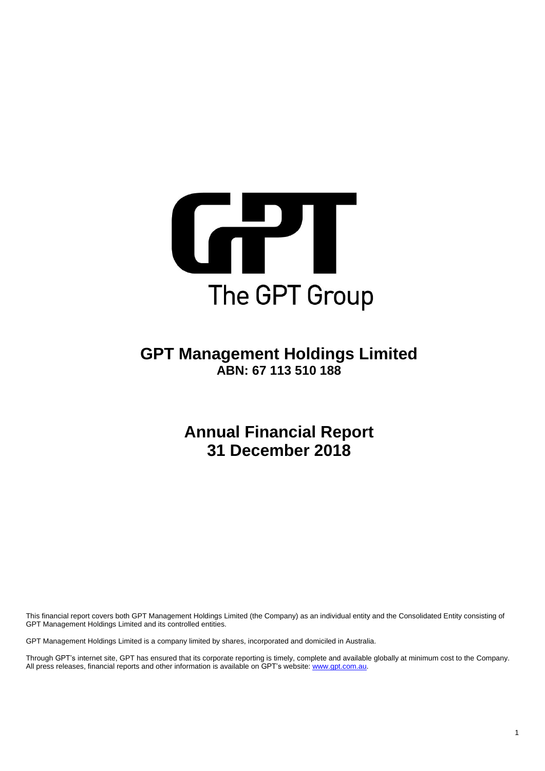The GPT Group

# GPT Management Holdings Limited

**ABN: 67 113 510 188**

# Annual Financial Report
# 31 December 2018

This financial report covers both GPT Management Holdings Limited (the Company) as an individual entity and the Consolidated Entity consisting of GPT Management Holdings Limited and its controlled entities.

GPT Management Holdings Limited is a company limited by shares, incorporated and domiciled in Australia.

Through GPT's internet site, GPT has ensured that its corporate reporting is timely, complete and available globally at minimum cost to the Company. All press releases, financial reports and other information is available on GPT's website: www.gpt.com.au.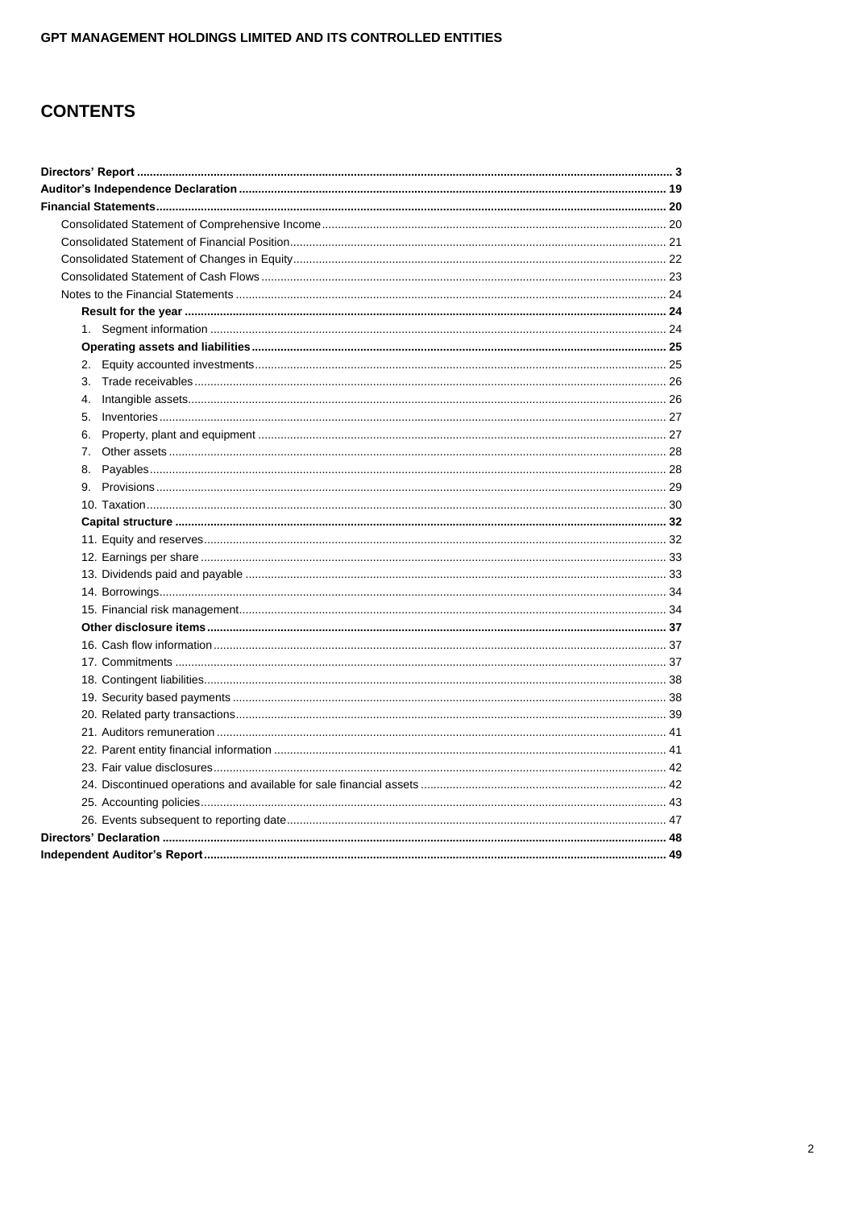# CONTENTS

**Directors' Report** .......... 3
**Auditor's Independence Declaration** .......... 19
**Financial Statements** .......... 20
- Consolidated Statement of Comprehensive Income .......... 20
- Consolidated Statement of Financial Position .......... 21
- Consolidated Statement of Changes in Equity .......... 22
- Consolidated Statement of Cash Flows .......... 23
- Notes to the Financial Statements .......... 24
  - **Result for the year** .......... 24
    1. Segment information .......... 24
  - **Operating assets and liabilities** .......... 25
    2. Equity accounted investments .......... 25
    3. Trade receivables .......... 26
    4. Intangible assets .......... 26
    5. Inventories .......... 27
    6. Property, plant and equipment .......... 27
    7. Other assets .......... 28
    8. Payables .......... 28
    9. Provisions .......... 29
    10. Taxation .......... 30
  - **Capital structure** .......... 32
    11. Equity and reserves .......... 32
    12. Earnings per share .......... 33
    13. Dividends paid and payable .......... 33
    14. Borrowings .......... 34
    15. Financial risk management .......... 34
  - **Other disclosure items** .......... 37
    16. Cash flow information .......... 37
    17. Commitments .......... 37
    18. Contingent liabilities .......... 38
    19. Security based payments .......... 38
    20. Related party transactions .......... 39
    21. Auditors remuneration .......... 41
    22. Parent entity financial information .......... 41
    23. Fair value disclosures .......... 42
    24. Discontinued operations and available for sale financial assets .......... 42
    25. Accounting policies .......... 43
    26. Events subsequent to reporting date .......... 47

**Directors' Declaration** .......... 48
**Independent Auditor's Report** .......... 49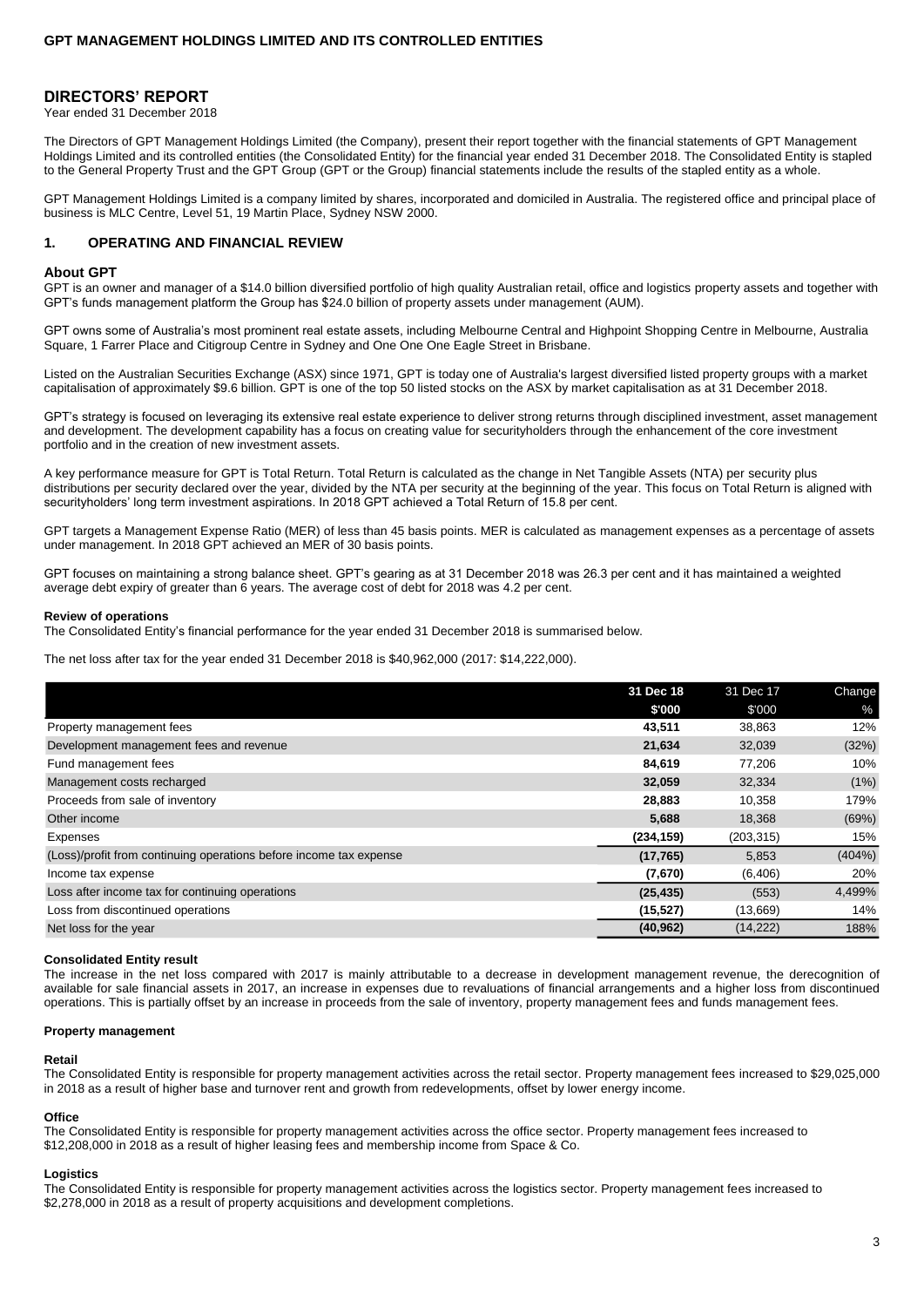# DIRECTORS' REPORT

Year ended 31 December 2018

The Directors of GPT Management Holdings Limited (the Company), present their report together with the financial statements of GPT Management Holdings Limited and its controlled entities (the Consolidated Entity) for the financial year ended 31 December 2018. The Consolidated Entity is stapled to the General Property Trust and the GPT Group (GPT or the Group) financial statements include the results of the stapled entity as a whole.

GPT Management Holdings Limited is a company limited by shares, incorporated and domiciled in Australia. The registered office and principal place of business is MLC Centre, Level 51, 19 Martin Place, Sydney NSW 2000.

## 1. OPERATING AND FINANCIAL REVIEW

### About GPT

GPT is an owner and manager of a $14.0 billion diversified portfolio of high quality Australian retail, office and logistics property assets and together with GPT's funds management platform the Group has $24.0 billion of property assets under management (AUM).

GPT owns some of Australia's most prominent real estate assets, including Melbourne Central and Highpoint Shopping Centre in Melbourne, Australia Square, 1 Farrer Place and Citigroup Centre in Sydney and One One One Eagle Street in Brisbane.

Listed on the Australian Securities Exchange (ASX) since 1971, GPT is today one of Australia's largest diversified listed property groups with a market capitalisation of approximately $9.6 billion. GPT is one of the top 50 listed stocks on the ASX by market capitalisation as at 31 December 2018.

GPT's strategy is focused on leveraging its extensive real estate experience to deliver strong returns through disciplined investment, asset management and development. The development capability has a focus on creating value for securityholders through the enhancement of the core investment portfolio and in the creation of new investment assets.

A key performance measure for GPT is Total Return. Total Return is calculated as the change in Net Tangible Assets (NTA) per security plus distributions per security declared over the year, divided by the NTA per security at the beginning of the year. This focus on Total Return is aligned with securityholders' long term investment aspirations. In 2018 GPT achieved a Total Return of 15.8 per cent.

GPT targets a Management Expense Ratio (MER) of less than 45 basis points. MER is calculated as management expenses as a percentage of assets under management. In 2018 GPT achieved an MER of 30 basis points.

GPT focuses on maintaining a strong balance sheet. GPT's gearing as at 31 December 2018 was 26.3 per cent and it has maintained a weighted average debt expiry of greater than 6 years. The average cost of debt for 2018 was 4.2 per cent.

### Review of operations

The Consolidated Entity's financial performance for the year ended 31 December 2018 is summarised below.

The net loss after tax for the year ended 31 December 2018 is $40,962,000 (2017: $14,222,000).

| | 31 Dec 18 | 31 Dec 17 | Change |
|---|---|---|---|
| | $'000 | $'000 | % |
| Property management fees | **43,511** | 38,863 | 12% |
| Development management fees and revenue | **21,634** | 32,039 | (32%) |
| Fund management fees | **84,619** | 77,206 | 10% |
| Management costs recharged | **32,059** | 32,334 | (1%) |
| Proceeds from sale of inventory | **28,883** | 10,358 | 179% |
| Other income | **5,688** | 18,368 | (69%) |
| Expenses | **(234,159)** | (203,315) | 15% |
| (Loss)/profit from continuing operations before income tax expense | **(17,765)** | 5,853 | (404%) |
| Income tax expense | **(7,670)** | (6,406) | 20% |
| Loss after income tax for continuing operations | **(25,435)** | (553) | 4,499% |
| Loss from discontinued operations | **(15,527)** | (13,669) | 14% |
| Net loss for the year | **(40,962)** | (14,222) | 188% |

### Consolidated Entity result

The increase in the net loss compared with 2017 is mainly attributable to a decrease in development management revenue, the derecognition of available for sale financial assets in 2017, an increase in expenses due to revaluations of financial arrangements and a higher loss from discontinued operations. This is partially offset by an increase in proceeds from the sale of inventory, property management fees and funds management fees.

### Property management

#### Retail

The Consolidated Entity is responsible for property management activities across the retail sector. Property management fees increased to $29,025,000 in 2018 as a result of higher base and turnover rent and growth from redevelopments, offset by lower energy income.

#### Office

The Consolidated Entity is responsible for property management activities across the office sector. Property management fees increased to $12,208,000 in 2018 as a result of higher leasing fees and membership income from Space & Co.

#### Logistics

The Consolidated Entity is responsible for property management activities across the logistics sector. Property management fees increased to $2,278,000 in 2018 as a result of property acquisitions and development completions.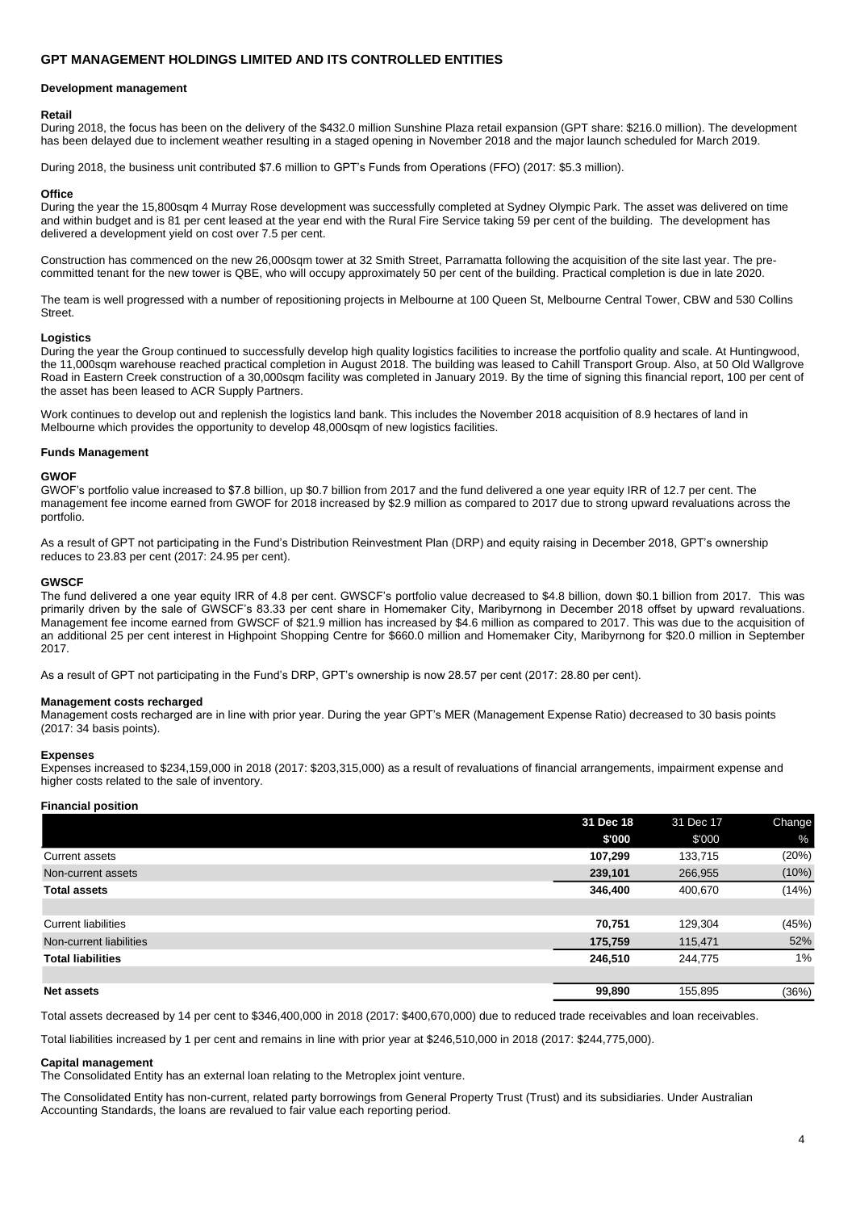## GPT MANAGEMENT HOLDINGS LIMITED AND ITS CONTROLLED ENTITIES

### Development management

**Retail**

During 2018, the focus has been on the delivery of the $432.0 million Sunshine Plaza retail expansion (GPT share: $216.0 million). The development has been delayed due to inclement weather resulting in a staged opening in November 2018 and the major launch scheduled for March 2019.

During 2018, the business unit contributed $7.6 million to GPT's Funds from Operations (FFO) (2017: $5.3 million).

**Office**

During the year the 15,800sqm 4 Murray Rose development was successfully completed at Sydney Olympic Park. The asset was delivered on time and within budget and is 81 per cent leased at the year end with the Rural Fire Service taking 59 per cent of the building. The development has delivered a development yield on cost over 7.5 per cent.

Construction has commenced on the new 26,000sqm tower at 32 Smith Street, Parramatta following the acquisition of the site last year. The pre-committed tenant for the new tower is QBE, who will occupy approximately 50 per cent of the building. Practical completion is due in late 2020.

The team is well progressed with a number of repositioning projects in Melbourne at 100 Queen St, Melbourne Central Tower, CBW and 530 Collins Street.

**Logistics**

During the year the Group continued to successfully develop high quality logistics facilities to increase the portfolio quality and scale. At Huntingwood, the 11,000sqm warehouse reached practical completion in August 2018. The building was leased to Cahill Transport Group. Also, at 50 Old Wallgrove Road in Eastern Creek construction of a 30,000sqm facility was completed in January 2019. By the time of signing this financial report, 100 per cent of the asset has been leased to ACR Supply Partners.

Work continues to develop out and replenish the logistics land bank. This includes the November 2018 acquisition of 8.9 hectares of land in Melbourne which provides the opportunity to develop 48,000sqm of new logistics facilities.

### Funds Management

**GWOF**

GWOF's portfolio value increased to $7.8 billion, up $0.7 billion from 2017 and the fund delivered a one year equity IRR of 12.7 per cent. The management fee income earned from GWOF for 2018 increased by $2.9 million as compared to 2017 due to strong upward revaluations across the portfolio.

As a result of GPT not participating in the Fund's Distribution Reinvestment Plan (DRP) and equity raising in December 2018, GPT's ownership reduces to 23.83 per cent (2017: 24.95 per cent).

**GWSCF**

The fund delivered a one year equity IRR of 4.8 per cent. GWSCF's portfolio value decreased to $4.8 billion, down $0.1 billion from 2017. This was primarily driven by the sale of GWSCF's 83.33 per cent share in Homemaker City, Maribyrnong in December 2018 offset by upward revaluations. Management fee income earned from GWSCF of $21.9 million has increased by $4.6 million as compared to 2017. This was due to the acquisition of an additional 25 per cent interest in Highpoint Shopping Centre for $660.0 million and Homemaker City, Maribyrnong for $20.0 million in September 2017.

As a result of GPT not participating in the Fund's DRP, GPT's ownership is now 28.57 per cent (2017: 28.80 per cent).

**Management costs recharged**

Management costs recharged are in line with prior year. During the year GPT's MER (Management Expense Ratio) decreased to 30 basis points (2017: 34 basis points).

**Expenses**

Expenses increased to $234,159,000 in 2018 (2017: $203,315,000) as a result of revaluations of financial arrangements, impairment expense and higher costs related to the sale of inventory.

**Financial position**

| | 31 Dec 18 $'000 | 31 Dec 17 $'000 | Change % |
|---|---|---|---|
| Current assets | **107,299** | 133,715 | (20%) |
| Non-current assets | **239,101** | 266,955 | (10%) |
| **Total assets** | **346,400** | 400,670 | (14%) |
| | | | |
| Current liabilities | **70,751** | 129,304 | (45%) |
| Non-current liabilities | **175,759** | 115,471 | 52% |
| **Total liabilities** | **246,510** | 244,775 | 1% |
| | | | |
| **Net assets** | **99,890** | 155,895 | (36%) |

Total assets decreased by 14 per cent to $346,400,000 in 2018 (2017: $400,670,000) due to reduced trade receivables and loan receivables.

Total liabilities increased by 1 per cent and remains in line with prior year at $246,510,000 in 2018 (2017: $244,775,000).

**Capital management**

The Consolidated Entity has an external loan relating to the Metroplex joint venture.

The Consolidated Entity has non-current, related party borrowings from General Property Trust (Trust) and its subsidiaries. Under Australian Accounting Standards, the loans are revalued to fair value each reporting period.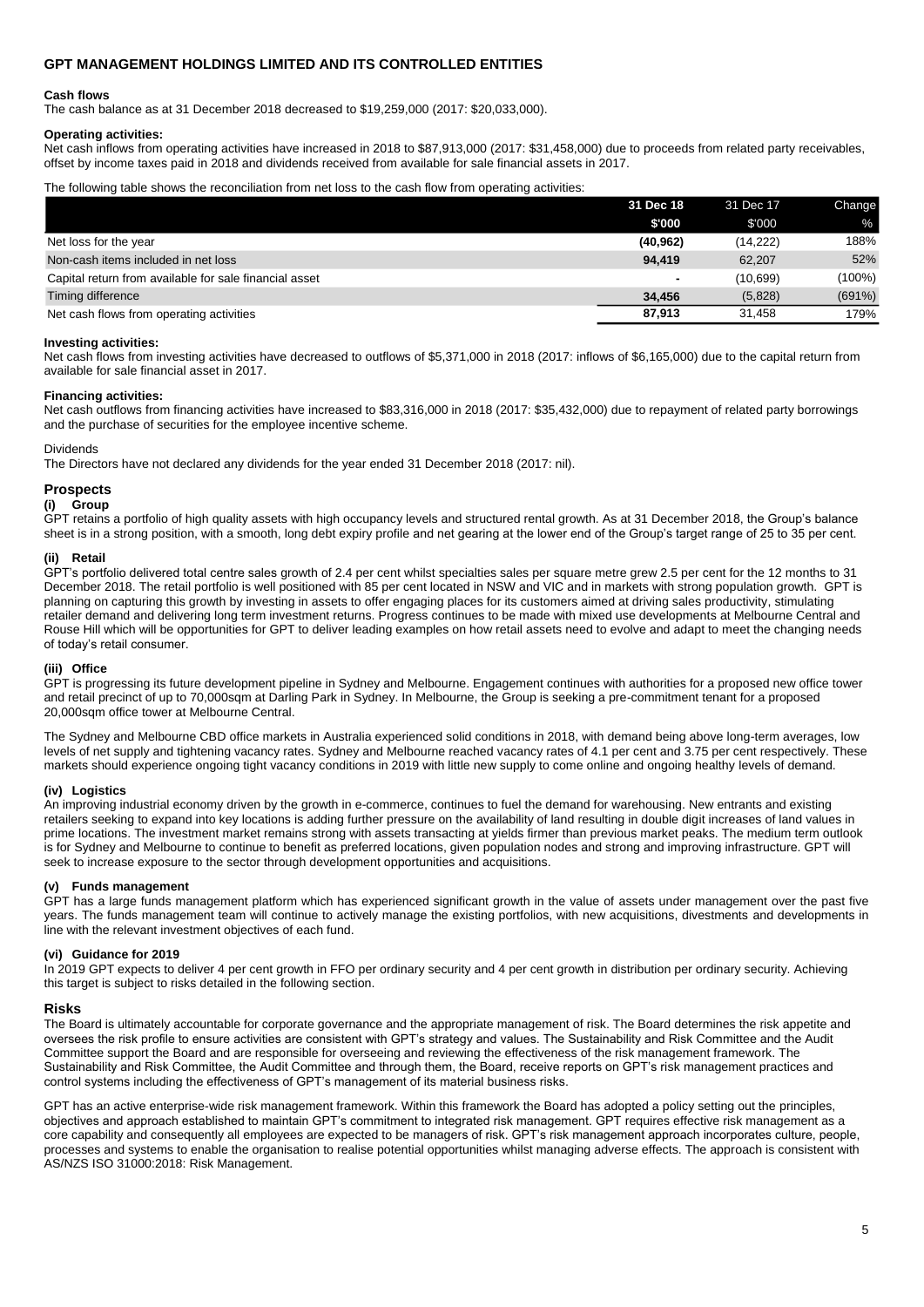# GPT MANAGEMENT HOLDINGS LIMITED AND ITS CONTROLLED ENTITIES

**Cash flows**

The cash balance as at 31 December 2018 decreased to $19,259,000 (2017: $20,033,000).

**Operating activities:**

Net cash inflows from operating activities have increased in 2018 to $87,913,000 (2017: $31,458,000) due to proceeds from related party receivables, offset by income taxes paid in 2018 and dividends received from available for sale financial assets in 2017.

The following table shows the reconciliation from net loss to the cash flow from operating activities:

| | 31 Dec 18 | 31 Dec 17 | Change |
|---|---|---|---|
| | $'000 | $'000 | % |
| Net loss for the year | (40,962) | (14,222) | 188% |
| Non-cash items included in net loss | 94,419 | 62,207 | 52% |
| Capital return from available for sale financial asset | - | (10,699) | (100%) |
| Timing difference | 34,456 | (5,828) | (691%) |
| Net cash flows from operating activities | 87,913 | 31,458 | 179% |

**Investing activities:**

Net cash flows from investing activities have decreased to outflows of $5,371,000 in 2018 (2017: inflows of $6,165,000) due to the capital return from available for sale financial asset in 2017.

**Financing activities:**

Net cash outflows from financing activities have increased to $83,316,000 in 2018 (2017: $35,432,000) due to repayment of related party borrowings and the purchase of securities for the employee incentive scheme.

Dividends

The Directors have not declared any dividends for the year ended 31 December 2018 (2017: nil).

## Prospects

**(i) Group**

GPT retains a portfolio of high quality assets with high occupancy levels and structured rental growth. As at 31 December 2018, the Group's balance sheet is in a strong position, with a smooth, long debt expiry profile and net gearing at the lower end of the Group's target range of 25 to 35 per cent.

**(ii) Retail**

GPT's portfolio delivered total centre sales growth of 2.4 per cent whilst specialties sales per square metre grew 2.5 per cent for the 12 months to 31 December 2018. The retail portfolio is well positioned with 85 per cent located in NSW and VIC and in markets with strong population growth. GPT is planning on capturing this growth by investing in assets to offer engaging places for its customers aimed at driving sales productivity, stimulating retailer demand and delivering long term investment returns. Progress continues to be made with mixed use developments at Melbourne Central and Rouse Hill which will be opportunities for GPT to deliver leading examples on how retail assets need to evolve and adapt to meet the changing needs of today's retail consumer.

**(iii) Office**

GPT is progressing its future development pipeline in Sydney and Melbourne. Engagement continues with authorities for a proposed new office tower and retail precinct of up to 70,000sqm at Darling Park in Sydney. In Melbourne, the Group is seeking a pre-commitment tenant for a proposed 20,000sqm office tower at Melbourne Central.

The Sydney and Melbourne CBD office markets in Australia experienced solid conditions in 2018, with demand being above long-term averages, low levels of net supply and tightening vacancy rates. Sydney and Melbourne reached vacancy rates of 4.1 per cent and 3.75 per cent respectively. These markets should experience ongoing tight vacancy conditions in 2019 with little new supply to come online and ongoing healthy levels of demand.

**(iv) Logistics**

An improving industrial economy driven by the growth in e-commerce, continues to fuel the demand for warehousing. New entrants and existing retailers seeking to expand into key locations is adding further pressure on the availability of land resulting in double digit increases of land values in prime locations. The investment market remains strong with assets transacting at yields firmer than previous market peaks. The medium term outlook is for Sydney and Melbourne to continue to benefit as preferred locations, given population nodes and strong and improving infrastructure. GPT will seek to increase exposure to the sector through development opportunities and acquisitions.

**(v) Funds management**

GPT has a large funds management platform which has experienced significant growth in the value of assets under management over the past five years. The funds management team will continue to actively manage the existing portfolios, with new acquisitions, divestments and developments in line with the relevant investment objectives of each fund.

**(vi) Guidance for 2019**

In 2019 GPT expects to deliver 4 per cent growth in FFO per ordinary security and 4 per cent growth in distribution per ordinary security. Achieving this target is subject to risks detailed in the following section.

## Risks

The Board is ultimately accountable for corporate governance and the appropriate management of risk. The Board determines the risk appetite and oversees the risk profile to ensure activities are consistent with GPT's strategy and values. The Sustainability and Risk Committee and the Audit Committee support the Board and are responsible for overseeing and reviewing the effectiveness of the risk management framework. The Sustainability and Risk Committee, the Audit Committee and through them, the Board, receive reports on GPT's risk management practices and control systems including the effectiveness of GPT's management of its material business risks.

GPT has an active enterprise-wide risk management framework. Within this framework the Board has adopted a policy setting out the principles, objectives and approach established to maintain GPT's commitment to integrated risk management. GPT requires effective risk management as a core capability and consequently all employees are expected to be managers of risk. GPT's risk management approach incorporates culture, people, processes and systems to enable the organisation to realise potential opportunities whilst managing adverse effects. The approach is consistent with AS/NZS ISO 31000:2018: Risk Management.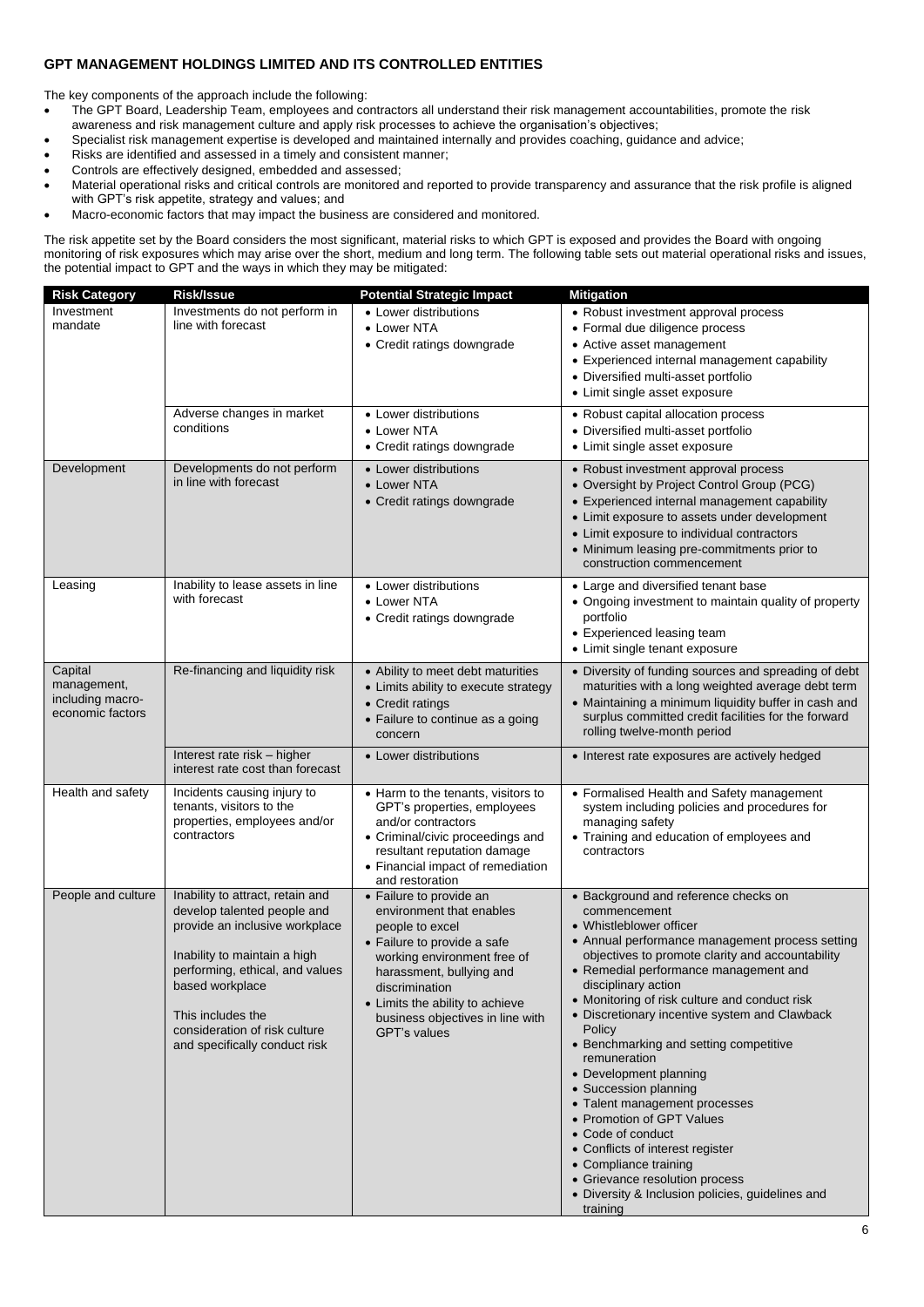## GPT MANAGEMENT HOLDINGS LIMITED AND ITS CONTROLLED ENTITIES

The key components of the approach include the following:

- The GPT Board, Leadership Team, employees and contractors all understand their risk management accountabilities, promote the risk awareness and risk management culture and apply risk processes to achieve the organisation's objectives;
- Specialist risk management expertise is developed and maintained internally and provides coaching, guidance and advice;
- Risks are identified and assessed in a timely and consistent manner;
- Controls are effectively designed, embedded and assessed;
- Material operational risks and critical controls are monitored and reported to provide transparency and assurance that the risk profile is aligned with GPT's risk appetite, strategy and values; and
- Macro-economic factors that may impact the business are considered and monitored.

The risk appetite set by the Board considers the most significant, material risks to which GPT is exposed and provides the Board with ongoing monitoring of risk exposures which may arise over the short, medium and long term. The following table sets out material operational risks and issues, the potential impact to GPT and the ways in which they may be mitigated:

| Risk Category | Risk/Issue | Potential Strategic Impact | Mitigation |
|---|---|---|---|
| Investment mandate | Investments do not perform in line with forecast | • Lower distributions<br>• Lower NTA<br>• Credit ratings downgrade | • Robust investment approval process<br>• Formal due diligence process<br>• Active asset management<br>• Experienced internal management capability<br>• Diversified multi-asset portfolio<br>• Limit single asset exposure |
| | Adverse changes in market conditions | • Lower distributions<br>• Lower NTA<br>• Credit ratings downgrade | • Robust capital allocation process<br>• Diversified multi-asset portfolio<br>• Limit single asset exposure |
| Development | Developments do not perform in line with forecast | • Lower distributions<br>• Lower NTA<br>• Credit ratings downgrade | • Robust investment approval process<br>• Oversight by Project Control Group (PCG)<br>• Experienced internal management capability<br>• Limit exposure to assets under development<br>• Limit exposure to individual contractors<br>• Minimum leasing pre-commitments prior to construction commencement |
| Leasing | Inability to lease assets in line with forecast | • Lower distributions<br>• Lower NTA<br>• Credit ratings downgrade | • Large and diversified tenant base<br>• Ongoing investment to maintain quality of property portfolio<br>• Experienced leasing team<br>• Limit single tenant exposure |
| Capital management, including macro-economic factors | Re-financing and liquidity risk | • Ability to meet debt maturities<br>• Limits ability to execute strategy<br>• Credit ratings<br>• Failure to continue as a going concern | • Diversity of funding sources and spreading of debt maturities with a long weighted average debt term<br>• Maintaining a minimum liquidity buffer in cash and surplus committed credit facilities for the forward rolling twelve-month period |
| | Interest rate risk – higher interest rate cost than forecast | • Lower distributions | • Interest rate exposures are actively hedged |
| Health and safety | Incidents causing injury to tenants, visitors to the properties, employees and/or contractors | • Harm to the tenants, visitors to GPT's properties, employees and/or contractors<br>• Criminal/civic proceedings and resultant reputation damage<br>• Financial impact of remediation and restoration | • Formalised Health and Safety management system including policies and procedures for managing safety<br>• Training and education of employees and contractors |
| People and culture | Inability to attract, retain and develop talented people and provide an inclusive workplace<br><br>Inability to maintain a high performing, ethical, and values based workplace<br><br>This includes the consideration of risk culture and specifically conduct risk | • Failure to provide an environment that enables people to excel<br>• Failure to provide a safe working environment free of harassment, bullying and discrimination<br>• Limits the ability to achieve business objectives in line with GPT's values | • Background and reference checks on commencement<br>• Whistleblower officer<br>• Annual performance management process setting objectives to promote clarity and accountability<br>• Remedial performance management and disciplinary action<br>• Monitoring of risk culture and conduct risk<br>• Discretionary incentive system and Clawback Policy<br>• Benchmarking and setting competitive remuneration<br>• Development planning<br>• Succession planning<br>• Talent management processes<br>• Promotion of GPT Values<br>• Code of conduct<br>• Conflicts of interest register<br>• Compliance training<br>• Grievance resolution process<br>• Diversity & Inclusion policies, guidelines and training |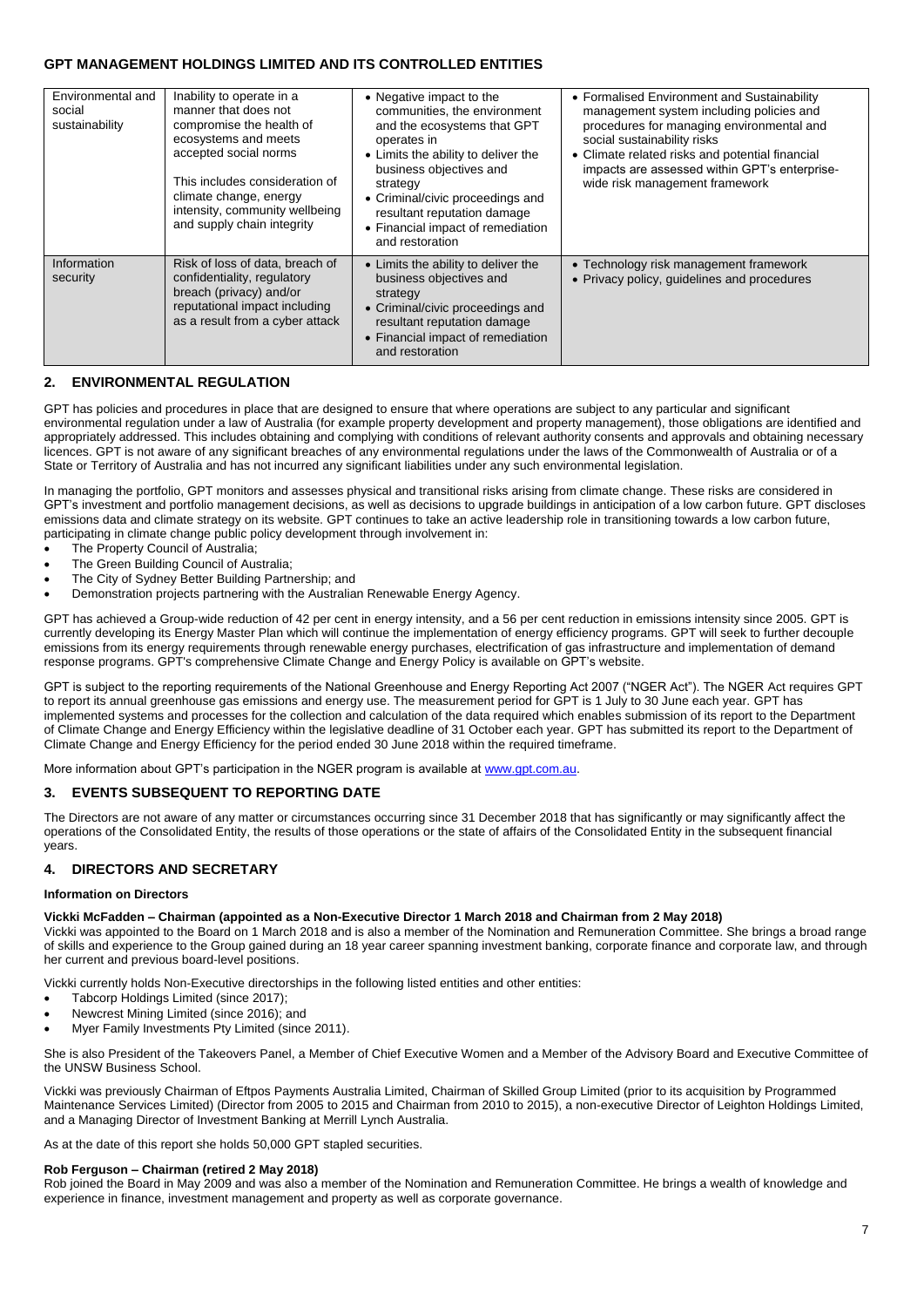| Environmental and social sustainability | Inability to operate in a manner that does not compromise the health of ecosystems and meets accepted social norms<br><br>This includes consideration of climate change, energy intensity, community wellbeing and supply chain integrity | • Negative impact to the communities, the environment and the ecosystems that GPT operates in<br>• Limits the ability to deliver the business objectives and strategy<br>• Criminal/civic proceedings and resultant reputation damage<br>• Financial impact of remediation and restoration | • Formalised Environment and Sustainability management system including policies and procedures for managing environmental and social sustainability risks<br>• Climate related risks and potential financial impacts are assessed within GPT's enterprise-wide risk management framework |
|---|---|---|---|
| Information security | Risk of loss of data, breach of confidentiality, regulatory breach (privacy) and/or reputational impact including as a result from a cyber attack | • Limits the ability to deliver the business objectives and strategy<br>• Criminal/civic proceedings and resultant reputation damage<br>• Financial impact of remediation and restoration | • Technology risk management framework<br>• Privacy policy, guidelines and procedures |

## 2. ENVIRONMENTAL REGULATION

GPT has policies and procedures in place that are designed to ensure that where operations are subject to any particular and significant environmental regulation under a law of Australia (for example property development and property management), those obligations are identified and appropriately addressed. This includes obtaining and complying with conditions of relevant authority consents and approvals and obtaining necessary licences. GPT is not aware of any significant breaches of any environmental regulations under the laws of the Commonwealth of Australia or of a State or Territory of Australia and has not incurred any significant liabilities under any such environmental legislation.

In managing the portfolio, GPT monitors and assesses physical and transitional risks arising from climate change. These risks are considered in GPT's investment and portfolio management decisions, as well as decisions to upgrade buildings in anticipation of a low carbon future. GPT discloses emissions data and climate strategy on its website. GPT continues to take an active leadership role in transitioning towards a low carbon future, participating in climate change public policy development through involvement in:

- The Property Council of Australia;
- The Green Building Council of Australia;
- The City of Sydney Better Building Partnership; and
- Demonstration projects partnering with the Australian Renewable Energy Agency.

GPT has achieved a Group-wide reduction of 42 per cent in energy intensity, and a 56 per cent reduction in emissions intensity since 2005. GPT is currently developing its Energy Master Plan which will continue the implementation of energy efficiency programs. GPT will seek to further decouple emissions from its energy requirements through renewable energy purchases, electrification of gas infrastructure and implementation of demand response programs. GPT's comprehensive Climate Change and Energy Policy is available on GPT's website.

GPT is subject to the reporting requirements of the National Greenhouse and Energy Reporting Act 2007 ("NGER Act"). The NGER Act requires GPT to report its annual greenhouse gas emissions and energy use. The measurement period for GPT is 1 July to 30 June each year. GPT has implemented systems and processes for the collection and calculation of the data required which enables submission of its report to the Department of Climate Change and Energy Efficiency within the legislative deadline of 31 October each year. GPT has submitted its report to the Department of Climate Change and Energy Efficiency for the period ended 30 June 2018 within the required timeframe.

More information about GPT's participation in the NGER program is available at www.gpt.com.au.

## 3. EVENTS SUBSEQUENT TO REPORTING DATE

The Directors are not aware of any matter or circumstances occurring since 31 December 2018 that has significantly or may significantly affect the operations of the Consolidated Entity, the results of those operations or the state of affairs of the Consolidated Entity in the subsequent financial years.

## 4. DIRECTORS AND SECRETARY

**Information on Directors**

**Vickki McFadden – Chairman (appointed as a Non-Executive Director 1 March 2018 and Chairman from 2 May 2018)**

Vickki was appointed to the Board on 1 March 2018 and is also a member of the Nomination and Remuneration Committee. She brings a broad range of skills and experience to the Group gained during an 18 year career spanning investment banking, corporate finance and corporate law, and through her current and previous board-level positions.

Vickki currently holds Non-Executive directorships in the following listed entities and other entities:

- Tabcorp Holdings Limited (since 2017);
- Newcrest Mining Limited (since 2016); and
- Myer Family Investments Pty Limited (since 2011).

She is also President of the Takeovers Panel, a Member of Chief Executive Women and a Member of the Advisory Board and Executive Committee of the UNSW Business School.

Vickki was previously Chairman of Eftpos Payments Australia Limited, Chairman of Skilled Group Limited (prior to its acquisition by Programmed Maintenance Services Limited) (Director from 2005 to 2015 and Chairman from 2010 to 2015), a non-executive Director of Leighton Holdings Limited, and a Managing Director of Investment Banking at Merrill Lynch Australia.

As at the date of this report she holds 50,000 GPT stapled securities.

**Rob Ferguson – Chairman (retired 2 May 2018)**

Rob joined the Board in May 2009 and was also a member of the Nomination and Remuneration Committee. He brings a wealth of knowledge and experience in finance, investment management and property as well as corporate governance.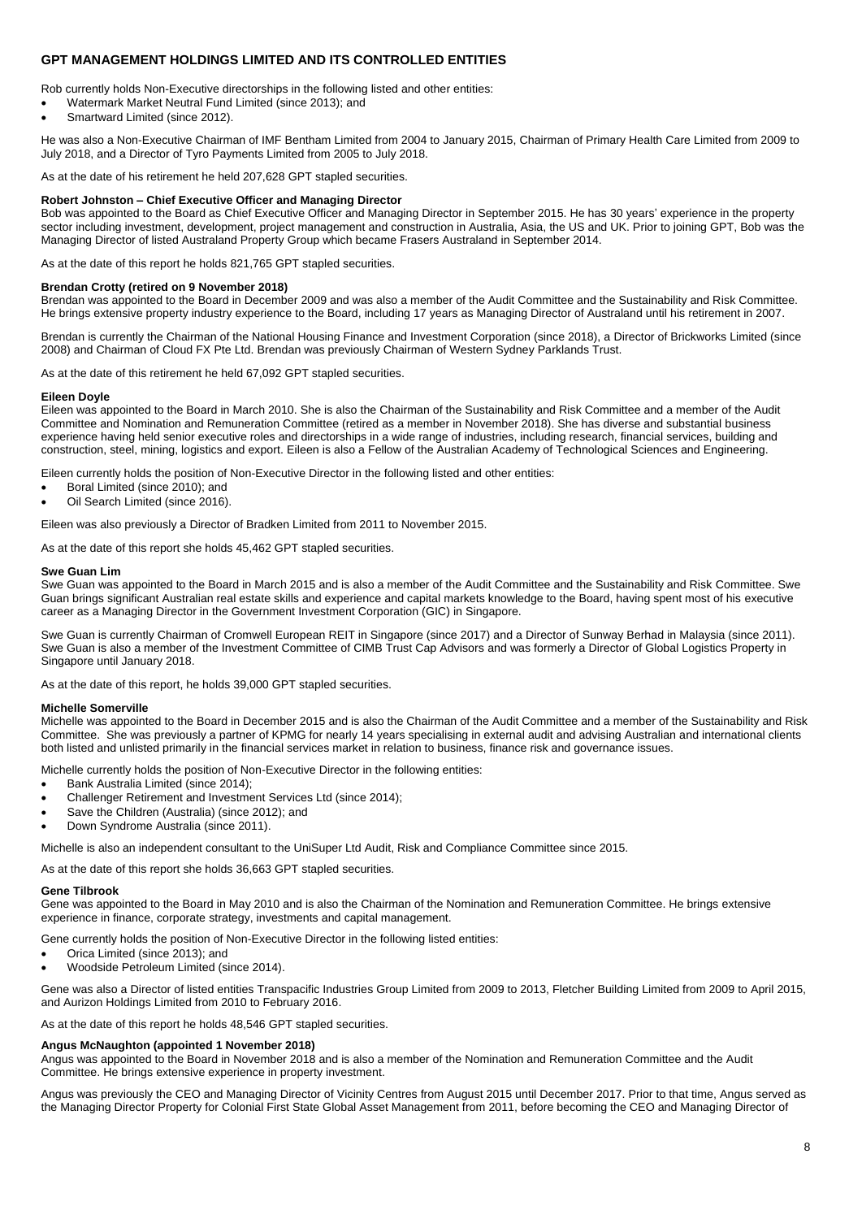Rob currently holds Non-Executive directorships in the following listed and other entities:

- Watermark Market Neutral Fund Limited (since 2013); and
- Smartward Limited (since 2012).

He was also a Non-Executive Chairman of IMF Bentham Limited from 2004 to January 2015, Chairman of Primary Health Care Limited from 2009 to July 2018, and a Director of Tyro Payments Limited from 2005 to July 2018.

As at the date of his retirement he held 207,628 GPT stapled securities.

**Robert Johnston – Chief Executive Officer and Managing Director**

Bob was appointed to the Board as Chief Executive Officer and Managing Director in September 2015. He has 30 years' experience in the property sector including investment, development, project management and construction in Australia, Asia, the US and UK. Prior to joining GPT, Bob was the Managing Director of listed Australand Property Group which became Frasers Australand in September 2014.

As at the date of this report he holds 821,765 GPT stapled securities.

**Brendan Crotty (retired on 9 November 2018)**

Brendan was appointed to the Board in December 2009 and was also a member of the Audit Committee and the Sustainability and Risk Committee. He brings extensive property industry experience to the Board, including 17 years as Managing Director of Australand until his retirement in 2007.

Brendan is currently the Chairman of the National Housing Finance and Investment Corporation (since 2018), a Director of Brickworks Limited (since 2008) and Chairman of Cloud FX Pte Ltd. Brendan was previously Chairman of Western Sydney Parklands Trust.

As at the date of this retirement he held 67,092 GPT stapled securities.

**Eileen Doyle**

Eileen was appointed to the Board in March 2010. She is also the Chairman of the Sustainability and Risk Committee and a member of the Audit Committee and Nomination and Remuneration Committee (retired as a member in November 2018). She has diverse and substantial business experience having held senior executive roles and directorships in a wide range of industries, including research, financial services, building and construction, steel, mining, logistics and export. Eileen is also a Fellow of the Australian Academy of Technological Sciences and Engineering.

Eileen currently holds the position of Non-Executive Director in the following listed and other entities:

- Boral Limited (since 2010); and
- Oil Search Limited (since 2016).

Eileen was also previously a Director of Bradken Limited from 2011 to November 2015.

As at the date of this report she holds 45,462 GPT stapled securities.

**Swe Guan Lim**

Swe Guan was appointed to the Board in March 2015 and is also a member of the Audit Committee and the Sustainability and Risk Committee. Swe Guan brings significant Australian real estate skills and experience and capital markets knowledge to the Board, having spent most of his executive career as a Managing Director in the Government Investment Corporation (GIC) in Singapore.

Swe Guan is currently Chairman of Cromwell European REIT in Singapore (since 2017) and a Director of Sunway Berhad in Malaysia (since 2011). Swe Guan is also a member of the Investment Committee of CIMB Trust Cap Advisors and was formerly a Director of Global Logistics Property in Singapore until January 2018.

As at the date of this report, he holds 39,000 GPT stapled securities.

**Michelle Somerville**

Michelle was appointed to the Board in December 2015 and is also the Chairman of the Audit Committee and a member of the Sustainability and Risk Committee. She was previously a partner of KPMG for nearly 14 years specialising in external audit and advising Australian and international clients both listed and unlisted primarily in the financial services market in relation to business, finance risk and governance issues.

Michelle currently holds the position of Non-Executive Director in the following entities:

- Bank Australia Limited (since 2014);
- Challenger Retirement and Investment Services Ltd (since 2014);
- Save the Children (Australia) (since 2012); and
- Down Syndrome Australia (since 2011).

Michelle is also an independent consultant to the UniSuper Ltd Audit, Risk and Compliance Committee since 2015.

As at the date of this report she holds 36,663 GPT stapled securities.

**Gene Tilbrook**

Gene was appointed to the Board in May 2010 and is also the Chairman of the Nomination and Remuneration Committee. He brings extensive experience in finance, corporate strategy, investments and capital management.

Gene currently holds the position of Non-Executive Director in the following listed entities:

- Orica Limited (since 2013); and
- Woodside Petroleum Limited (since 2014).

Gene was also a Director of listed entities Transpacific Industries Group Limited from 2009 to 2013, Fletcher Building Limited from 2009 to April 2015, and Aurizon Holdings Limited from 2010 to February 2016.

As at the date of this report he holds 48,546 GPT stapled securities.

**Angus McNaughton (appointed 1 November 2018)**

Angus was appointed to the Board in November 2018 and is also a member of the Nomination and Remuneration Committee and the Audit Committee. He brings extensive experience in property investment.

Angus was previously the CEO and Managing Director of Vicinity Centres from August 2015 until December 2017. Prior to that time, Angus served as the Managing Director Property for Colonial First State Global Asset Management from 2011, before becoming the CEO and Managing Director of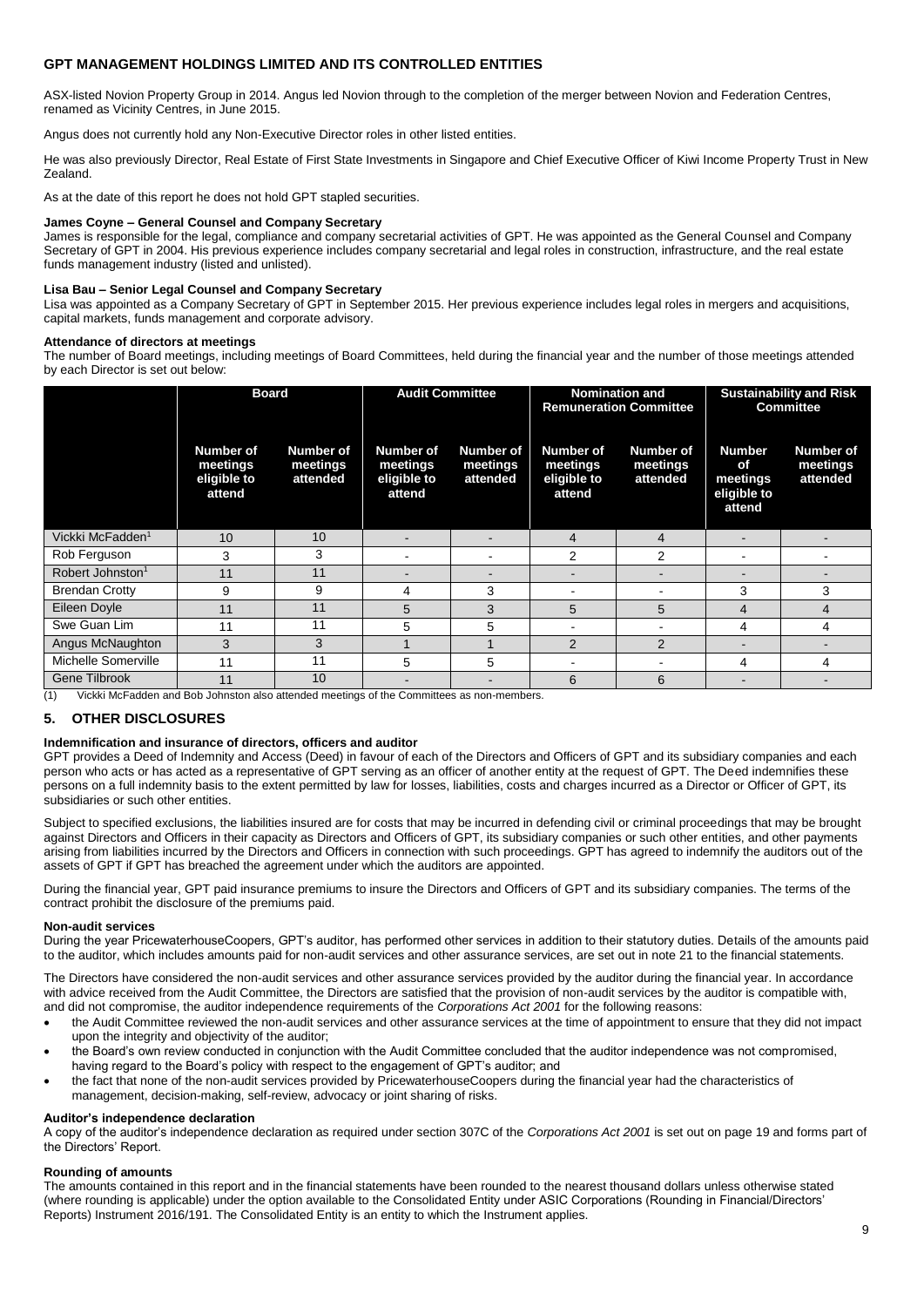## GPT MANAGEMENT HOLDINGS LIMITED AND ITS CONTROLLED ENTITIES

ASX-listed Novion Property Group in 2014. Angus led Novion through to the completion of the merger between Novion and Federation Centres, renamed as Vicinity Centres, in June 2015.

Angus does not currently hold any Non-Executive Director roles in other listed entities.

He was also previously Director, Real Estate of First State Investments in Singapore and Chief Executive Officer of Kiwi Income Property Trust in New Zealand.

As at the date of this report he does not hold GPT stapled securities.

**James Coyne – General Counsel and Company Secretary**
James is responsible for the legal, compliance and company secretarial activities of GPT. He was appointed as the General Counsel and Company Secretary of GPT in 2004. His previous experience includes company secretarial and legal roles in construction, infrastructure, and the real estate funds management industry (listed and unlisted).

**Lisa Bau – Senior Legal Counsel and Company Secretary**
Lisa was appointed as a Company Secretary of GPT in September 2015. Her previous experience includes legal roles in mergers and acquisitions, capital markets, funds management and corporate advisory.

**Attendance of directors at meetings**
The number of Board meetings, including meetings of Board Committees, held during the financial year and the number of those meetings attended by each Director is set out below:

| | Board | | Audit Committee | | Nomination and Remuneration Committee | | Sustainability and Risk Committee | |
|---|---|---|---|---|---|---|---|---|
| | Number of meetings eligible to attend | Number of meetings attended | Number of meetings eligible to attend | Number of meetings attended | Number of meetings eligible to attend | Number of meetings attended | Number of meetings eligible to attend | Number of meetings attended |
| Vickki McFadden[1] | 10 | 10 | - | - | 4 | 4 | - | - |
| Rob Ferguson | 3 | 3 | - | - | 2 | 2 | - | - |
| Robert Johnston[1] | 11 | 11 | - | - | - | - | - | - |
| Brendan Crotty | 9 | 9 | 4 | 3 | - | - | 3 | 3 |
| Eileen Doyle | 11 | 11 | 5 | 3 | 5 | 5 | 4 | 4 |
| Swe Guan Lim | 11 | 11 | 5 | 5 | - | - | 4 | 4 |
| Angus McNaughton | 3 | 3 | 1 | 1 | 2 | 2 | - | - |
| Michelle Somerville | 11 | 11 | 5 | 5 | - | - | 4 | 4 |
| Gene Tilbrook | 11 | 10 | - | - | 6 | 6 | - | - |

(1) Vickki McFadden and Bob Johnston also attended meetings of the Committees as non-members.

## 5. OTHER DISCLOSURES

**Indemnification and insurance of directors, officers and auditor**
GPT provides a Deed of Indemnity and Access (Deed) in favour of each of the Directors and Officers of GPT and its subsidiary companies and each person who acts or has acted as a representative of GPT serving as an officer of another entity at the request of GPT. The Deed indemnifies these persons on a full indemnity basis to the extent permitted by law for losses, liabilities, costs and charges incurred as a Director or Officer of GPT, its subsidiaries or such other entities.

Subject to specified exclusions, the liabilities insured are for costs that may be incurred in defending civil or criminal proceedings that may be brought against Directors and Officers in their capacity as Directors and Officers of GPT, its subsidiary companies or such other entities, and other payments arising from liabilities incurred by the Directors and Officers in connection with such proceedings. GPT has agreed to indemnify the auditors out of the assets of GPT if GPT has breached the agreement under which the auditors are appointed.

During the financial year, GPT paid insurance premiums to insure the Directors and Officers of GPT and its subsidiary companies. The terms of the contract prohibit the disclosure of the premiums paid.

**Non-audit services**
During the year PricewaterhouseCoopers, GPT's auditor, has performed other services in addition to their statutory duties. Details of the amounts paid to the auditor, which includes amounts paid for non-audit services and other assurance services, are set out in note 21 to the financial statements.

The Directors have considered the non-audit services and other assurance services provided by the auditor during the financial year. In accordance with advice received from the Audit Committee, the Directors are satisfied that the provision of non-audit services by the auditor is compatible with, and did not compromise, the auditor independence requirements of the *Corporations Act 2001* for the following reasons:

- the Audit Committee reviewed the non-audit services and other assurance services at the time of appointment to ensure that they did not impact upon the integrity and objectivity of the auditor;
- the Board's own review conducted in conjunction with the Audit Committee concluded that the auditor independence was not compromised, having regard to the Board's policy with respect to the engagement of GPT's auditor; and
- the fact that none of the non-audit services provided by PricewaterhouseCoopers during the financial year had the characteristics of management, decision-making, self-review, advocacy or joint sharing of risks.

**Auditor's independence declaration**
A copy of the auditor's independence declaration as required under section 307C of the *Corporations Act 2001* is set out on page 19 and forms part of the Directors' Report.

**Rounding of amounts**
The amounts contained in this report and in the financial statements have been rounded to the nearest thousand dollars unless otherwise stated (where rounding is applicable) under the option available to the Consolidated Entity under ASIC Corporations (Rounding in Financial/Directors' Reports) Instrument 2016/191. The Consolidated Entity is an entity to which the Instrument applies.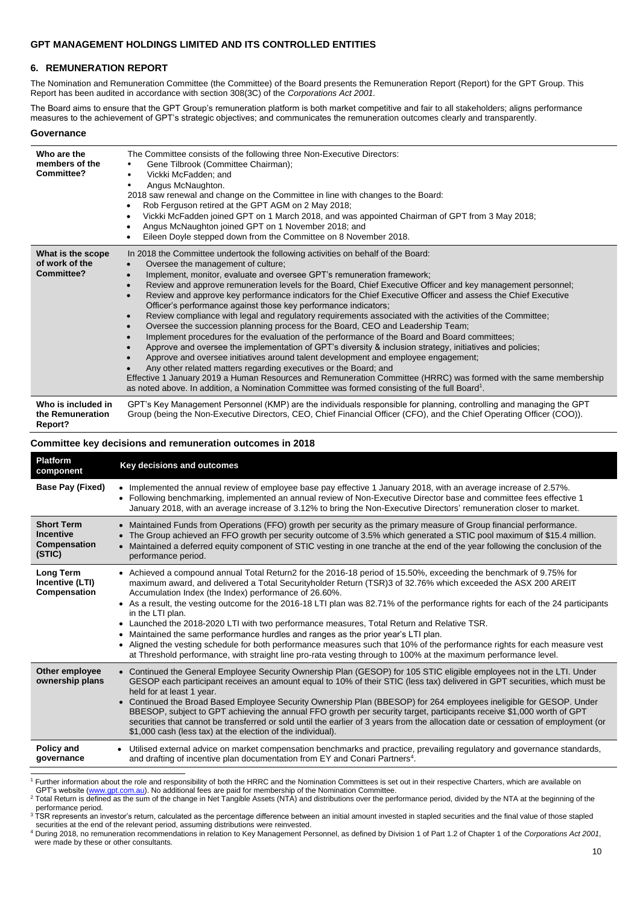**GPT MANAGEMENT HOLDINGS LIMITED AND ITS CONTROLLED ENTITIES**

## 6. REMUNERATION REPORT

The Nomination and Remuneration Committee (the Committee) of the Board presents the Remuneration Report (Report) for the GPT Group. This Report has been audited in accordance with section 308(3C) of the *Corporations Act 2001.*

The Board aims to ensure that the GPT Group's remuneration platform is both market competitive and fair to all stakeholders; aligns performance measures to the achievement of GPT's strategic objectives; and communicates the remuneration outcomes clearly and transparently.

### Governance

| | |
|---|---|
| **Who are the members of the Committee?** | The Committee consists of the following three Non-Executive Directors:<br>• Gene Tilbrook (Committee Chairman);<br>• Vickki McFadden; and<br>• Angus McNaughton.<br>2018 saw renewal and change on the Committee in line with changes to the Board:<br>• Rob Ferguson retired at the GPT AGM on 2 May 2018;<br>• Vickki McFadden joined GPT on 1 March 2018, and was appointed Chairman of GPT from 3 May 2018;<br>• Angus McNaughton joined GPT on 1 November 2018; and<br>• Eileen Doyle stepped down from the Committee on 8 November 2018. |
| **What is the scope of work of the Committee?** | In 2018 the Committee undertook the following activities on behalf of the Board:<br>• Oversee the management of culture;<br>• Implement, monitor, evaluate and oversee GPT's remuneration framework;<br>• Review and approve remuneration levels for the Board, Chief Executive Officer and key management personnel;<br>• Review and approve key performance indicators for the Chief Executive Officer and assess the Chief Executive Officer's performance against those key performance indicators;<br>• Review compliance with legal and regulatory requirements associated with the activities of the Committee;<br>• Oversee the succession planning process for the Board, CEO and Leadership Team;<br>• Implement procedures for the evaluation of the performance of the Board and Board committees;<br>• Approve and oversee the implementation of GPT's diversity & inclusion strategy, initiatives and policies;<br>• Approve and oversee initiatives around talent development and employee engagement;<br>• Any other related matters regarding executives or the Board; and<br>Effective 1 January 2019 a Human Resources and Remuneration Committee (HRRC) was formed with the same membership as noted above. In addition, a Nomination Committee was formed consisting of the full Board[1]. |
| **Who is included in the Remuneration Report?** | GPT's Key Management Personnel (KMP) are the individuals responsible for planning, controlling and managing the GPT Group (being the Non-Executive Directors, CEO, Chief Financial Officer (CFO), and the Chief Operating Officer (COO)). |

### Committee key decisions and remuneration outcomes in 2018

| Platform component | Key decisions and outcomes |
|---|---|
| **Base Pay (Fixed)** | • Implemented the annual review of employee base pay effective 1 January 2018, with an average increase of 2.57%.<br>• Following benchmarking, implemented an annual review of Non-Executive Director base and committee fees effective 1 January 2018, with an average increase of 3.12% to bring the Non-Executive Directors' remuneration closer to market. |
| **Short Term Incentive Compensation (STIC)** | • Maintained Funds from Operations (FFO) growth per security as the primary measure of Group financial performance.<br>• The Group achieved an FFO growth per security outcome of 3.5% which generated a STIC pool maximum of $15.4 million.<br>• Maintained a deferred equity component of STIC vesting in one tranche at the end of the year following the conclusion of the performance period. |
| **Long Term Incentive (LTI) Compensation** | • Achieved a compound annual Total Return[2] for the 2016-18 period of 15.50%, exceeding the benchmark of 9.75% for maximum award, and delivered a Total Securityholder Return (TSR)[3] of 32.76% which exceeded the ASX 200 AREIT Accumulation Index (the Index) performance of 26.60%.<br>• As a result, the vesting outcome for the 2016-18 LTI plan was 82.71% of the performance rights for each of the 24 participants in the LTI plan.<br>• Launched the 2018-2020 LTI with two performance measures, Total Return and Relative TSR.<br>• Maintained the same performance hurdles and ranges as the prior year's LTI plan.<br>• Aligned the vesting schedule for both performance measures such that 10% of the performance rights for each measure vest at Threshold performance, with straight line pro-rata vesting through to 100% at the maximum performance level. |
| **Other employee ownership plans** | • Continued the General Employee Security Ownership Plan (GESOP) for 105 STIC eligible employees not in the LTI. Under GESOP each participant receives an amount equal to 10% of their STIC (less tax) delivered in GPT securities, which must be held for at least 1 year.<br>• Continued the Broad Based Employee Security Ownership Plan (BBESOP) for 264 employees ineligible for GESOP. Under BBESOP, subject to GPT achieving the annual FFO growth per security target, participants receive $1,000 worth of GPT securities that cannot be transferred or sold until the earlier of 3 years from the allocation date or cessation of employment (or $1,000 cash (less tax) at the election of the individual). |
| **Policy and governance** | • Utilised external advice on market compensation benchmarks and practice, prevailing regulatory and governance standards, and drafting of incentive plan documentation from EY and Conari Partners[4]. |

[1] Further information about the role and responsibility of both the HRRC and the Nomination Committees is set out in their respective Charters, which are available on GPT's website (www.gpt.com.au). No additional fees are paid for membership of the Nomination Committee.

[2] Total Return is defined as the sum of the change in Net Tangible Assets (NTA) and distributions over the performance period, divided by the NTA at the beginning of the performance period.

[3] TSR represents an investor's return, calculated as the percentage difference between an initial amount invested in stapled securities and the final value of those stapled securities at the end of the relevant period, assuming distributions were reinvested.

[4] During 2018, no remuneration recommendations in relation to Key Management Personnel, as defined by Division 1 of Part 1.2 of Chapter 1 of the *Corporations Act 2001*, were made by these or other consultants.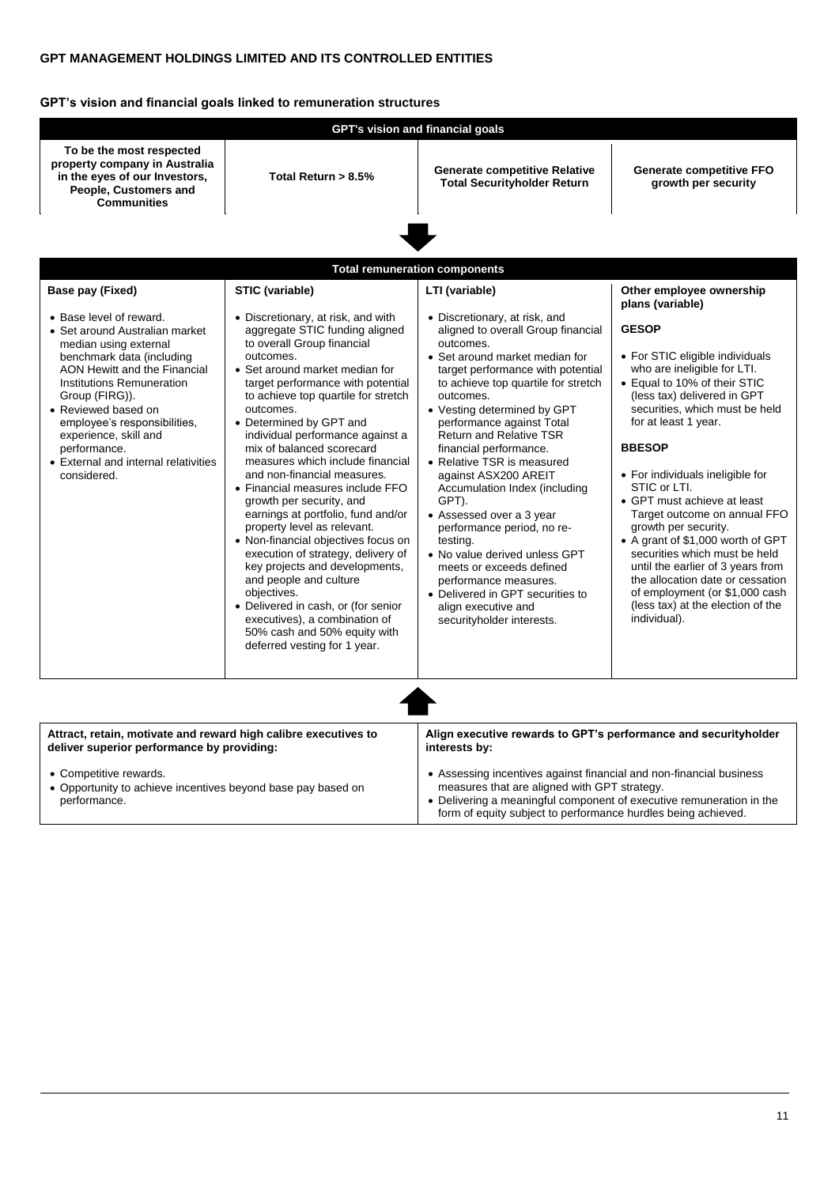**GPT MANAGEMENT HOLDINGS LIMITED AND ITS CONTROLLED ENTITIES**

**GPT's vision and financial goals linked to remuneration structures**

| GPT's vision and financial goals | | | |
|---|---|---|---|
| **To be the most respected property company in Australia in the eyes of our Investors, People, Customers and Communities** | **Total Return > 8.5%** | **Generate competitive Relative Total Securityholder Return** | **Generate competitive FFO growth per security** |

| Total remuneration components | | | |
|---|---|---|---|
| **Base pay (Fixed)** | **STIC (variable)** | **LTI (variable)** | **Other employee ownership plans (variable)** |
| • Base level of reward.<br>• Set around Australian market median using external benchmark data (including AON Hewitt and the Financial Institutions Remuneration Group (FIRG)).<br>• Reviewed based on employee's responsibilities, experience, skill and performance.<br>• External and internal relativities considered. | • Discretionary, at risk, and with aggregate STIC funding aligned to overall Group financial outcomes.<br>• Set around market median for target performance with potential to achieve top quartile for stretch outcomes.<br>• Determined by GPT and individual performance against a mix of balanced scorecard measures which include financial and non-financial measures.<br>• Financial measures include FFO growth per security, and earnings at portfolio, fund and/or property level as relevant.<br>• Non-financial objectives focus on execution of strategy, delivery of key projects and developments, and people and culture objectives.<br>• Delivered in cash, or (for senior executives), a combination of 50% cash and 50% equity with deferred vesting for 1 year. | • Discretionary, at risk, and aligned to overall Group financial outcomes.<br>• Set around market median for target performance with potential to achieve top quartile for stretch outcomes.<br>• Vesting determined by GPT performance against Total Return and Relative TSR financial performance.<br>• Relative TSR is measured against ASX200 AREIT Accumulation Index (including GPT).<br>• Assessed over a 3 year performance period, no re-testing.<br>• No value derived unless GPT meets or exceeds defined performance measures.<br>• Delivered in GPT securities to align executive and securityholder interests. | **GESOP**<br>• For STIC eligible individuals who are ineligible for LTI.<br>• Equal to 10% of their STIC (less tax) delivered in GPT securities, which must be held for at least 1 year.<br><br>**BBESOP**<br>• For individuals ineligible for STIC or LTI.<br>• GPT must achieve at least Target outcome on annual FFO growth per security.<br>• A grant of $1,000 worth of GPT securities which must be held until the earlier of 3 years from the allocation date or cessation of employment (or $1,000 cash (less tax) at the election of the individual). |

| **Attract, retain, motivate and reward high calibre executives to deliver superior performance by providing:** | **Align executive rewards to GPT's performance and securityholder interests by:** |
|---|---|
| • Competitive rewards.<br>• Opportunity to achieve incentives beyond base pay based on performance. | • Assessing incentives against financial and non-financial business measures that are aligned with GPT strategy.<br>• Delivering a meaningful component of executive remuneration in the form of equity subject to performance hurdles being achieved. |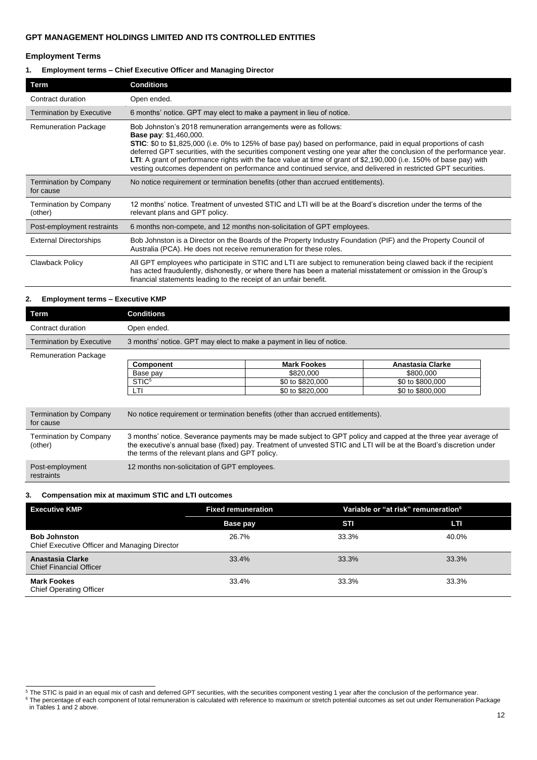## GPT MANAGEMENT HOLDINGS LIMITED AND ITS CONTROLLED ENTITIES

### Employment Terms

#### 1. Employment terms – Chief Executive Officer and Managing Director

| Term | Conditions |
|---|---|
| Contract duration | Open ended. |
| Termination by Executive | 6 months' notice. GPT may elect to make a payment in lieu of notice. |
| Remuneration Package | Bob Johnston's 2018 remuneration arrangements were as follows:<br>**Base pay**: $1,460,000.<br>**STIC**: $0 to $1,825,000 (i.e. 0% to 125% of base pay) based on performance, paid in equal proportions of cash deferred GPT securities, with the securities component vesting one year after the conclusion of the performance year.<br>**LTI**: A grant of performance rights with the face value at time of grant of $2,190,000 (i.e. 150% of base pay) with vesting outcomes dependent on performance and continued service, and delivered in restricted GPT securities. |
| Termination by Company for cause | No notice requirement or termination benefits (other than accrued entitlements). |
| Termination by Company (other) | 12 months' notice. Treatment of unvested STIC and LTI will be at the Board's discretion under the terms of the relevant plans and GPT policy. |
| Post-employment restraints | 6 months non-compete, and 12 months non-solicitation of GPT employees. |
| External Directorships | Bob Johnston is a Director on the Boards of the Property Industry Foundation (PIF) and the Property Council of Australia (PCA). He does not receive remuneration for these roles. |
| Clawback Policy | All GPT employees who participate in STIC and LTI are subject to remuneration being clawed back if the recipient has acted fraudulently, dishonestly, or where there has been a material misstatement or omission in the Group's financial statements leading to the receipt of an unfair benefit. |

#### 2. Employment terms – Executive KMP

| Term | Conditions |
|---|---|
| Contract duration | Open ended. |
| Termination by Executive | 3 months' notice. GPT may elect to make a payment in lieu of notice. |
| Remuneration Package | See table below. |
| Termination by Company for cause | No notice requirement or termination benefits (other than accrued entitlements). |
| Termination by Company (other) | 3 months' notice. Severance payments may be made subject to GPT policy and capped at the three year average of the executive's annual base (fixed) pay. Treatment of unvested STIC and LTI will be at the Board's discretion under the terms of the relevant plans and GPT policy. |
| Post-employment restraints | 12 months non-solicitation of GPT employees. |

| Component | Mark Fookes | Anastasia Clarke |
|---|---|---|
| Base pay | $820,000 | $800,000 |
| STIC[5] | $0 to $820,000 | $0 to $800,000 |
| LTI | $0 to $820,000 | $0 to $800,000 |

#### 3. Compensation mix at maximum STIC and LTI outcomes

| Executive KMP | Fixed remuneration | Variable or "at risk" remuneration[6] | |
|---|---|---|---|
| | Base pay | STI | LTI |
| **Bob Johnston**<br>Chief Executive Officer and Managing Director | 26.7% | 33.3% | 40.0% |
| **Anastasia Clarke**<br>Chief Financial Officer | 33.4% | 33.3% | 33.3% |
| **Mark Fookes**<br>Chief Operating Officer | 33.4% | 33.3% | 33.3% |

[5] The STIC is paid in an equal mix of cash and deferred GPT securities, with the securities component vesting 1 year after the conclusion of the performance year.

[6] The percentage of each component of total remuneration is calculated with reference to maximum or stretch potential outcomes as set out under Remuneration Package in Tables 1 and 2 above.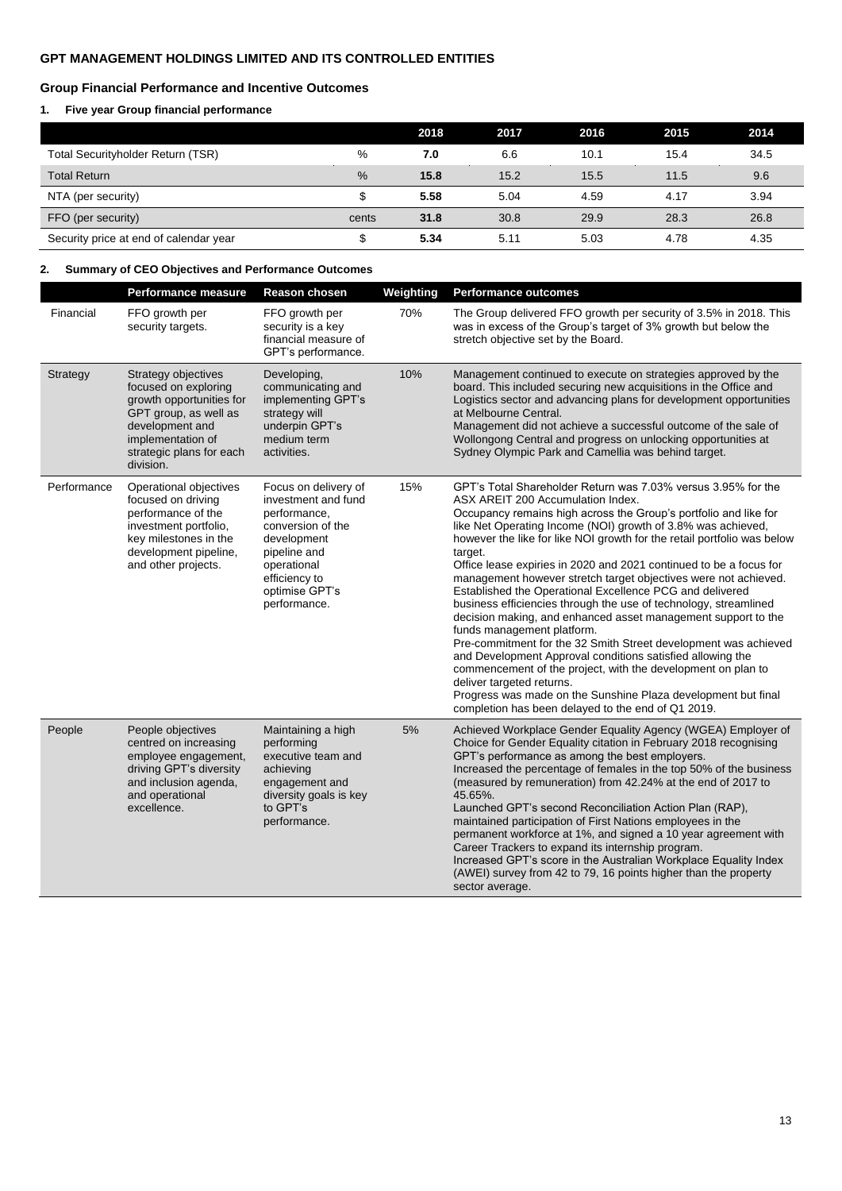**GPT MANAGEMENT HOLDINGS LIMITED AND ITS CONTROLLED ENTITIES**

## Group Financial Performance and Incentive Outcomes

### 1. Five year Group financial performance

| | | 2018 | 2017 | 2016 | 2015 | 2014 |
|---|---|---|---|---|---|---|
| Total Securityholder Return (TSR) | % | **7.0** | 6.6 | 10.1 | 15.4 | 34.5 |
| Total Return | % | **15.8** | 15.2 | 15.5 | 11.5 | 9.6 |
| NTA (per security) | $ | **5.58** | 5.04 | 4.59 | 4.17 | 3.94 |
| FFO (per security) | cents | **31.8** | 30.8 | 29.9 | 28.3 | 26.8 |
| Security price at end of calendar year | $ | **5.34** | 5.11 | 5.03 | 4.78 | 4.35 |

### 2. Summary of CEO Objectives and Performance Outcomes

| | Performance measure | Reason chosen | Weighting | Performance outcomes |
|---|---|---|---|---|
| Financial | FFO growth per security targets. | FFO growth per security is a key financial measure of GPT's performance. | 70% | The Group delivered FFO growth per security of 3.5% in 2018. This was in excess of the Group's target of 3% growth but below the stretch objective set by the Board. |
| Strategy | Strategy objectives focused on exploring growth opportunities for GPT group, as well as development and implementation of strategic plans for each division. | Developing, communicating and implementing GPT's strategy will underpin GPT's medium term activities. | 10% | Management continued to execute on strategies approved by the board. This included securing new acquisitions in the Office and Logistics sector and advancing plans for development opportunities at Melbourne Central.<br>Management did not achieve a successful outcome of the sale of Wollongong Central and progress on unlocking opportunities at Sydney Olympic Park and Camellia was behind target. |
| Performance | Operational objectives focused on driving performance of the investment portfolio, key milestones in the development pipeline, and other projects. | Focus on delivery of investment and fund performance, conversion of the development pipeline and operational efficiency to optimise GPT's performance. | 15% | GPT's Total Shareholder Return was 7.03% versus 3.95% for the ASX AREIT 200 Accumulation Index.<br>Occupancy remains high across the Group's portfolio and like for like Net Operating Income (NOI) growth of 3.8% was achieved, however the like for like NOI growth for the retail portfolio was below target.<br>Office lease expiries in 2020 and 2021 continued to be a focus for management however stretch target objectives were not achieved.<br>Established the Operational Excellence PCG and delivered business efficiencies through the use of technology, streamlined decision making, and enhanced asset management support to the funds management platform.<br>Pre-commitment for the 32 Smith Street development was achieved and Development Approval conditions satisfied allowing the commencement of the project, with the development on plan to deliver targeted returns.<br>Progress was made on the Sunshine Plaza development but final completion has been delayed to the end of Q1 2019. |
| People | People objectives centred on increasing employee engagement, driving GPT's diversity and inclusion agenda, and operational excellence. | Maintaining a high performing executive team and achieving engagement and diversity goals is key to GPT's performance. | 5% | Achieved Workplace Gender Equality Agency (WGEA) Employer of Choice for Gender Equality citation in February 2018 recognising GPT's performance as among the best employers.<br>Increased the percentage of females in the top 50% of the business (measured by remuneration) from 42.24% at the end of 2017 to 45.65%.<br>Launched GPT's second Reconciliation Action Plan (RAP), maintained participation of First Nations employees in the permanent workforce at 1%, and signed a 10 year agreement with Career Trackers to expand its internship program.<br>Increased GPT's score in the Australian Workplace Equality Index (AWEI) survey from 42 to 79, 16 points higher than the property sector average. |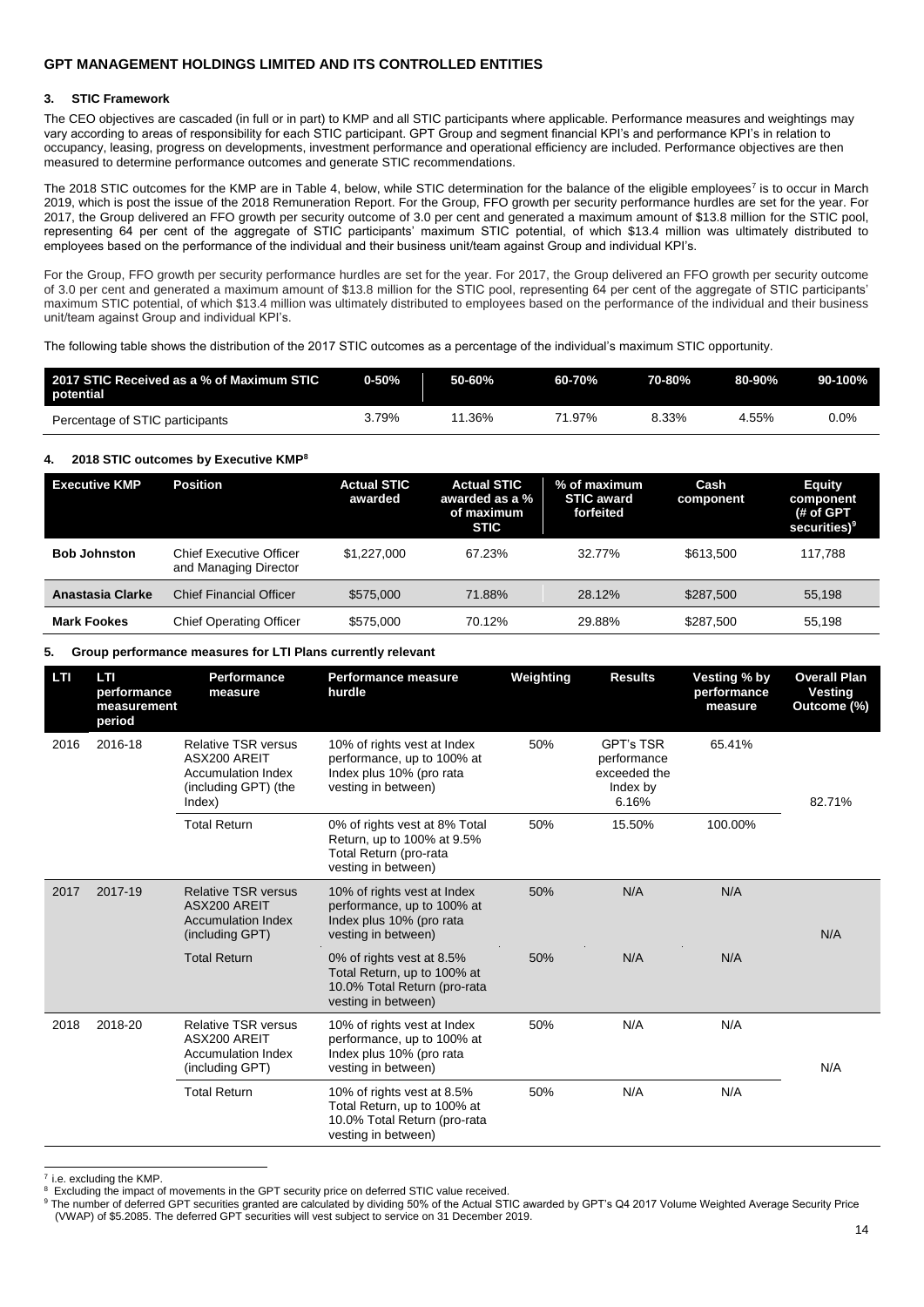## GPT MANAGEMENT HOLDINGS LIMITED AND ITS CONTROLLED ENTITIES

### 3. STIC Framework

The CEO objectives are cascaded (in full or in part) to KMP and all STIC participants where applicable. Performance measures and weightings may vary according to areas of responsibility for each STIC participant. GPT Group and segment financial KPI's and performance KPI's in relation to occupancy, leasing, progress on developments, investment performance and operational efficiency are included. Performance objectives are then measured to determine performance outcomes and generate STIC recommendations.

The 2018 STIC outcomes for the KMP are in Table 4, below, while STIC determination for the balance of the eligible employees[7] is to occur in March 2019, which is post the issue of the 2018 Remuneration Report. For the Group, FFO growth per security performance hurdles are set for the year. For 2017, the Group delivered an FFO growth per security outcome of 3.0 per cent and generated a maximum amount of $13.8 million for the STIC pool, representing 64 per cent of the aggregate of STIC participants' maximum STIC potential, of which $13.4 million was ultimately distributed to employees based on the performance of the individual and their business unit/team against Group and individual KPI's.

For the Group, FFO growth per security performance hurdles are set for the year. For 2017, the Group delivered an FFO growth per security outcome of 3.0 per cent and generated a maximum amount of $13.8 million for the STIC pool, representing 64 per cent of the aggregate of STIC participants' maximum STIC potential, of which $13.4 million was ultimately distributed to employees based on the performance of the individual and their business unit/team against Group and individual KPI's.

The following table shows the distribution of the 2017 STIC outcomes as a percentage of the individual's maximum STIC opportunity.

| 2017 STIC Received as a % of Maximum STIC potential | 0-50% | 50-60% | 60-70% | 70-80% | 80-90% | 90-100% |
|---|---|---|---|---|---|---|
| Percentage of STIC participants | 3.79% | 11.36% | 71.97% | 8.33% | 4.55% | 0.0% |

### 4. 2018 STIC outcomes by Executive KMP[8]

| Executive KMP | Position | Actual STIC awarded | Actual STIC awarded as a % of maximum STIC | % of maximum STIC award forfeited | Cash component | Equity component (# of GPT securities)[9] |
|---|---|---|---|---|---|---|
| **Bob Johnston** | Chief Executive Officer and Managing Director | $1,227,000 | 67.23% | 32.77% | $613,500 | 117,788 |
| **Anastasia Clarke** | Chief Financial Officer | $575,000 | 71.88% | 28.12% | $287,500 | 55,198 |
| **Mark Fookes** | Chief Operating Officer | $575,000 | 70.12% | 29.88% | $287,500 | 55,198 |

### 5. Group performance measures for LTI Plans currently relevant

| LTI | LTI performance measurement period | Performance measure | Performance measure hurdle | Weighting | Results | Vesting % by performance measure | Overall Plan Vesting Outcome (%) |
|---|---|---|---|---|---|---|---|
| 2016 | 2016-18 | Relative TSR versus ASX200 AREIT Accumulation Index (including GPT) (the Index) | 10% of rights vest at Index performance, up to 100% at Index plus 10% (pro rata vesting in between) | 50% | GPT's TSR performance exceeded the Index by 6.16% | 65.41% | 82.71% |
| | | Total Return | 0% of rights vest at 8% Total Return, up to 100% at 9.5% Total Return (pro-rata vesting in between) | 50% | 15.50% | 100.00% | |
| 2017 | 2017-19 | Relative TSR versus ASX200 AREIT Accumulation Index (including GPT) | 10% of rights vest at Index performance, up to 100% at Index plus 10% (pro rata vesting in between) | 50% | N/A | N/A | N/A |
| | | Total Return | 0% of rights vest at 8.5% Total Return, up to 100% at 10.0% Total Return (pro-rata vesting in between) | 50% | N/A | N/A | |
| 2018 | 2018-20 | Relative TSR versus ASX200 AREIT Accumulation Index (including GPT) | 10% of rights vest at Index performance, up to 100% at Index plus 10% (pro rata vesting in between) | 50% | N/A | N/A | N/A |
| | | Total Return | 10% of rights vest at 8.5% Total Return, up to 100% at 10.0% Total Return (pro-rata vesting in between) | 50% | N/A | N/A | |

[7] i.e. excluding the KMP.

[8] Excluding the impact of movements in the GPT security price on deferred STIC value received.

[9] The number of deferred GPT securities granted are calculated by dividing 50% of the Actual STIC awarded by GPT's Q4 2017 Volume Weighted Average Security Price (VWAP) of $5.2085. The deferred GPT securities will vest subject to service on 31 December 2019.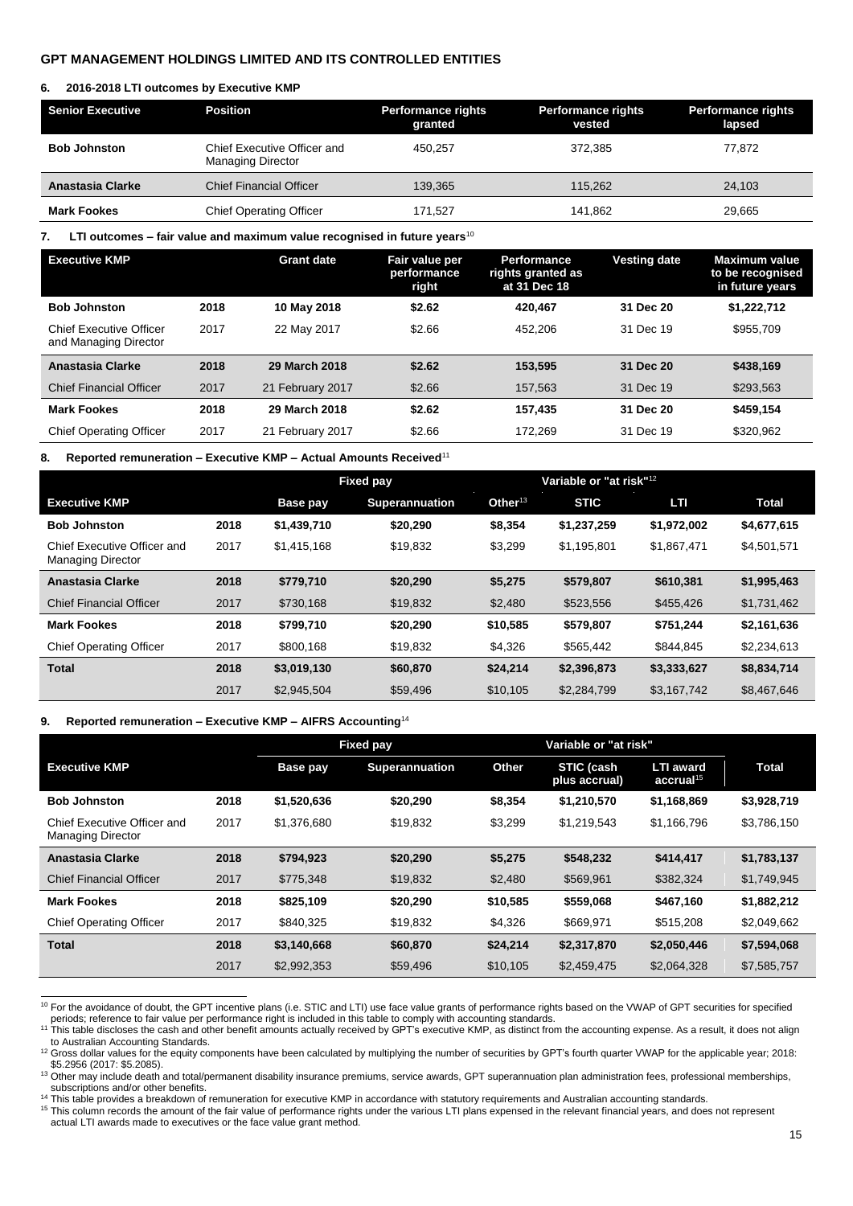**GPT MANAGEMENT HOLDINGS LIMITED AND ITS CONTROLLED ENTITIES**

#### 6. 2016-2018 LTI outcomes by Executive KMP

| Senior Executive | Position | Performance rights granted | Performance rights vested | Performance rights lapsed |
|---|---|---|---|---|
| **Bob Johnston** | Chief Executive Officer and Managing Director | 450,257 | 372,385 | 77,872 |
| **Anastasia Clarke** | Chief Financial Officer | 139,365 | 115,262 | 24,103 |
| **Mark Fookes** | Chief Operating Officer | 171,527 | 141,862 | 29,665 |

#### 7. LTI outcomes – fair value and maximum value recognised in future years[10]

| Executive KMP | | Grant date | Fair value per performance right | Performance rights granted as at 31 Dec 18 | Vesting date | Maximum value to be recognised in future years |
|---|---|---|---|---|---|---|
| **Bob Johnston** | **2018** | **10 May 2018** | **$2.62** | **420,467** | **31 Dec 20** | **$1,222,712** |
| Chief Executive Officer and Managing Director | 2017 | 22 May 2017 | $2.66 | 452,206 | 31 Dec 19 | $955,709 |
| **Anastasia Clarke** | **2018** | **29 March 2018** | **$2.62** | **153,595** | **31 Dec 20** | **$438,169** |
| Chief Financial Officer | 2017 | 21 February 2017 | $2.66 | 157,563 | 31 Dec 19 | $293,563 |
| **Mark Fookes** | **2018** | **29 March 2018** | **$2.62** | **157,435** | **31 Dec 20** | **$459,154** |
| Chief Operating Officer | 2017 | 21 February 2017 | $2.66 | 172,269 | 31 Dec 19 | $320,962 |

#### 8. Reported remuneration – Executive KMP – Actual Amounts Received[11]

| | | Fixed pay | | | Variable or "at risk"[12] | | |
|---|---|---|---|---|---|---|---|
| **Executive KMP** | | **Base pay** | **Superannuation** | **Other[13]** | **STIC** | **LTI** | **Total** |
| **Bob Johnston** | **2018** | **$1,439,710** | **$20,290** | **$8,354** | **$1,237,259** | **$1,972,002** | **$4,677,615** |
| Chief Executive Officer and Managing Director | 2017 | $1,415,168 | $19,832 | $3,299 | $1,195,801 | $1,867,471 | $4,501,571 |
| **Anastasia Clarke** | **2018** | **$779,710** | **$20,290** | **$5,275** | **$579,807** | **$610,381** | **$1,995,463** |
| Chief Financial Officer | 2017 | $730,168 | $19,832 | $2,480 | $523,556 | $455,426 | $1,731,462 |
| **Mark Fookes** | **2018** | **$799,710** | **$20,290** | **$10,585** | **$579,807** | **$751,244** | **$2,161,636** |
| Chief Operating Officer | 2017 | $800,168 | $19,832 | $4,326 | $565,442 | $844,845 | $2,234,613 |
| **Total** | **2018** | **$3,019,130** | **$60,870** | **$24,214** | **$2,396,873** | **$3,333,627** | **$8,834,714** |
| | 2017 | $2,945,504 | $59,496 | $10,105 | $2,284,799 | $3,167,742 | $8,467,646 |

#### 9. Reported remuneration – Executive KMP – AIFRS Accounting[14]

| | | Fixed pay | | | Variable or "at risk" | | |
|---|---|---|---|---|---|---|---|
| **Executive KMP** | | **Base pay** | **Superannuation** | **Other** | **STIC (cash plus accrual)** | **LTI award accrual[15]** | **Total** |
| **Bob Johnston** | **2018** | **$1,520,636** | **$20,290** | **$8,354** | **$1,210,570** | **$1,168,869** | **$3,928,719** |
| Chief Executive Officer and Managing Director | 2017 | $1,376,680 | $19,832 | $3,299 | $1,219,543 | $1,166,796 | $3,786,150 |
| **Anastasia Clarke** | **2018** | **$794,923** | **$20,290** | **$5,275** | **$548,232** | **$414,417** | **$1,783,137** |
| Chief Financial Officer | 2017 | $775,348 | $19,832 | $2,480 | $569,961 | $382,324 | $1,749,945 |
| **Mark Fookes** | **2018** | **$825,109** | **$20,290** | **$10,585** | **$559,068** | **$467,160** | **$1,882,212** |
| Chief Operating Officer | 2017 | $840,325 | $19,832 | $4,326 | $669,971 | $515,208 | $2,049,662 |
| **Total** | **2018** | **$3,140,668** | **$60,870** | **$24,214** | **$2,317,870** | **$2,050,446** | **$7,594,068** |
| | 2017 | $2,992,353 | $59,496 | $10,105 | $2,459,475 | $2,064,328 | $7,585,757 |

[10] For the avoidance of doubt, the GPT incentive plans (i.e. STIC and LTI) use face value grants of performance rights based on the VWAP of GPT securities for specified periods; reference to fair value per performance right is included in this table to comply with accounting standards.

[11] This table discloses the cash and other benefit amounts actually received by GPT's executive KMP, as distinct from the accounting expense. As a result, it does not align to Australian Accounting Standards.

[12] Gross dollar values for the equity components have been calculated by multiplying the number of securities by GPT's fourth quarter VWAP for the applicable year; 2018: $5.2956 (2017: $5.2085).

[13] Other may include death and total/permanent disability insurance premiums, service awards, GPT superannuation plan administration fees, professional memberships, subscriptions and/or other benefits.

[14] This table provides a breakdown of remuneration for executive KMP in accordance with statutory requirements and Australian accounting standards.

[15] This column records the amount of the fair value of performance rights under the various LTI plans expensed in the relevant financial years, and does not represent actual LTI awards made to executives or the face value grant method.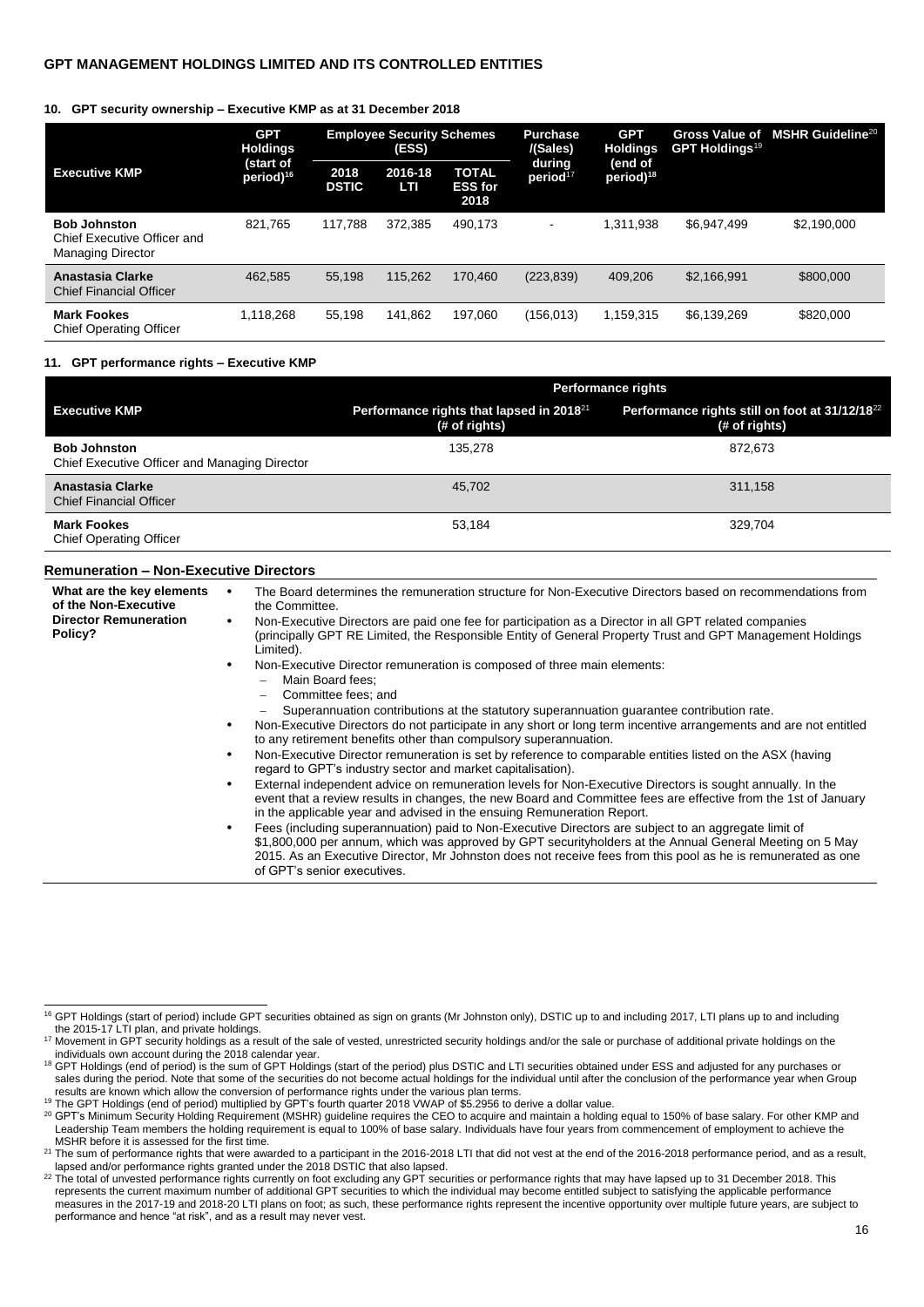GPT MANAGEMENT HOLDINGS LIMITED AND ITS CONTROLLED ENTITIES

#### 10. GPT security ownership – Executive KMP as at 31 December 2018

| Executive KMP | GPT Holdings (start of period)[16] | Employee Security Schemes (ESS) | | | Purchase /(Sales) during period[17] | GPT Holdings (end of period)[18] | Gross Value of GPT Holdings[19] | MSHR Guideline[20] |
|---|---|---|---|---|---|---|---|---|
| | | 2018 DSTIC | 2016-18 LTI | TOTAL ESS for 2018 | | | | |
| **Bob Johnston** Chief Executive Officer and Managing Director | 821,765 | 117,788 | 372,385 | 490,173 | - | 1,311,938 | $6,947,499 | $2,190,000 |
| **Anastasia Clarke** Chief Financial Officer | 462,585 | 55,198 | 115,262 | 170,460 | (223,839) | 409,206 | $2,166,991 | $800,000 |
| **Mark Fookes** Chief Operating Officer | 1,118,268 | 55,198 | 141,862 | 197,060 | (156,013) | 1,159,315 | $6,139,269 | $820,000 |

#### 11. GPT performance rights – Executive KMP

| Executive KMP | Performance rights | |
|---|---|---|
| | Performance rights that lapsed in 2018[21] (# of rights) | Performance rights still on foot at 31/12/18[22] (# of rights) |
| **Bob Johnston** Chief Executive Officer and Managing Director | 135,278 | 872,673 |
| **Anastasia Clarke** Chief Financial Officer | 45,702 | 311,158 |
| **Mark Fookes** Chief Operating Officer | 53,184 | 329,704 |

### Remuneration – Non-Executive Directors

**What are the key elements of the Non-Executive Director Remuneration Policy?**

- The Board determines the remuneration structure for Non-Executive Directors based on recommendations from the Committee.
- Non-Executive Directors are paid one fee for participation as a Director in all GPT related companies (principally GPT RE Limited, the Responsible Entity of General Property Trust and GPT Management Holdings Limited).
- Non-Executive Director remuneration is composed of three main elements:
  - Main Board fees;
  - Committee fees; and
  - Superannuation contributions at the statutory superannuation guarantee contribution rate.
- Non-Executive Directors do not participate in any short or long term incentive arrangements and are not entitled to any retirement benefits other than compulsory superannuation.
- Non-Executive Director remuneration is set by reference to comparable entities listed on the ASX (having regard to GPT's industry sector and market capitalisation).
- External independent advice on remuneration levels for Non-Executive Directors is sought annually. In the event that a review results in changes, the new Board and Committee fees are effective from the 1st of January in the applicable year and advised in the ensuing Remuneration Report.
- Fees (including superannuation) paid to Non-Executive Directors are subject to an aggregate limit of $1,800,000 per annum, which was approved by GPT securityholders at the Annual General Meeting on 5 May 2015. As an Executive Director, Mr Johnston does not receive fees from this pool as he is remunerated as one of GPT's senior executives.

---

[16] GPT Holdings (start of period) include GPT securities obtained as sign on grants (Mr Johnston only), DSTIC up to and including 2017, LTI plans up to and including the 2015-17 LTI plan, and private holdings.

[17] Movement in GPT security holdings as a result of the sale of vested, unrestricted security holdings and/or the sale or purchase of additional private holdings on the individuals own account during the 2018 calendar year.

[18] GPT Holdings (end of period) is the sum of GPT Holdings (start of the period) plus DSTIC and LTI securities obtained under ESS and adjusted for any purchases or sales during the period. Note that some of the securities do not become actual holdings for the individual until after the conclusion of the performance year when Group results are known which allow the conversion of performance rights under the various plan terms.

[19] The GPT Holdings (end of period) multiplied by GPT's fourth quarter 2018 VWAP of $5.2956 to derive a dollar value.

[20] GPT's Minimum Security Holding Requirement (MSHR) guideline requires the CEO to acquire and maintain a holding equal to 150% of base salary. For other KMP and Leadership Team members the holding requirement is equal to 100% of base salary. Individuals have four years from commencement of employment to achieve the MSHR before it is assessed for the first time.

[21] The sum of performance rights that were awarded to a participant in the 2016-2018 LTI that did not vest at the end of the 2016-2018 performance period, and as a result, lapsed and/or performance rights granted under the 2018 DSTIC that also lapsed.

[22] The total of unvested performance rights currently on foot excluding any GPT securities or performance rights that may have lapsed up to 31 December 2018. This represents the current maximum number of additional GPT securities to which the individual may become entitled subject to satisfying the applicable performance measures in the 2017-19 and 2018-20 LTI plans on foot; as such, these performance rights represent the incentive opportunity over multiple future years, are subject to performance and hence "at risk", and as a result may never vest.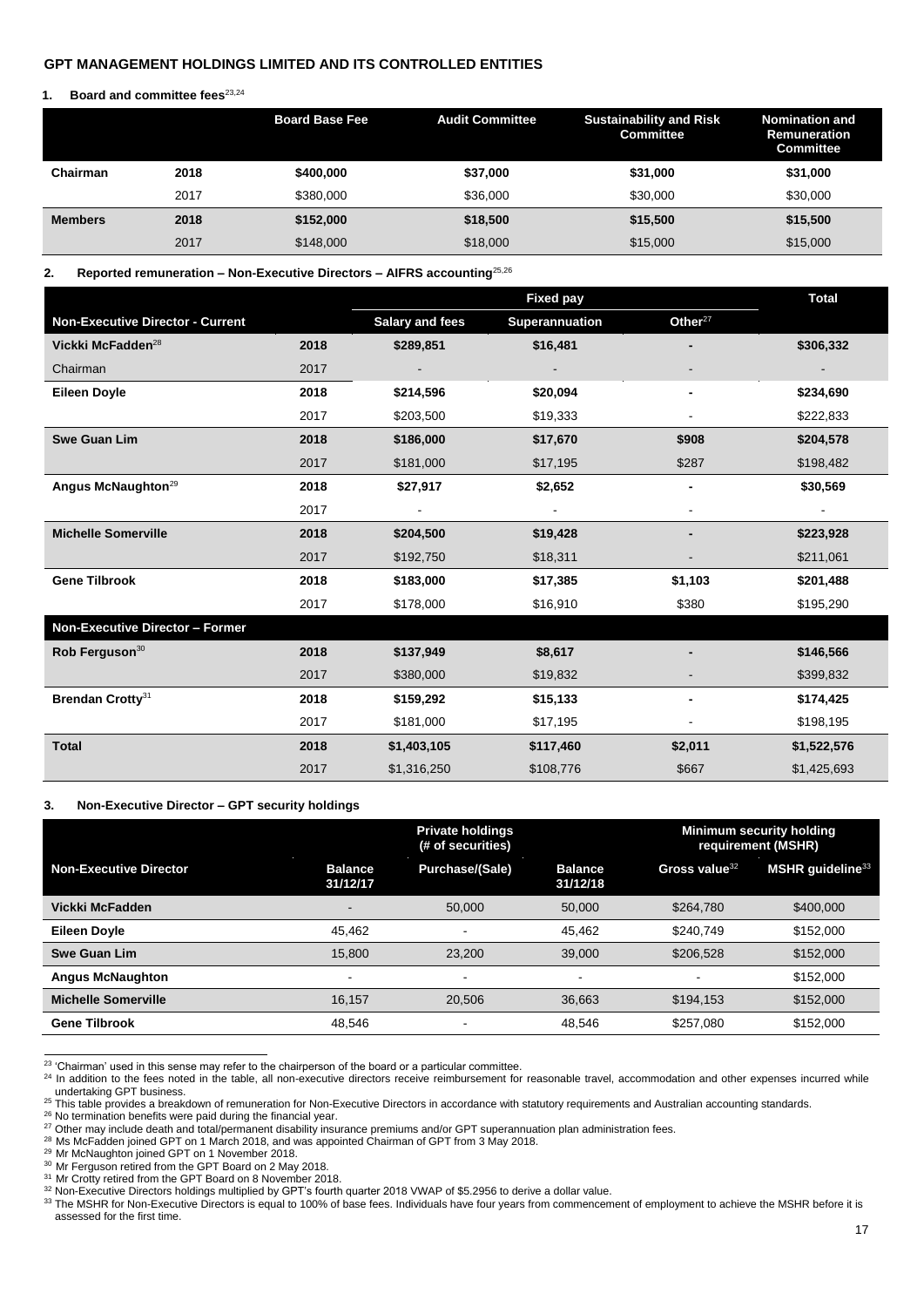**GPT MANAGEMENT HOLDINGS LIMITED AND ITS CONTROLLED ENTITIES**

**1. Board and committee fees**[23,24]

| | | Board Base Fee | Audit Committee | Sustainability and Risk Committee | Nomination and Remuneration Committee |
|---|---|---|---|---|---|
| **Chairman** | **2018** | **$400,000** | **$37,000** | **$31,000** | **$31,000** |
| | 2017 | $380,000 | $36,000 | $30,000 | $30,000 |
| **Members** | **2018** | **$152,000** | **$18,500** | **$15,500** | **$15,500** |
| | 2017 | $148,000 | $18,000 | $15,000 | $15,000 |

**2. Reported remuneration – Non-Executive Directors – AIFRS accounting**[25,26]

| | | Fixed pay | | | Total |
|---|---|---|---|---|---|
| **Non-Executive Director - Current** | | **Salary and fees** | **Superannuation** | **Other**[27] | |
| **Vickki McFadden**[28] | **2018** | **$289,851** | **$16,481** | **-** | **$306,332** |
| Chairman | 2017 | - | - | - | - |
| **Eileen Doyle** | **2018** | **$214,596** | **$20,094** | **-** | **$234,690** |
| | 2017 | $203,500 | $19,333 | - | $222,833 |
| **Swe Guan Lim** | **2018** | **$186,000** | **$17,670** | **$908** | **$204,578** |
| | 2017 | $181,000 | $17,195 | $287 | $198,482 |
| **Angus McNaughton**[29] | **2018** | **$27,917** | **$2,652** | **-** | **$30,569** |
| | 2017 | - | - | - | - |
| **Michelle Somerville** | **2018** | **$204,500** | **$19,428** | **-** | **$223,928** |
| | 2017 | $192,750 | $18,311 | - | $211,061 |
| **Gene Tilbrook** | **2018** | **$183,000** | **$17,385** | **$1,103** | **$201,488** |
| | 2017 | $178,000 | $16,910 | $380 | $195,290 |
| **Non-Executive Director – Former** | | | | | |
| **Rob Ferguson**[30] | **2018** | **$137,949** | **$8,617** | **-** | **$146,566** |
| | 2017 | $380,000 | $19,832 | - | $399,832 |
| **Brendan Crotty**[31] | **2018** | **$159,292** | **$15,133** | **-** | **$174,425** |
| | 2017 | $181,000 | $17,195 | - | $198,195 |
| **Total** | **2018** | **$1,403,105** | **$117,460** | **$2,011** | **$1,522,576** |
| | 2017 | $1,316,250 | $108,776 | $667 | $1,425,693 |

**3. Non-Executive Director – GPT security holdings**

| | Private holdings (# of securities) | | | Minimum security holding requirement (MSHR) | |
|---|---|---|---|---|---|
| **Non-Executive Director** | **Balance 31/12/17** | **Purchase/(Sale)** | **Balance 31/12/18** | **Gross value**[32] | **MSHR guideline**[33] |
| **Vickki McFadden** | - | 50,000 | 50,000 | $264,780 | $400,000 |
| **Eileen Doyle** | 45,462 | - | 45,462 | $240,749 | $152,000 |
| **Swe Guan Lim** | 15,800 | 23,200 | 39,000 | $206,528 | $152,000 |
| **Angus McNaughton** | - | - | - | - | $152,000 |
| **Michelle Somerville** | 16,157 | 20,506 | 36,663 | $194,153 | $152,000 |
| **Gene Tilbrook** | 48,546 | - | 48,546 | $257,080 | $152,000 |

[23] 'Chairman' used in this sense may refer to the chairperson of the board or a particular committee.
[24] In addition to the fees noted in the table, all non-executive directors receive reimbursement for reasonable travel, accommodation and other expenses incurred while undertaking GPT business.
[25] This table provides a breakdown of remuneration for Non-Executive Directors in accordance with statutory requirements and Australian accounting standards.
[26] No termination benefits were paid during the financial year.
[27] Other may include death and total/permanent disability insurance premiums and/or GPT superannuation plan administration fees.
[28] Ms McFadden joined GPT on 1 March 2018, and was appointed Chairman of GPT from 3 May 2018.
[29] Mr McNaughton joined GPT on 1 November 2018.
[30] Mr Ferguson retired from the GPT Board on 2 May 2018.
[31] Mr Crotty retired from the GPT Board on 8 November 2018.
[32] Non-Executive Directors holdings multiplied by GPT's fourth quarter 2018 VWAP of $5.2956 to derive a dollar value.
[33] The MSHR for Non-Executive Directors is equal to 100% of base fees. Individuals have four years from commencement of employment to achieve the MSHR before it is assessed for the first time.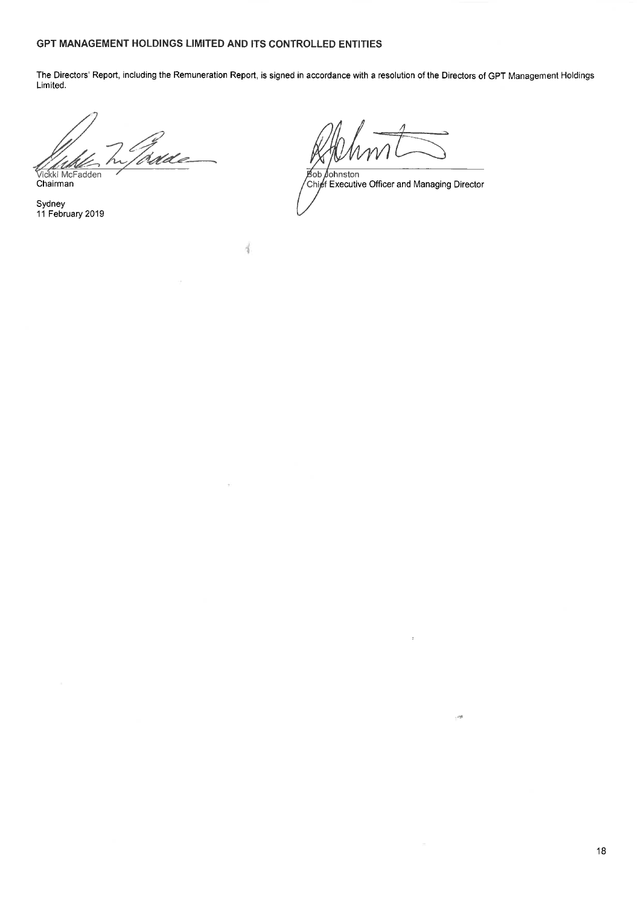## GPT MANAGEMENT HOLDINGS LIMITED AND ITS CONTROLLED ENTITIES

The Directors' Report, including the Remuneration Report, is signed in accordance with a resolution of the Directors of GPT Management Holdings Limited.

Vickki McFadden
Chairman

Sydney
11 February 2019

Bob Johnston
Chief Executive Officer and Managing Director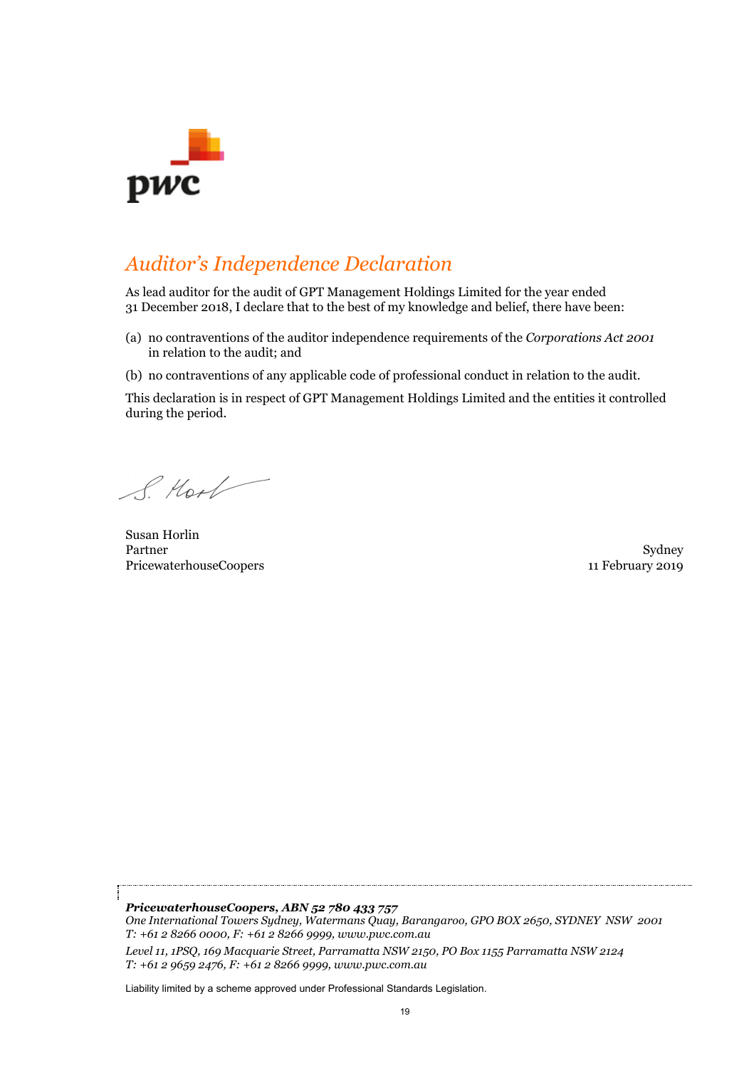pwc

# Auditor's Independence Declaration

As lead auditor for the audit of GPT Management Holdings Limited for the year ended 31 December 2018, I declare that to the best of my knowledge and belief, there have been:

(a) no contraventions of the auditor independence requirements of the *Corporations Act 2001* in relation to the audit; and

(b) no contraventions of any applicable code of professional conduct in relation to the audit.

This declaration is in respect of GPT Management Holdings Limited and the entities it controlled during the period.

S. Horl

Susan Horlin
Partner
PricewaterhouseCoopers

Sydney
11 February 2019

***PricewaterhouseCoopers, ABN 52 780 433 757***
*One International Towers Sydney, Watermans Quay, Barangaroo, GPO BOX 2650, SYDNEY NSW 2001*
*T: +61 2 8266 0000, F: +61 2 8266 9999, www.pwc.com.au*

*Level 11, 1PSQ, 169 Macquarie Street, Parramatta NSW 2150, PO Box 1155 Parramatta NSW 2124*
*T: +61 2 9659 2476, F: +61 2 8266 9999, www.pwc.com.au*

Liability limited by a scheme approved under Professional Standards Legislation.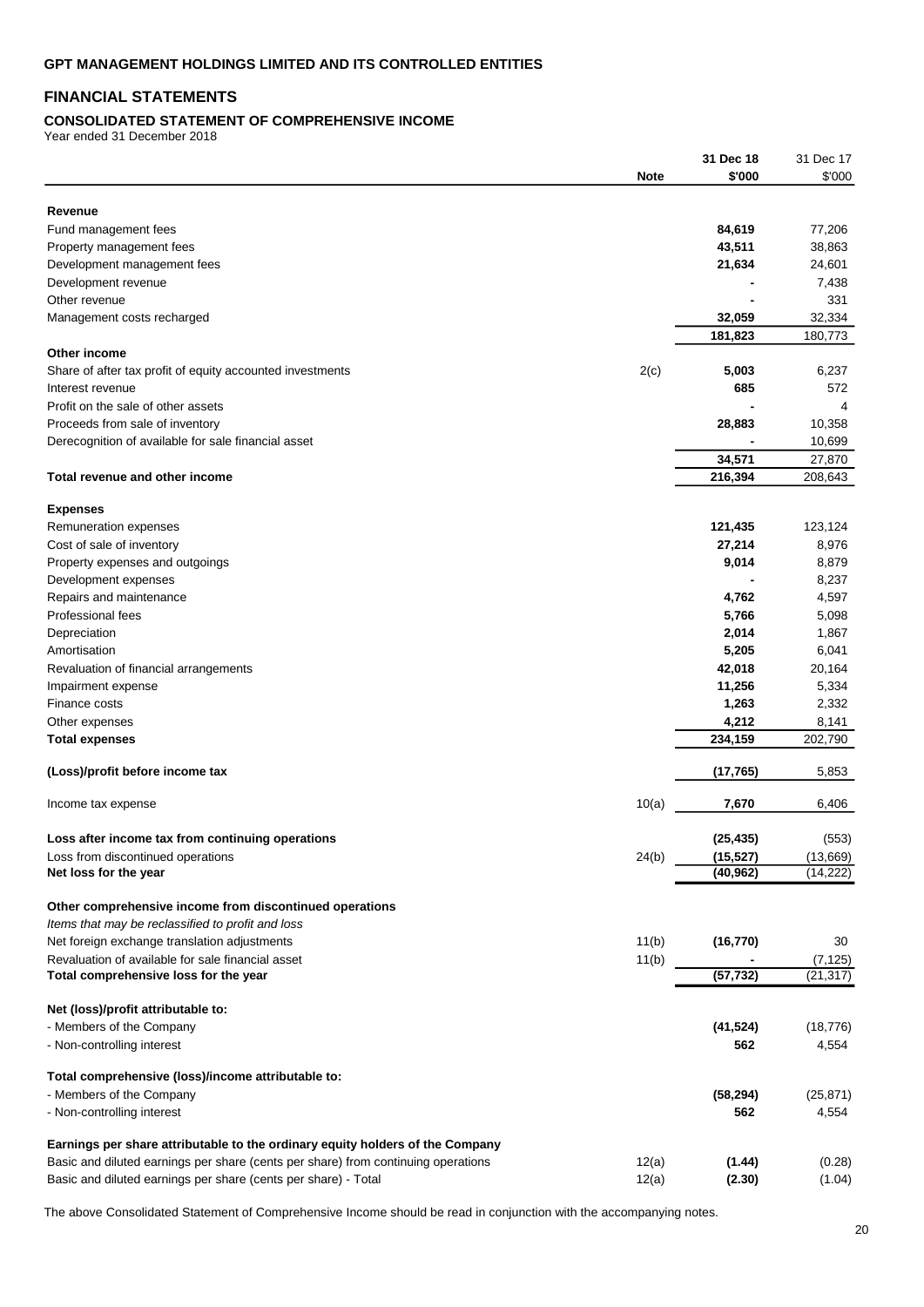**GPT MANAGEMENT HOLDINGS LIMITED AND ITS CONTROLLED ENTITIES**

## FINANCIAL STATEMENTS

### CONSOLIDATED STATEMENT OF COMPREHENSIVE INCOME

Year ended 31 December 2018

| | Note | 31 Dec 18 $'000 | 31 Dec 17 $'000 |
|---|---|---|---|
| **Revenue** | | | |
| Fund management fees | | **84,619** | 77,206 |
| Property management fees | | **43,511** | 38,863 |
| Development management fees | | **21,634** | 24,601 |
| Development revenue | | **-** | 7,438 |
| Other revenue | | **-** | 331 |
| Management costs recharged | | **32,059** | 32,334 |
| | | **181,823** | 180,773 |
| **Other income** | | | |
| Share of after tax profit of equity accounted investments | 2(c) | **5,003** | 6,237 |
| Interest revenue | | **685** | 572 |
| Profit on the sale of other assets | | **-** | 4 |
| Proceeds from sale of inventory | | **28,883** | 10,358 |
| Derecognition of available for sale financial asset | | **-** | 10,699 |
| | | **34,571** | 27,870 |
| **Total revenue and other income** | | **216,394** | 208,643 |
| | | | |
| **Expenses** | | | |
| Remuneration expenses | | **121,435** | 123,124 |
| Cost of sale of inventory | | **27,214** | 8,976 |
| Property expenses and outgoings | | **9,014** | 8,879 |
| Development expenses | | **-** | 8,237 |
| Repairs and maintenance | | **4,762** | 4,597 |
| Professional fees | | **5,766** | 5,098 |
| Depreciation | | **2,014** | 1,867 |
| Amortisation | | **5,205** | 6,041 |
| Revaluation of financial arrangements | | **42,018** | 20,164 |
| Impairment expense | | **11,256** | 5,334 |
| Finance costs | | **1,263** | 2,332 |
| Other expenses | | **4,212** | 8,141 |
| **Total expenses** | | **234,159** | 202,790 |
| | | | |
| **(Loss)/profit before income tax** | | **(17,765)** | 5,853 |
| | | | |
| Income tax expense | 10(a) | **7,670** | 6,406 |
| | | | |
| **Loss after income tax from continuing operations** | | **(25,435)** | (553) |
| Loss from discontinued operations | 24(b) | **(15,527)** | (13,669) |
| **Net loss for the year** | | **(40,962)** | (14,222) |
| | | | |
| **Other comprehensive income from discontinued operations** | | | |
| *Items that may be reclassified to profit and loss* | | | |
| Net foreign exchange translation adjustments | 11(b) | **(16,770)** | 30 |
| Revaluation of available for sale financial asset | 11(b) | **-** | (7,125) |
| **Total comprehensive loss for the year** | | **(57,732)** | (21,317) |
| | | | |
| **Net (loss)/profit attributable to:** | | | |
| - Members of the Company | | **(41,524)** | (18,776) |
| - Non-controlling interest | | **562** | 4,554 |
| | | | |
| **Total comprehensive (loss)/income attributable to:** | | | |
| - Members of the Company | | **(58,294)** | (25,871) |
| - Non-controlling interest | | **562** | 4,554 |
| | | | |
| **Earnings per share attributable to the ordinary equity holders of the Company** | | | |
| Basic and diluted earnings per share (cents per share) from continuing operations | 12(a) | **(1.44)** | (0.28) |
| Basic and diluted earnings per share (cents per share) - Total | 12(a) | **(2.30)** | (1.04) |

The above Consolidated Statement of Comprehensive Income should be read in conjunction with the accompanying notes.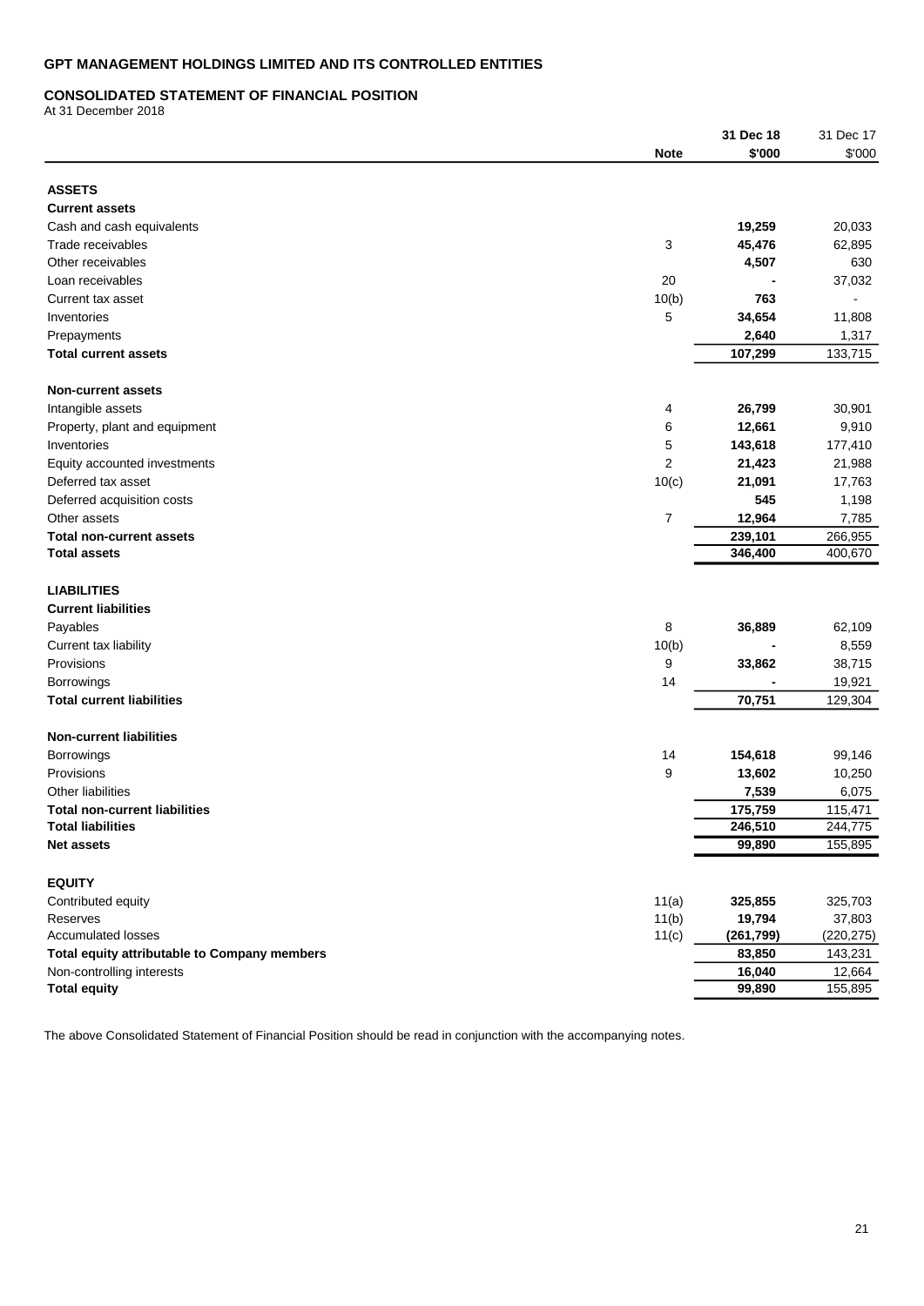**GPT MANAGEMENT HOLDINGS LIMITED AND ITS CONTROLLED ENTITIES**

**CONSOLIDATED STATEMENT OF FINANCIAL POSITION**

At 31 December 2018

| | Note | 31 Dec 18 $'000 | 31 Dec 17 $'000 |
|---|---|---|---|
| **ASSETS** | | | |
| **Current assets** | | | |
| Cash and cash equivalents | | **19,259** | 20,033 |
| Trade receivables | 3 | **45,476** | 62,895 |
| Other receivables | | **4,507** | 630 |
| Loan receivables | 20 | **-** | 37,032 |
| Current tax asset | 10(b) | **763** | - |
| Inventories | 5 | **34,654** | 11,808 |
| Prepayments | | **2,640** | 1,317 |
| **Total current assets** | | **107,299** | 133,715 |
| **Non-current assets** | | | |
| Intangible assets | 4 | **26,799** | 30,901 |
| Property, plant and equipment | 6 | **12,661** | 9,910 |
| Inventories | 5 | **143,618** | 177,410 |
| Equity accounted investments | 2 | **21,423** | 21,988 |
| Deferred tax asset | 10(c) | **21,091** | 17,763 |
| Deferred acquisition costs | | **545** | 1,198 |
| Other assets | 7 | **12,964** | 7,785 |
| **Total non-current assets** | | **239,101** | 266,955 |
| **Total assets** | | **346,400** | 400,670 |
| **LIABILITIES** | | | |
| **Current liabilities** | | | |
| Payables | 8 | **36,889** | 62,109 |
| Current tax liability | 10(b) | **-** | 8,559 |
| Provisions | 9 | **33,862** | 38,715 |
| Borrowings | 14 | **-** | 19,921 |
| **Total current liabilities** | | **70,751** | 129,304 |
| **Non-current liabilities** | | | |
| Borrowings | 14 | **154,618** | 99,146 |
| Provisions | 9 | **13,602** | 10,250 |
| Other liabilities | | **7,539** | 6,075 |
| **Total non-current liabilities** | | **175,759** | 115,471 |
| **Total liabilities** | | **246,510** | 244,775 |
| **Net assets** | | **99,890** | 155,895 |
| **EQUITY** | | | |
| Contributed equity | 11(a) | **325,855** | 325,703 |
| Reserves | 11(b) | **19,794** | 37,803 |
| Accumulated losses | 11(c) | **(261,799)** | (220,275) |
| **Total equity attributable to Company members** | | **83,850** | 143,231 |
| Non-controlling interests | | **16,040** | 12,664 |
| **Total equity** | | **99,890** | 155,895 |

The above Consolidated Statement of Financial Position should be read in conjunction with the accompanying notes.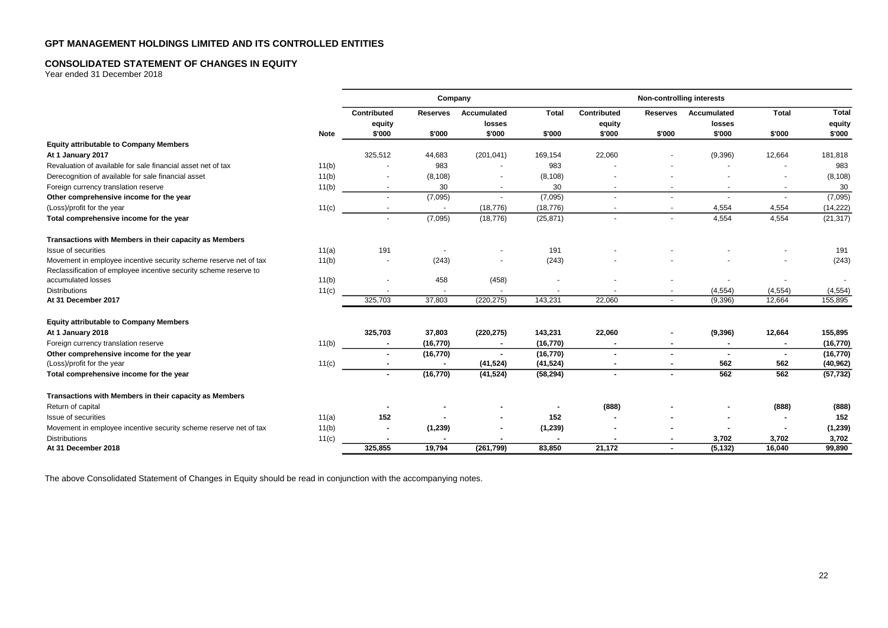**GPT MANAGEMENT HOLDINGS LIMITED AND ITS CONTROLLED ENTITIES**

**CONSOLIDATED STATEMENT OF CHANGES IN EQUITY**

Year ended 31 December 2018

| | | Company | | | | Non-controlling interests | | | | |
|---|---|---|---|---|---|---|---|---|---|---|
| | **Note** | **Contributed equity \$'000** | **Reserves \$'000** | **Accumulated losses \$'000** | **Total \$'000** | **Contributed equity \$'000** | **Reserves \$'000** | **Accumulated losses \$'000** | **Total \$'000** | **Total equity \$'000** |
| **Equity attributable to Company Members** | | | | | | | | | | |
| **At 1 January 2017** | | 325,512 | 44,683 | (201,041) | 169,154 | 22,060 | - | (9,396) | 12,664 | 181,818 |
| Revaluation of available for sale financial asset net of tax | 11(b) | - | 983 | - | 983 | - | - | - | - | 983 |
| Derecognition of available for sale financial asset | 11(b) | - | (8,108) | - | (8,108) | - | - | - | - | (8,108) |
| Foreign currency translation reserve | 11(b) | - | 30 | - | 30 | - | - | - | - | 30 |
| **Other comprehensive income for the year** | | - | (7,095) | - | (7,095) | - | - | - | - | (7,095) |
| (Loss)/profit for the year | 11(c) | - | - | (18,776) | (18,776) | - | - | 4,554 | 4,554 | (14,222) |
| **Total comprehensive income for the year** | | - | (7,095) | (18,776) | (25,871) | - | - | 4,554 | 4,554 | (21,317) |
| **Transactions with Members in their capacity as Members** | | | | | | | | | | |
| Issue of securities | 11(a) | 191 | - | - | 191 | - | - | - | - | 191 |
| Movement in employee incentive security scheme reserve net of tax | 11(b) | - | (243) | - | (243) | - | - | - | - | (243) |
| Reclassification of employee incentive security scheme reserve to accumulated losses | 11(b) | - | 458 | (458) | - | - | - | - | - | - |
| Distributions | 11(c) | - | - | - | - | - | - | (4,554) | (4,554) | (4,554) |
| **At 31 December 2017** | | 325,703 | 37,803 | (220,275) | 143,231 | 22,060 | - | (9,396) | 12,664 | 155,895 |
| **Equity attributable to Company Members** | | | | | | | | | | |
| **At 1 January 2018** | | **325,703** | **37,803** | **(220,275)** | **143,231** | **22,060** | **-** | **(9,396)** | **12,664** | **155,895** |
| Foreign currency translation reserve | 11(b) | **-** | **(16,770)** | **-** | **(16,770)** | **-** | **-** | **-** | **-** | **(16,770)** |
| **Other comprehensive income for the year** | | **-** | **(16,770)** | **-** | **(16,770)** | **-** | **-** | **-** | **-** | **(16,770)** |
| (Loss)/profit for the year | 11(c) | **-** | **-** | **(41,524)** | **(41,524)** | **-** | **-** | **562** | **562** | **(40,962)** |
| **Total comprehensive income for the year** | | **-** | **(16,770)** | **(41,524)** | **(58,294)** | **-** | **-** | **562** | **562** | **(57,732)** |
| **Transactions with Members in their capacity as Members** | | | | | | | | | | |
| Return of capital | | **-** | **-** | **-** | **-** | **(888)** | **-** | **-** | **(888)** | **(888)** |
| Issue of securities | 11(a) | **152** | **-** | **-** | **152** | **-** | **-** | **-** | **-** | **152** |
| Movement in employee incentive security scheme reserve net of tax | 11(b) | **-** | **(1,239)** | **-** | **(1,239)** | **-** | **-** | **-** | **-** | **(1,239)** |
| Distributions | 11(c) | **-** | **-** | **-** | **-** | **-** | **-** | **3,702** | **3,702** | **3,702** |
| **At 31 December 2018** | | **325,855** | **19,794** | **(261,799)** | **83,850** | **21,172** | **-** | **(5,132)** | **16,040** | **99,890** |

The above Consolidated Statement of Changes in Equity should be read in conjunction with the accompanying notes.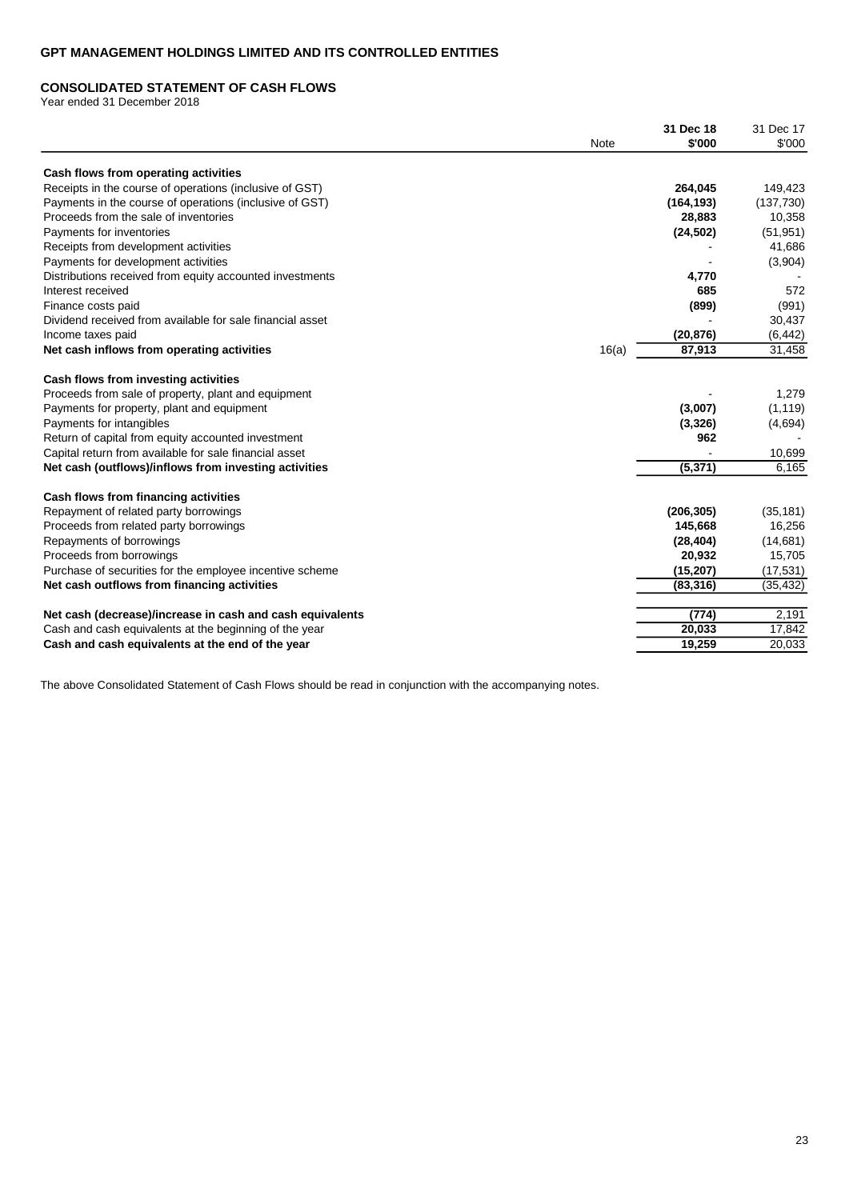**GPT MANAGEMENT HOLDINGS LIMITED AND ITS CONTROLLED ENTITIES**

**CONSOLIDATED STATEMENT OF CASH FLOWS**
Year ended 31 December 2018

| | Note | 31 Dec 18 $'000 | 31 Dec 17 $'000 |
|---|---|---|---|
| **Cash flows from operating activities** | | | |
| Receipts in the course of operations (inclusive of GST) | | **264,045** | 149,423 |
| Payments in the course of operations (inclusive of GST) | | **(164,193)** | (137,730) |
| Proceeds from the sale of inventories | | **28,883** | 10,358 |
| Payments for inventories | | **(24,502)** | (51,951) |
| Receipts from development activities | | **-** | 41,686 |
| Payments for development activities | | **-** | (3,904) |
| Distributions received from equity accounted investments | | **4,770** | - |
| Interest received | | **685** | 572 |
| Finance costs paid | | **(899)** | (991) |
| Dividend received from available for sale financial asset | | **-** | 30,437 |
| Income taxes paid | | **(20,876)** | (6,442) |
| **Net cash inflows from operating activities** | 16(a) | **87,913** | 31,458 |
| **Cash flows from investing activities** | | | |
| Proceeds from sale of property, plant and equipment | | **-** | 1,279 |
| Payments for property, plant and equipment | | **(3,007)** | (1,119) |
| Payments for intangibles | | **(3,326)** | (4,694) |
| Return of capital from equity accounted investment | | **962** | - |
| Capital return from available for sale financial asset | | **-** | 10,699 |
| **Net cash (outflows)/inflows from investing activities** | | **(5,371)** | 6,165 |
| **Cash flows from financing activities** | | | |
| Repayment of related party borrowings | | **(206,305)** | (35,181) |
| Proceeds from related party borrowings | | **145,668** | 16,256 |
| Repayments of borrowings | | **(28,404)** | (14,681) |
| Proceeds from borrowings | | **20,932** | 15,705 |
| Purchase of securities for the employee incentive scheme | | **(15,207)** | (17,531) |
| **Net cash outflows from financing activities** | | **(83,316)** | (35,432) |
| **Net cash (decrease)/increase in cash and cash equivalents** | | **(774)** | 2,191 |
| Cash and cash equivalents at the beginning of the year | | **20,033** | 17,842 |
| **Cash and cash equivalents at the end of the year** | | **19,259** | 20,033 |

The above Consolidated Statement of Cash Flows should be read in conjunction with the accompanying notes.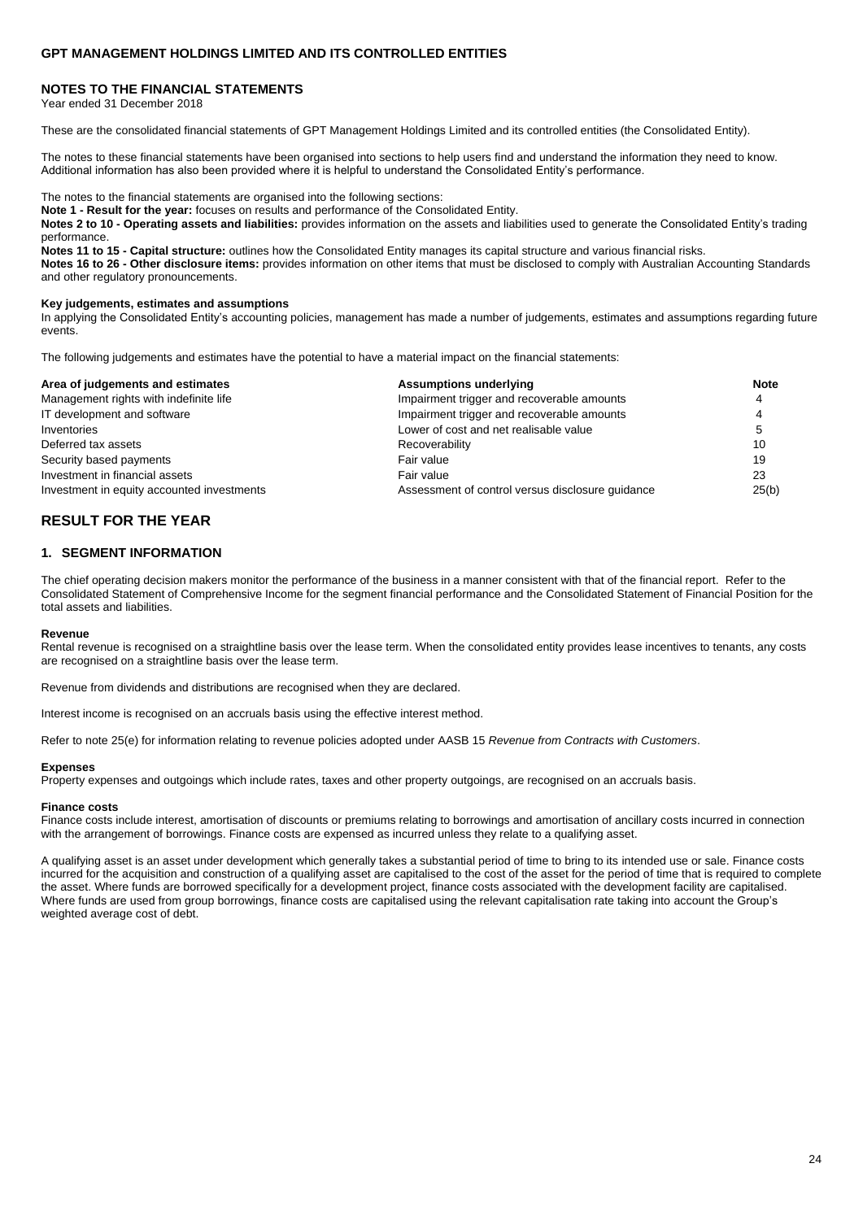## NOTES TO THE FINANCIAL STATEMENTS

Year ended 31 December 2018

These are the consolidated financial statements of GPT Management Holdings Limited and its controlled entities (the Consolidated Entity).

The notes to these financial statements have been organised into sections to help users find and understand the information they need to know. Additional information has also been provided where it is helpful to understand the Consolidated Entity's performance.

The notes to the financial statements are organised into the following sections:

**Note 1 - Result for the year:** focuses on results and performance of the Consolidated Entity.

**Notes 2 to 10 - Operating assets and liabilities:** provides information on the assets and liabilities used to generate the Consolidated Entity's trading performance.

**Notes 11 to 15 - Capital structure:** outlines how the Consolidated Entity manages its capital structure and various financial risks.

**Notes 16 to 26 - Other disclosure items:** provides information on other items that must be disclosed to comply with Australian Accounting Standards and other regulatory pronouncements.

### Key judgements, estimates and assumptions

In applying the Consolidated Entity's accounting policies, management has made a number of judgements, estimates and assumptions regarding future events.

The following judgements and estimates have the potential to have a material impact on the financial statements:

| Area of judgements and estimates | Assumptions underlying | Note |
|---|---|---|
| Management rights with indefinite life | Impairment trigger and recoverable amounts | 4 |
| IT development and software | Impairment trigger and recoverable amounts | 4 |
| Inventories | Lower of cost and net realisable value | 5 |
| Deferred tax assets | Recoverability | 10 |
| Security based payments | Fair value | 19 |
| Investment in financial assets | Fair value | 23 |
| Investment in equity accounted investments | Assessment of control versus disclosure guidance | 25(b) |

# RESULT FOR THE YEAR

## 1. SEGMENT INFORMATION

The chief operating decision makers monitor the performance of the business in a manner consistent with that of the financial report. Refer to the Consolidated Statement of Comprehensive Income for the segment financial performance and the Consolidated Statement of Financial Position for the total assets and liabilities.

#### Revenue

Rental revenue is recognised on a straightline basis over the lease term. When the consolidated entity provides lease incentives to tenants, any costs are recognised on a straightline basis over the lease term.

Revenue from dividends and distributions are recognised when they are declared.

Interest income is recognised on an accruals basis using the effective interest method.

Refer to note 25(e) for information relating to revenue policies adopted under AASB 15 *Revenue from Contracts with Customers*.

#### Expenses

Property expenses and outgoings which include rates, taxes and other property outgoings, are recognised on an accruals basis.

#### Finance costs

Finance costs include interest, amortisation of discounts or premiums relating to borrowings and amortisation of ancillary costs incurred in connection with the arrangement of borrowings. Finance costs are expensed as incurred unless they relate to a qualifying asset.

A qualifying asset is an asset under development which generally takes a substantial period of time to bring to its intended use or sale. Finance costs incurred for the acquisition and construction of a qualifying asset are capitalised to the cost of the asset for the period of time that is required to complete the asset. Where funds are borrowed specifically for a development project, finance costs associated with the development facility are capitalised. Where funds are used from group borrowings, finance costs are capitalised using the relevant capitalisation rate taking into account the Group's weighted average cost of debt.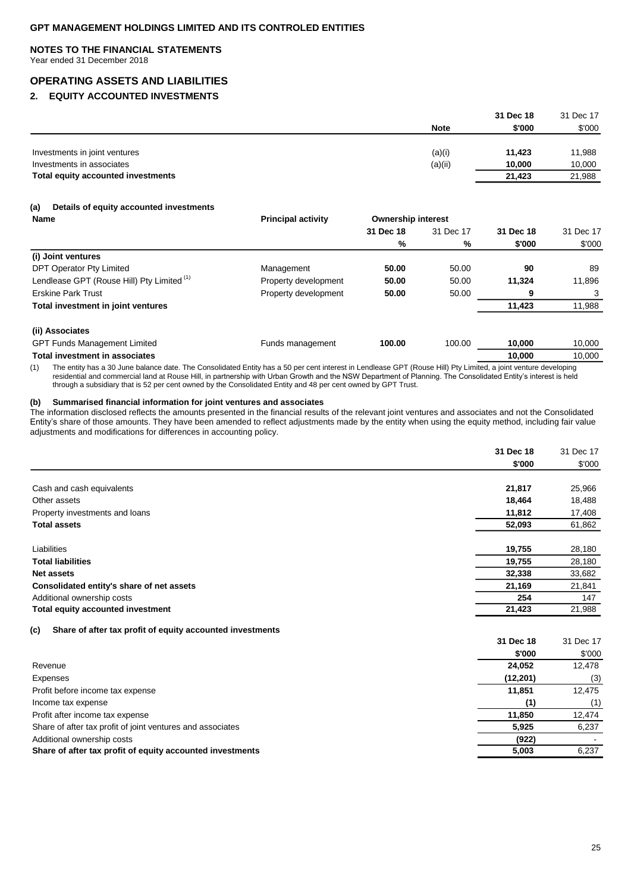# GPT MANAGEMENT HOLDINGS LIMITED AND ITS CONTROLED ENTITIES

## NOTES TO THE FINANCIAL STATEMENTS

Year ended 31 December 2018

## OPERATING ASSETS AND LIABILITIES

### 2. EQUITY ACCOUNTED INVESTMENTS

| | Note | 31 Dec 18 $'000 | 31 Dec 17 $'000 |
|---|---|---|---|
| Investments in joint ventures | (a)(i) | **11,423** | 11,988 |
| Investments in associates | (a)(ii) | **10,000** | 10,000 |
| **Total equity accounted investments** | | **21,423** | 21,988 |

#### (a) Details of equity accounted investments

| Name | Principal activity | Ownership interest 31 Dec 18 % | Ownership interest 31 Dec 17 % | 31 Dec 18 $'000 | 31 Dec 17 $'000 |
|---|---|---|---|---|---|
| **(i) Joint ventures** | | | | | |
| DPT Operator Pty Limited | Management | **50.00** | 50.00 | **90** | 89 |
| Lendlease GPT (Rouse Hill) Pty Limited [(1)] | Property development | **50.00** | 50.00 | **11,324** | 11,896 |
| Erskine Park Trust | Property development | **50.00** | 50.00 | **9** | 3 |
| **Total investment in joint ventures** | | | | **11,423** | 11,988 |
| **(ii) Associates** | | | | | |
| GPT Funds Management Limited | Funds management | **100.00** | 100.00 | **10,000** | 10,000 |
| **Total investment in associates** | | | | **10,000** | 10,000 |

(1) The entity has a 30 June balance date. The Consolidated Entity has a 50 per cent interest in Lendlease GPT (Rouse Hill) Pty Limited, a joint venture developing residential and commercial land at Rouse Hill, in partnership with Urban Growth and the NSW Department of Planning. The Consolidated Entity's interest is held through a subsidiary that is 52 per cent owned by the Consolidated Entity and 48 per cent owned by GPT Trust.

#### (b) Summarised financial information for joint ventures and associates

The information disclosed reflects the amounts presented in the financial results of the relevant joint ventures and associates and not the Consolidated Entity's share of those amounts. They have been amended to reflect adjustments made by the entity when using the equity method, including fair value adjustments and modifications for differences in accounting policy.

| | 31 Dec 18 $'000 | 31 Dec 17 $'000 |
|---|---|---|
| Cash and cash equivalents | **21,817** | 25,966 |
| Other assets | **18,464** | 18,488 |
| Property investments and loans | **11,812** | 17,408 |
| **Total assets** | **52,093** | 61,862 |
| Liabilities | **19,755** | 28,180 |
| **Total liabilities** | **19,755** | 28,180 |
| **Net assets** | **32,338** | 33,682 |
| **Consolidated entity's share of net assets** | **21,169** | 21,841 |
| Additional ownership costs | **254** | 147 |
| **Total equity accounted investment** | **21,423** | 21,988 |

#### (c) Share of after tax profit of equity accounted investments

| | 31 Dec 18 $'000 | 31 Dec 17 $'000 |
|---|---|---|
| Revenue | **24,052** | 12,478 |
| Expenses | **(12,201)** | (3) |
| Profit before income tax expense | **11,851** | 12,475 |
| Income tax expense | **(1)** | (1) |
| Profit after income tax expense | **11,850** | 12,474 |
| Share of after tax profit of joint ventures and associates | **5,925** | 6,237 |
| Additional ownership costs | **(922)** | - |
| **Share of after tax profit of equity accounted investments** | **5,003** | 6,237 |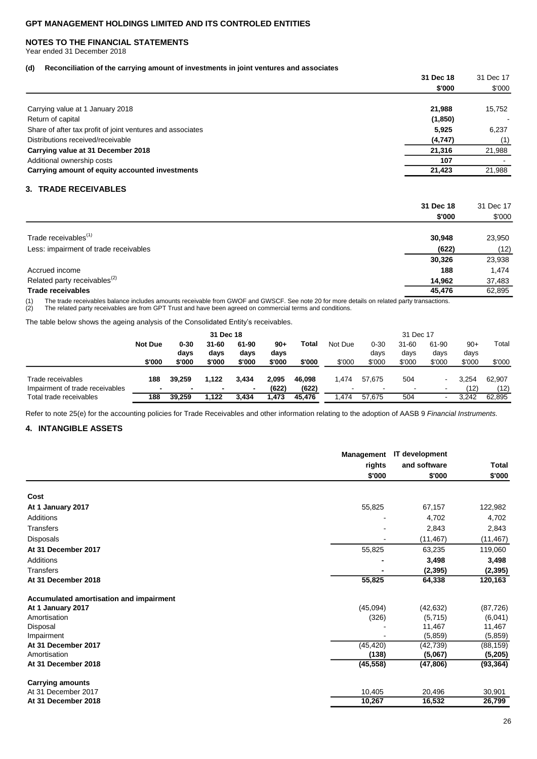# GPT MANAGEMENT HOLDINGS LIMITED AND ITS CONTROLED ENTITIES

## NOTES TO THE FINANCIAL STATEMENTS

Year ended 31 December 2018

### (d) Reconciliation of the carrying amount of investments in joint ventures and associates

| | 31 Dec 18 | 31 Dec 17 |
|---|---|---|
| | $'000 | $'000 |
| Carrying value at 1 January 2018 | 21,988 | 15,752 |
| Return of capital | (1,850) | - |
| Share of after tax profit of joint ventures and associates | 5,925 | 6,237 |
| Distributions received/receivable | (4,747) | (1) |
| **Carrying value at 31 December 2018** | 21,316 | 21,988 |
| Additional ownership costs | 107 | - |
| **Carrying amount of equity accounted investments** | 21,423 | 21,988 |

## 3. TRADE RECEIVABLES

| | 31 Dec 18 | 31 Dec 17 |
|---|---|---|
| | $'000 | $'000 |
| Trade receivables[(1)] | 30,948 | 23,950 |
| Less: impairment of trade receivables | (622) | (12) |
| | 30,326 | 23,938 |
| Accrued income | 188 | 1,474 |
| Related party receivables[(2)] | 14,962 | 37,483 |
| **Trade receivables** | 45,476 | 62,895 |

(1) The trade receivables balance includes amounts receivable from GWOF and GWSCF. See note 20 for more details on related party transactions.
(2) The related party receivables are from GPT Trust and have been agreed on commercial terms and conditions.

The table below shows the ageing analysis of the Consolidated Entity's receivables.

| | 31 Dec 18 | | | | | | 31 Dec 17 | | | | | |
|---|---|---|---|---|---|---|---|---|---|---|---|---|
| | Not Due | 0-30 days | 31-60 days | 61-90 days | 90+ days | Total | Not Due | 0-30 days | 31-60 days | 61-90 days | 90+ days | Total |
| | $'000 | $'000 | $'000 | $'000 | $'000 | $'000 | $'000 | $'000 | $'000 | $'000 | $'000 | $'000 |
| Trade receivables | 188 | 39,259 | 1,122 | 3,434 | 2,095 | 46,098 | 1,474 | 57,675 | 504 | - | 3,254 | 62,907 |
| Impairment of trade receivables | - | - | - | - | (622) | (622) | - | - | - | - | (12) | (12) |
| Total trade receivables | 188 | 39,259 | 1,122 | 3,434 | 1,473 | 45,476 | 1,474 | 57,675 | 504 | - | 3,242 | 62,895 |

Refer to note 25(e) for the accounting policies for Trade Receivables and other information relating to the adoption of AASB 9 *Financial Instruments.*

## 4. INTANGIBLE ASSETS

| | Management rights | IT development and software | Total |
|---|---|---|---|
| | $'000 | $'000 | $'000 |
| **Cost** | | | |
| **At 1 January 2017** | 55,825 | 67,157 | 122,982 |
| Additions | - | 4,702 | 4,702 |
| Transfers | - | 2,843 | 2,843 |
| Disposals | - | (11,467) | (11,467) |
| **At 31 December 2017** | 55,825 | 63,235 | 119,060 |
| Additions | - | 3,498 | 3,498 |
| Transfers | - | (2,395) | (2,395) |
| **At 31 December 2018** | 55,825 | 64,338 | 120,163 |
| **Accumulated amortisation and impairment** | | | |
| **At 1 January 2017** | (45,094) | (42,632) | (87,726) |
| Amortisation | (326) | (5,715) | (6,041) |
| Disposal | - | 11,467 | 11,467 |
| Impairment | - | (5,859) | (5,859) |
| **At 31 December 2017** | (45,420) | (42,739) | (88,159) |
| Amortisation | (138) | (5,067) | (5,205) |
| **At 31 December 2018** | (45,558) | (47,806) | (93,364) |
| **Carrying amounts** | | | |
| At 31 December 2017 | 10,405 | 20,496 | 30,901 |
| **At 31 December 2018** | 10,267 | 16,532 | 26,799 |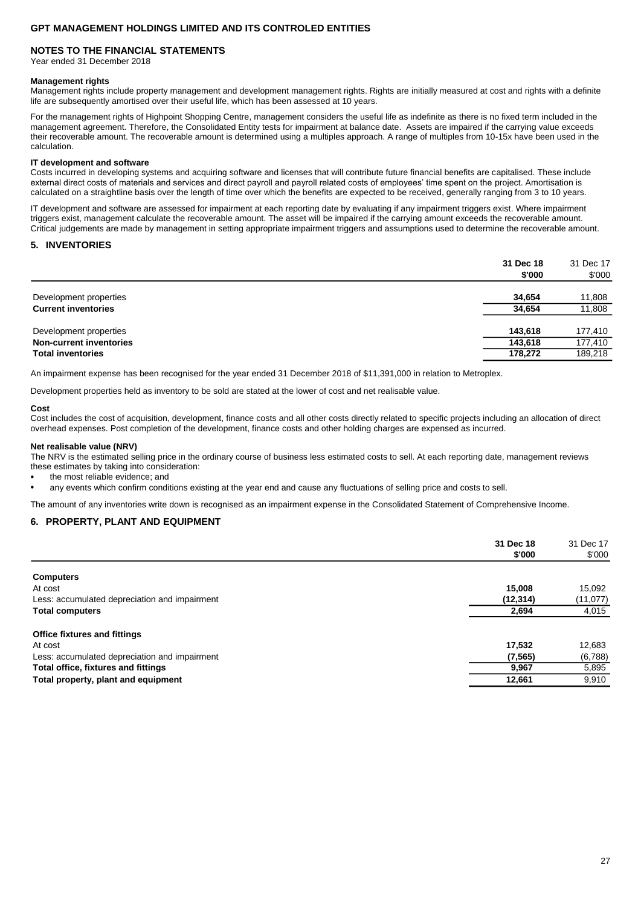## NOTES TO THE FINANCIAL STATEMENTS

Year ended 31 December 2018

**Management rights**

Management rights include property management and development management rights. Rights are initially measured at cost and rights with a definite life are subsequently amortised over their useful life, which has been assessed at 10 years.

For the management rights of Highpoint Shopping Centre, management considers the useful life as indefinite as there is no fixed term included in the management agreement. Therefore, the Consolidated Entity tests for impairment at balance date. Assets are impaired if the carrying value exceeds their recoverable amount. The recoverable amount is determined using a multiples approach. A range of multiples from 10-15x have been used in the calculation.

**IT development and software**

Costs incurred in developing systems and acquiring software and licenses that will contribute future financial benefits are capitalised. These include external direct costs of materials and services and direct payroll and payroll related costs of employees' time spent on the project. Amortisation is calculated on a straightline basis over the length of time over which the benefits are expected to be received, generally ranging from 3 to 10 years.

IT development and software are assessed for impairment at each reporting date by evaluating if any impairment triggers exist. Where impairment triggers exist, management calculate the recoverable amount. The asset will be impaired if the carrying amount exceeds the recoverable amount. Critical judgements are made by management in setting appropriate impairment triggers and assumptions used to determine the recoverable amount.

## 5. INVENTORIES

| | 31 Dec 18 $'000 | 31 Dec 17 $'000 |
|---|---|---|
| Development properties | **34,654** | 11,808 |
| **Current inventories** | **34,654** | 11,808 |
| Development properties | **143,618** | 177,410 |
| **Non-current inventories** | **143,618** | 177,410 |
| **Total inventories** | **178,272** | 189,218 |

An impairment expense has been recognised for the year ended 31 December 2018 of $11,391,000 in relation to Metroplex.

Development properties held as inventory to be sold are stated at the lower of cost and net realisable value.

**Cost**

Cost includes the cost of acquisition, development, finance costs and all other costs directly related to specific projects including an allocation of direct overhead expenses. Post completion of the development, finance costs and other holding charges are expensed as incurred.

**Net realisable value (NRV)**

The NRV is the estimated selling price in the ordinary course of business less estimated costs to sell. At each reporting date, management reviews these estimates by taking into consideration:

- the most reliable evidence; and
- any events which confirm conditions existing at the year end and cause any fluctuations of selling price and costs to sell.

The amount of any inventories write down is recognised as an impairment expense in the Consolidated Statement of Comprehensive Income.

## 6. PROPERTY, PLANT AND EQUIPMENT

| | 31 Dec 18 $'000 | 31 Dec 17 $'000 |
|---|---|---|
| **Computers** | | |
| At cost | **15,008** | 15,092 |
| Less: accumulated depreciation and impairment | **(12,314)** | (11,077) |
| **Total computers** | **2,694** | 4,015 |
| **Office fixtures and fittings** | | |
| At cost | **17,532** | 12,683 |
| Less: accumulated depreciation and impairment | **(7,565)** | (6,788) |
| **Total office, fixtures and fittings** | **9,967** | 5,895 |
| **Total property, plant and equipment** | **12,661** | 9,910 |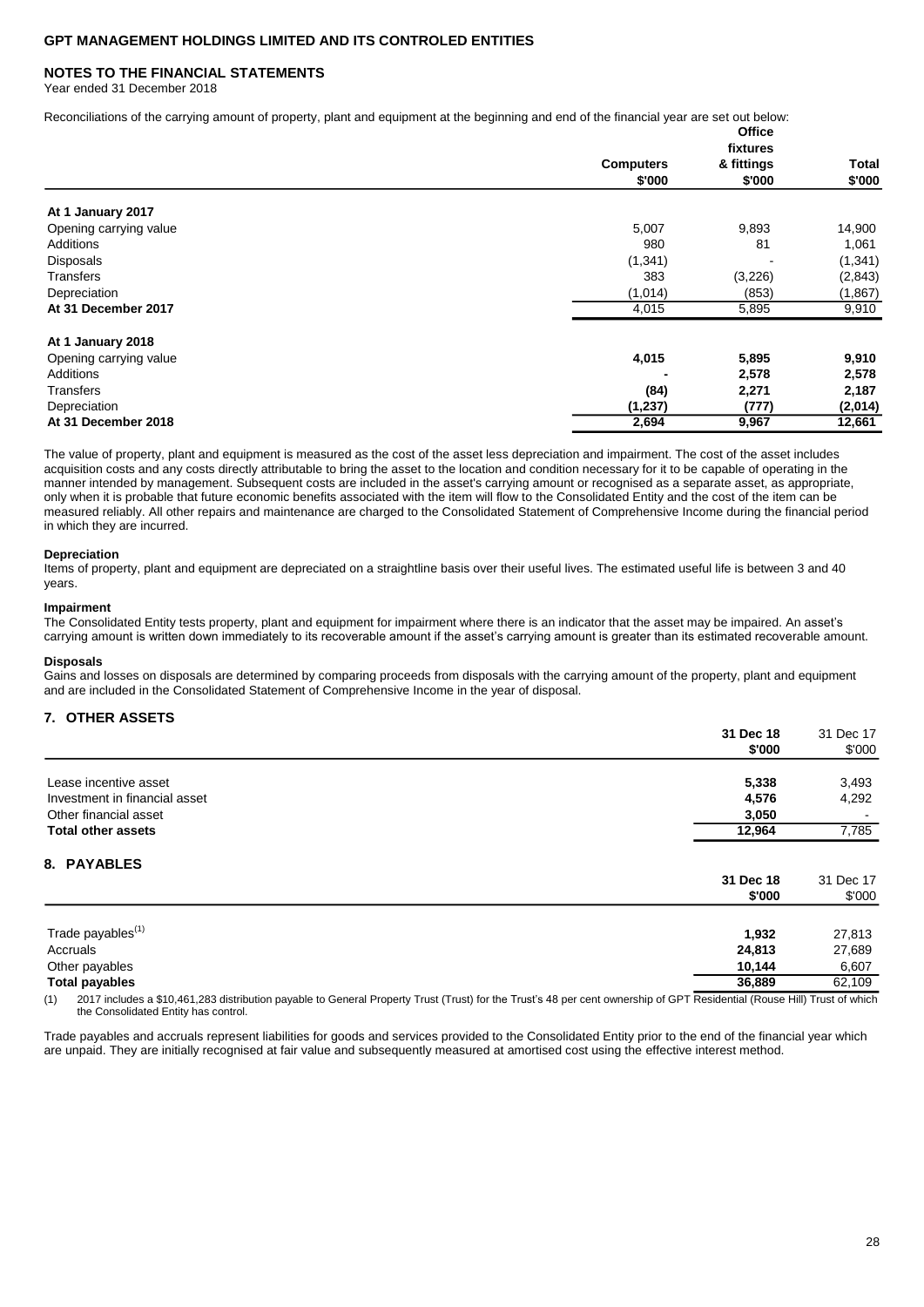# GPT MANAGEMENT HOLDINGS LIMITED AND ITS CONTROLED ENTITIES

## NOTES TO THE FINANCIAL STATEMENTS

Year ended 31 December 2018

Reconciliations of the carrying amount of property, plant and equipment at the beginning and end of the financial year are set out below:

| | Computers $'000 | Office fixtures & fittings $'000 | Total $'000 |
|---|---|---|---|
| **At 1 January 2017** | | | |
| Opening carrying value | 5,007 | 9,893 | 14,900 |
| Additions | 980 | 81 | 1,061 |
| Disposals | (1,341) | - | (1,341) |
| Transfers | 383 | (3,226) | (2,843) |
| Depreciation | (1,014) | (853) | (1,867) |
| **At 31 December 2017** | 4,015 | 5,895 | 9,910 |
| **At 1 January 2018** | | | |
| Opening carrying value | **4,015** | **5,895** | **9,910** |
| Additions | **-** | **2,578** | **2,578** |
| Transfers | **(84)** | **2,271** | **2,187** |
| Depreciation | **(1,237)** | **(777)** | **(2,014)** |
| **At 31 December 2018** | **2,694** | **9,967** | **12,661** |

The value of property, plant and equipment is measured as the cost of the asset less depreciation and impairment. The cost of the asset includes acquisition costs and any costs directly attributable to bring the asset to the location and condition necessary for it to be capable of operating in the manner intended by management. Subsequent costs are included in the asset's carrying amount or recognised as a separate asset, as appropriate, only when it is probable that future economic benefits associated with the item will flow to the Consolidated Entity and the cost of the item can be measured reliably. All other repairs and maintenance are charged to the Consolidated Statement of Comprehensive Income during the financial period in which they are incurred.

**Depreciation**

Items of property, plant and equipment are depreciated on a straightline basis over their useful lives. The estimated useful life is between 3 and 40 years.

**Impairment**

The Consolidated Entity tests property, plant and equipment for impairment where there is an indicator that the asset may be impaired. An asset's carrying amount is written down immediately to its recoverable amount if the asset's carrying amount is greater than its estimated recoverable amount.

**Disposals**

Gains and losses on disposals are determined by comparing proceeds from disposals with the carrying amount of the property, plant and equipment and are included in the Consolidated Statement of Comprehensive Income in the year of disposal.

## 7. OTHER ASSETS

| | 31 Dec 18 $'000 | 31 Dec 17 $'000 |
|---|---|---|
| Lease incentive asset | **5,338** | 3,493 |
| Investment in financial asset | **4,576** | 4,292 |
| Other financial asset | **3,050** | - |
| **Total other assets** | **12,964** | 7,785 |

## 8. PAYABLES

| | 31 Dec 18 $'000 | 31 Dec 17 $'000 |
|---|---|---|
| Trade payables(1) | **1,932** | 27,813 |
| Accruals | **24,813** | 27,689 |
| Other payables | **10,144** | 6,607 |
| **Total payables** | **36,889** | 62,109 |

(1) 2017 includes a $10,461,283 distribution payable to General Property Trust (Trust) for the Trust's 48 per cent ownership of GPT Residential (Rouse Hill) Trust of which the Consolidated Entity has control.

Trade payables and accruals represent liabilities for goods and services provided to the Consolidated Entity prior to the end of the financial year which are unpaid. They are initially recognised at fair value and subsequently measured at amortised cost using the effective interest method.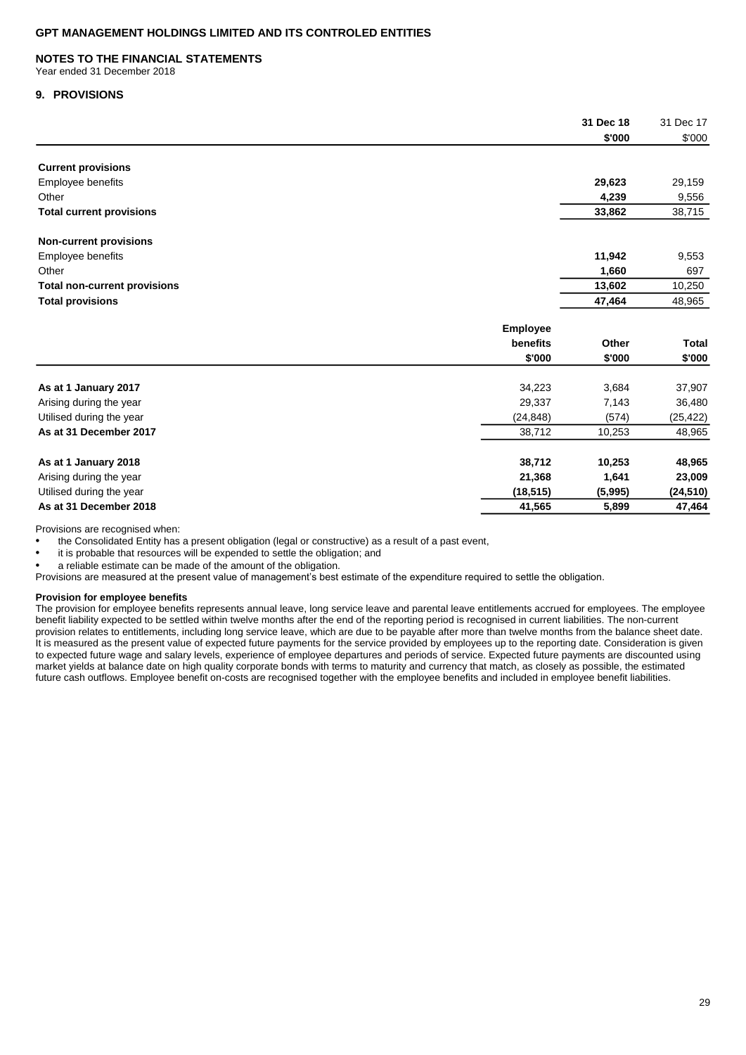**GPT MANAGEMENT HOLDINGS LIMITED AND ITS CONTROLED ENTITIES**

**NOTES TO THE FINANCIAL STATEMENTS**
Year ended 31 December 2018

## 9. PROVISIONS

| | **31 Dec 18** | 31 Dec 17 |
|---|---|---|
| | **\$'000** | \$'000 |
| **Current provisions** | | |
| Employee benefits | **29,623** | 29,159 |
| Other | **4,239** | 9,556 |
| **Total current provisions** | **33,862** | 38,715 |
| **Non-current provisions** | | |
| Employee benefits | **11,942** | 9,553 |
| Other | **1,660** | 697 |
| **Total non-current provisions** | **13,602** | 10,250 |
| **Total provisions** | **47,464** | 48,965 |

| | **Employee benefits** | **Other** | **Total** |
|---|---|---|---|
| | **\$'000** | **\$'000** | **\$'000** |
| **As at 1 January 2017** | 34,223 | 3,684 | 37,907 |
| Arising during the year | 29,337 | 7,143 | 36,480 |
| Utilised during the year | (24,848) | (574) | (25,422) |
| **As at 31 December 2017** | 38,712 | 10,253 | 48,965 |
| **As at 1 January 2018** | **38,712** | **10,253** | **48,965** |
| Arising during the year | **21,368** | **1,641** | **23,009** |
| Utilised during the year | **(18,515)** | **(5,995)** | **(24,510)** |
| **As at 31 December 2018** | **41,565** | **5,899** | **47,464** |

Provisions are recognised when:

- the Consolidated Entity has a present obligation (legal or constructive) as a result of a past event,
- it is probable that resources will be expended to settle the obligation; and
- a reliable estimate can be made of the amount of the obligation.

Provisions are measured at the present value of management's best estimate of the expenditure required to settle the obligation.

**Provision for employee benefits**

The provision for employee benefits represents annual leave, long service leave and parental leave entitlements accrued for employees. The employee benefit liability expected to be settled within twelve months after the end of the reporting period is recognised in current liabilities. The non-current provision relates to entitlements, including long service leave, which are due to be payable after more than twelve months from the balance sheet date. It is measured as the present value of expected future payments for the service provided by employees up to the reporting date. Consideration is given to expected future wage and salary levels, experience of employee departures and periods of service. Expected future payments are discounted using market yields at balance date on high quality corporate bonds with terms to maturity and currency that match, as closely as possible, the estimated future cash outflows. Employee benefit on-costs are recognised together with the employee benefits and included in employee benefit liabilities.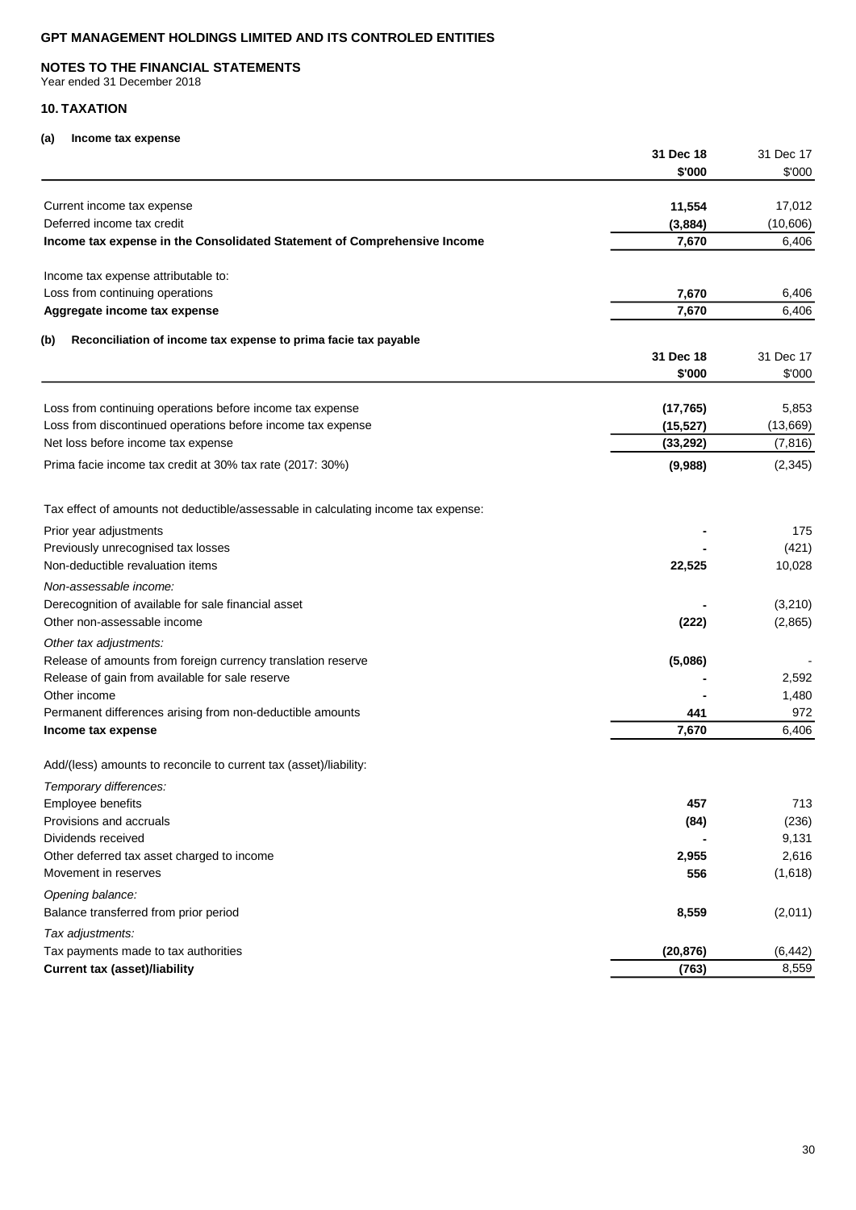# GPT MANAGEMENT HOLDINGS LIMITED AND ITS CONTROLED ENTITIES

## NOTES TO THE FINANCIAL STATEMENTS

Year ended 31 December 2018

## 10. TAXATION

### (a) Income tax expense

| | 31 Dec 18 $'000 | 31 Dec 17 $'000 |
|---|---|---|
| Current income tax expense | **11,554** | 17,012 |
| Deferred income tax credit | **(3,884)** | (10,606) |
| **Income tax expense in the Consolidated Statement of Comprehensive Income** | **7,670** | 6,406 |
| Income tax expense attributable to: | | |
| Loss from continuing operations | **7,670** | 6,406 |
| **Aggregate income tax expense** | **7,670** | 6,406 |

### (b) Reconciliation of income tax expense to prima facie tax payable

| | 31 Dec 18 $'000 | 31 Dec 17 $'000 |
|---|---|---|
| Loss from continuing operations before income tax expense | **(17,765)** | 5,853 |
| Loss from discontinued operations before income tax expense | **(15,527)** | (13,669) |
| Net loss before income tax expense | **(33,292)** | (7,816) |
| Prima facie income tax credit at 30% tax rate (2017: 30%) | **(9,988)** | (2,345) |
| Tax effect of amounts not deductible/assessable in calculating income tax expense: | | |
| Prior year adjustments | **-** | 175 |
| Previously unrecognised tax losses | **-** | (421) |
| Non-deductible revaluation items | **22,525** | 10,028 |
| *Non-assessable income:* | | |
| Derecognition of available for sale financial asset | **-** | (3,210) |
| Other non-assessable income | **(222)** | (2,865) |
| *Other tax adjustments:* | | |
| Release of amounts from foreign currency translation reserve | **(5,086)** | - |
| Release of gain from available for sale reserve | **-** | 2,592 |
| Other income | **-** | 1,480 |
| Permanent differences arising from non-deductible amounts | **441** | 972 |
| **Income tax expense** | **7,670** | 6,406 |
| Add/(less) amounts to reconcile to current tax (asset)/liability: | | |
| *Temporary differences:* | | |
| Employee benefits | **457** | 713 |
| Provisions and accruals | **(84)** | (236) |
| Dividends received | **-** | 9,131 |
| Other deferred tax asset charged to income | **2,955** | 2,616 |
| Movement in reserves | **556** | (1,618) |
| *Opening balance:* | | |
| Balance transferred from prior period | **8,559** | (2,011) |
| *Tax adjustments:* | | |
| Tax payments made to tax authorities | **(20,876)** | (6,442) |
| **Current tax (asset)/liability** | **(763)** | 8,559 |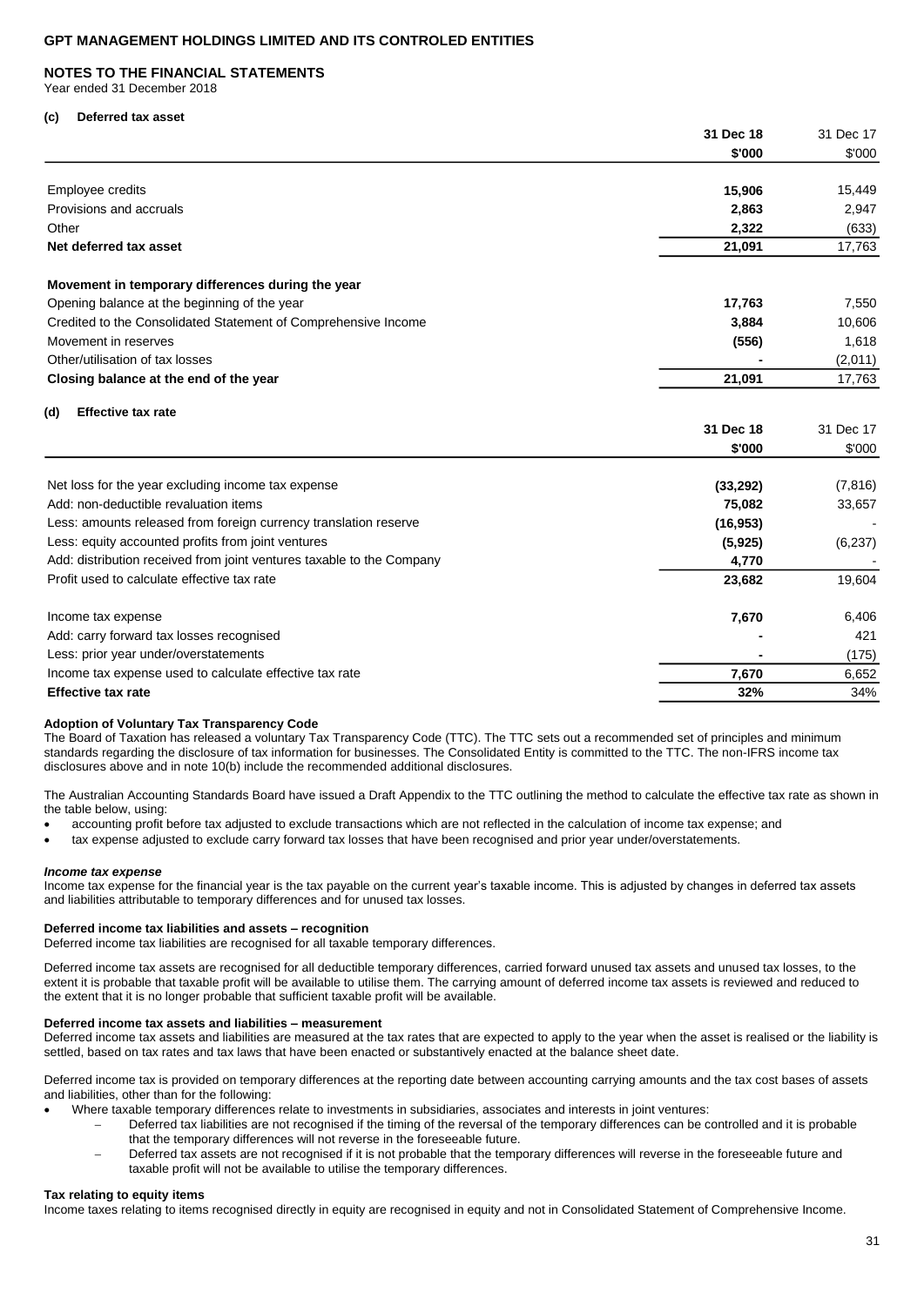**GPT MANAGEMENT HOLDINGS LIMITED AND ITS CONTROLED ENTITIES**

**NOTES TO THE FINANCIAL STATEMENTS**
Year ended 31 December 2018

#### (c) Deferred tax asset

| | 31 Dec 18 | 31 Dec 17 |
|---|---|---|
| | $'000 | $'000 |
| Employee credits | **15,906** | 15,449 |
| Provisions and accruals | **2,863** | 2,947 |
| Other | **2,322** | (633) |
| **Net deferred tax asset** | **21,091** | 17,763 |
| **Movement in temporary differences during the year** | | |
| Opening balance at the beginning of the year | **17,763** | 7,550 |
| Credited to the Consolidated Statement of Comprehensive Income | **3,884** | 10,606 |
| Movement in reserves | **(556)** | 1,618 |
| Other/utilisation of tax losses | **-** | (2,011) |
| **Closing balance at the end of the year** | **21,091** | 17,763 |

#### (d) Effective tax rate

| | 31 Dec 18 | 31 Dec 17 |
|---|---|---|
| | $'000 | $'000 |
| Net loss for the year excluding income tax expense | **(33,292)** | (7,816) |
| Add: non-deductible revaluation items | **75,082** | 33,657 |
| Less: amounts released from foreign currency translation reserve | **(16,953)** | - |
| Less: equity accounted profits from joint ventures | **(5,925)** | (6,237) |
| Add: distribution received from joint ventures taxable to the Company | **4,770** | - |
| Profit used to calculate effective tax rate | **23,682** | 19,604 |
| Income tax expense | **7,670** | 6,406 |
| Add: carry forward tax losses recognised | **-** | 421 |
| Less: prior year under/overstatements | **-** | (175) |
| Income tax expense used to calculate effective tax rate | **7,670** | 6,652 |
| **Effective tax rate** | **32%** | 34% |

**Adoption of Voluntary Tax Transparency Code**
The Board of Taxation has released a voluntary Tax Transparency Code (TTC). The TTC sets out a recommended set of principles and minimum standards regarding the disclosure of tax information for businesses. The Consolidated Entity is committed to the TTC. The non-IFRS income tax disclosures above and in note 10(b) include the recommended additional disclosures.

The Australian Accounting Standards Board have issued a Draft Appendix to the TTC outlining the method to calculate the effective tax rate as shown in the table below, using:

- accounting profit before tax adjusted to exclude transactions which are not reflected in the calculation of income tax expense; and
- tax expense adjusted to exclude carry forward tax losses that have been recognised and prior year under/overstatements.

***Income tax expense***
Income tax expense for the financial year is the tax payable on the current year's taxable income. This is adjusted by changes in deferred tax assets and liabilities attributable to temporary differences and for unused tax losses.

**Deferred income tax liabilities and assets – recognition**
Deferred income tax liabilities are recognised for all taxable temporary differences.

Deferred income tax assets are recognised for all deductible temporary differences, carried forward unused tax assets and unused tax losses, to the extent it is probable that taxable profit will be available to utilise them. The carrying amount of deferred income tax assets is reviewed and reduced to the extent that it is no longer probable that sufficient taxable profit will be available.

**Deferred income tax assets and liabilities – measurement**
Deferred income tax assets and liabilities are measured at the tax rates that are expected to apply to the year when the asset is realised or the liability is settled, based on tax rates and tax laws that have been enacted or substantively enacted at the balance sheet date.

Deferred income tax is provided on temporary differences at the reporting date between accounting carrying amounts and the tax cost bases of assets and liabilities, other than for the following:

- Where taxable temporary differences relate to investments in subsidiaries, associates and interests in joint ventures:
  - Deferred tax liabilities are not recognised if the timing of the reversal of the temporary differences can be controlled and it is probable that the temporary differences will not reverse in the foreseeable future.
  - Deferred tax assets are not recognised if it is not probable that the temporary differences will reverse in the foreseeable future and taxable profit will not be available to utilise the temporary differences.

**Tax relating to equity items**
Income taxes relating to items recognised directly in equity are recognised in equity and not in Consolidated Statement of Comprehensive Income.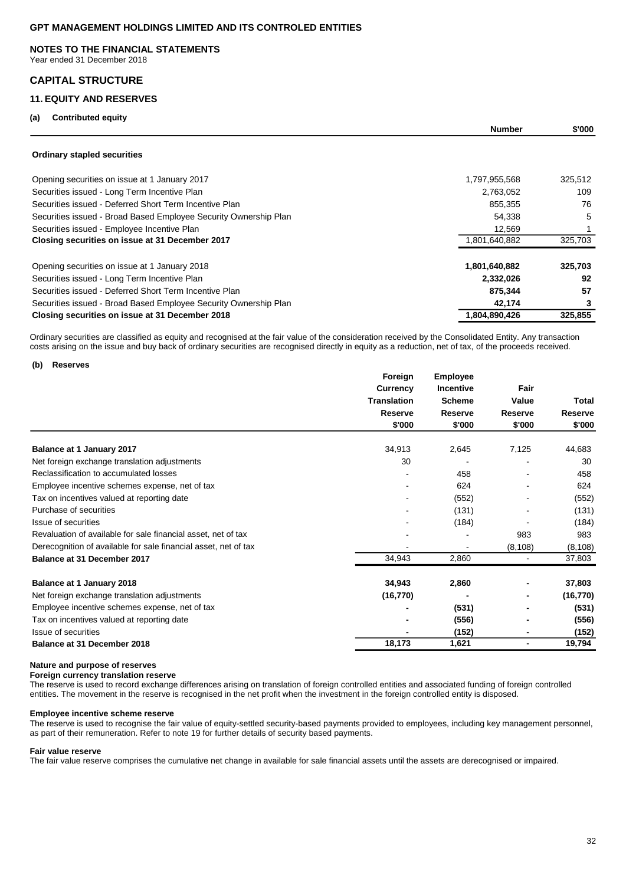GPT MANAGEMENT HOLDINGS LIMITED AND ITS CONTROLED ENTITIES

**NOTES TO THE FINANCIAL STATEMENTS**
Year ended 31 December 2018

## CAPITAL STRUCTURE

### 11. EQUITY AND RESERVES

**(a) Contributed equity**

| | Number | $'000 |
|---|---|---|
| **Ordinary stapled securities** | | |
| Opening securities on issue at 1 January 2017 | 1,797,955,568 | 325,512 |
| Securities issued - Long Term Incentive Plan | 2,763,052 | 109 |
| Securities issued - Deferred Short Term Incentive Plan | 855,355 | 76 |
| Securities issued - Broad Based Employee Security Ownership Plan | 54,338 | 5 |
| Securities issued - Employee Incentive Plan | 12,569 | 1 |
| **Closing securities on issue at 31 December 2017** | 1,801,640,882 | 325,703 |
| Opening securities on issue at 1 January 2018 | **1,801,640,882** | **325,703** |
| Securities issued - Long Term Incentive Plan | **2,332,026** | **92** |
| Securities issued - Deferred Short Term Incentive Plan | **875,344** | **57** |
| Securities issued - Broad Based Employee Security Ownership Plan | **42,174** | **3** |
| **Closing securities on issue at 31 December 2018** | **1,804,890,426** | **325,855** |

Ordinary securities are classified as equity and recognised at the fair value of the consideration received by the Consolidated Entity. Any transaction costs arising on the issue and buy back of ordinary securities are recognised directly in equity as a reduction, net of tax, of the proceeds received.

**(b) Reserves**

| | Foreign Currency Translation Reserve $'000 | Employee Incentive Scheme Reserve $'000 | Fair Value Reserve $'000 | Total Reserve $'000 |
|---|---|---|---|---|
| **Balance at 1 January 2017** | 34,913 | 2,645 | 7,125 | 44,683 |
| Net foreign exchange translation adjustments | 30 | - | - | 30 |
| Reclassification to accumulated losses | - | 458 | - | 458 |
| Employee incentive schemes expense, net of tax | - | 624 | - | 624 |
| Tax on incentives valued at reporting date | - | (552) | - | (552) |
| Purchase of securities | - | (131) | - | (131) |
| Issue of securities | - | (184) | - | (184) |
| Revaluation of available for sale financial asset, net of tax | - | - | 983 | 983 |
| Derecognition of available for sale financial asset, net of tax | - | - | (8,108) | (8,108) |
| **Balance at 31 December 2017** | 34,943 | 2,860 | - | 37,803 |
| **Balance at 1 January 2018** | **34,943** | **2,860** | **-** | **37,803** |
| Net foreign exchange translation adjustments | **(16,770)** | **-** | **-** | **(16,770)** |
| Employee incentive schemes expense, net of tax | **-** | **(531)** | **-** | **(531)** |
| Tax on incentives valued at reporting date | **-** | **(556)** | **-** | **(556)** |
| Issue of securities | **-** | **(152)** | **-** | **(152)** |
| **Balance at 31 December 2018** | **18,173** | **1,621** | **-** | **19,794** |

**Nature and purpose of reserves**

**Foreign currency translation reserve**
The reserve is used to record exchange differences arising on translation of foreign controlled entities and associated funding of foreign controlled entities. The movement in the reserve is recognised in the net profit when the investment in the foreign controlled entity is disposed.

**Employee incentive scheme reserve**
The reserve is used to recognise the fair value of equity-settled security-based payments provided to employees, including key management personnel, as part of their remuneration. Refer to note 19 for further details of security based payments.

**Fair value reserve**
The fair value reserve comprises the cumulative net change in available for sale financial assets until the assets are derecognised or impaired.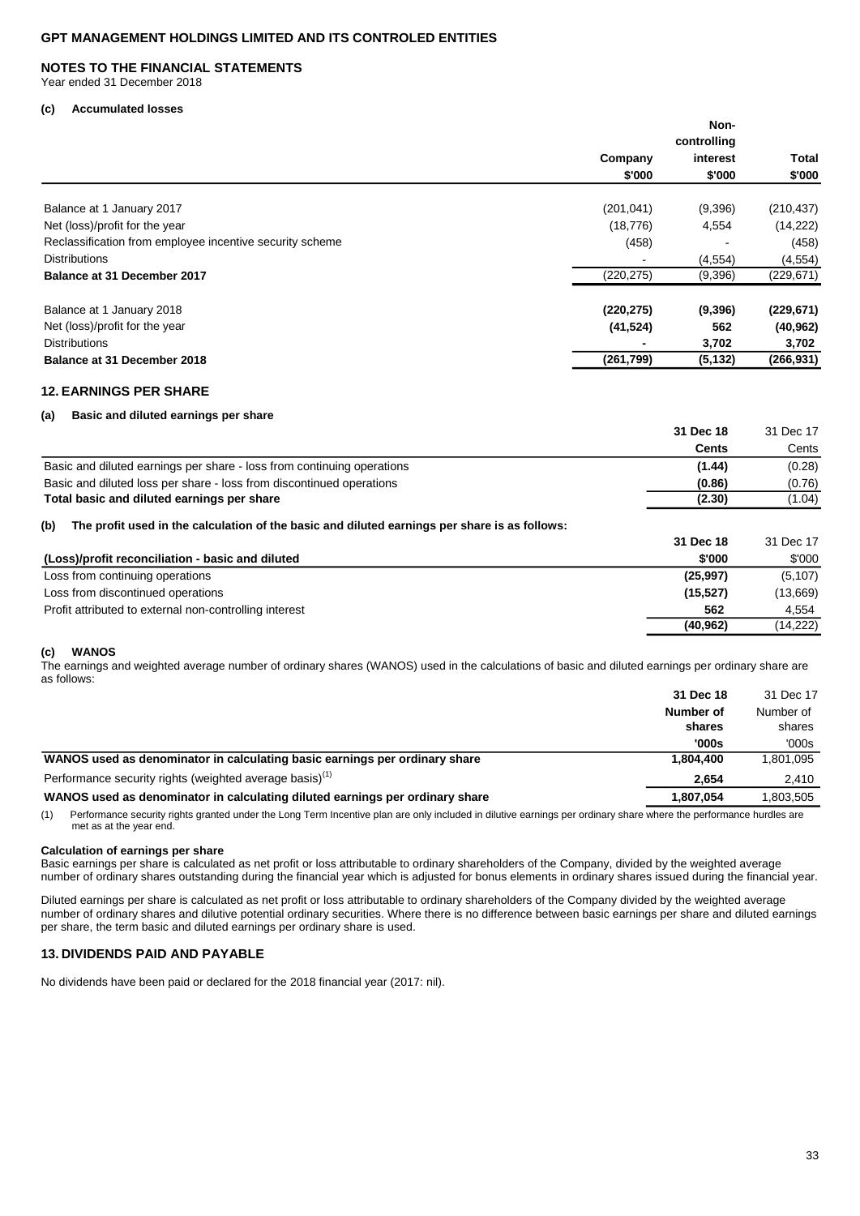**GPT MANAGEMENT HOLDINGS LIMITED AND ITS CONTROLED ENTITIES**

**NOTES TO THE FINANCIAL STATEMENTS**
Year ended 31 December 2018

**(c) Accumulated losses**

| | Company<br>$'000 | Non-controlling interest<br>$'000 | Total<br>$'000 |
|---|---|---|---|
| Balance at 1 January 2017 | (201,041) | (9,396) | (210,437) |
| Net (loss)/profit for the year | (18,776) | 4,554 | (14,222) |
| Reclassification from employee incentive security scheme | (458) | - | (458) |
| Distributions | - | (4,554) | (4,554) |
| **Balance at 31 December 2017** | (220,275) | (9,396) | (229,671) |
| Balance at 1 January 2018 | **(220,275)** | **(9,396)** | **(229,671)** |
| Net (loss)/profit for the year | **(41,524)** | **562** | **(40,962)** |
| Distributions | **-** | **3,702** | **3,702** |
| **Balance at 31 December 2018** | **(261,799)** | **(5,132)** | **(266,931)** |

## 12. EARNINGS PER SHARE

**(a) Basic and diluted earnings per share**

| | 31 Dec 18<br>Cents | 31 Dec 17<br>Cents |
|---|---|---|
| Basic and diluted earnings per share - loss from continuing operations | **(1.44)** | (0.28) |
| Basic and diluted loss per share - loss from discontinued operations | **(0.86)** | (0.76) |
| **Total basic and diluted earnings per share** | **(2.30)** | (1.04) |

**(b) The profit used in the calculation of the basic and diluted earnings per share is as follows:**

| (Loss)/profit reconciliation - basic and diluted | 31 Dec 18<br>$'000 | 31 Dec 17<br>$'000 |
|---|---|---|
| Loss from continuing operations | **(25,997)** | (5,107) |
| Loss from discontinued operations | **(15,527)** | (13,669) |
| Profit attributed to external non-controlling interest | **562** | 4,554 |
| | **(40,962)** | (14,222) |

**(c) WANOS**

The earnings and weighted average number of ordinary shares (WANOS) used in the calculations of basic and diluted earnings per ordinary share are as follows:

| | 31 Dec 18<br>Number of shares<br>'000s | 31 Dec 17<br>Number of shares<br>'000s |
|---|---|---|
| **WANOS used as denominator in calculating basic earnings per ordinary share** | **1,804,400** | 1,801,095 |
| Performance security rights (weighted average basis)[1] | **2,654** | 2,410 |
| **WANOS used as denominator in calculating diluted earnings per ordinary share** | **1,807,054** | 1,803,505 |

(1) Performance security rights granted under the Long Term Incentive plan are only included in dilutive earnings per ordinary share where the performance hurdles are met as at the year end.

**Calculation of earnings per share**

Basic earnings per share is calculated as net profit or loss attributable to ordinary shareholders of the Company, divided by the weighted average number of ordinary shares outstanding during the financial year which is adjusted for bonus elements in ordinary shares issued during the financial year.

Diluted earnings per share is calculated as net profit or loss attributable to ordinary shareholders of the Company divided by the weighted average number of ordinary shares and dilutive potential ordinary securities. Where there is no difference between basic earnings per share and diluted earnings per share, the term basic and diluted earnings per ordinary share is used.

## 13. DIVIDENDS PAID AND PAYABLE

No dividends have been paid or declared for the 2018 financial year (2017: nil).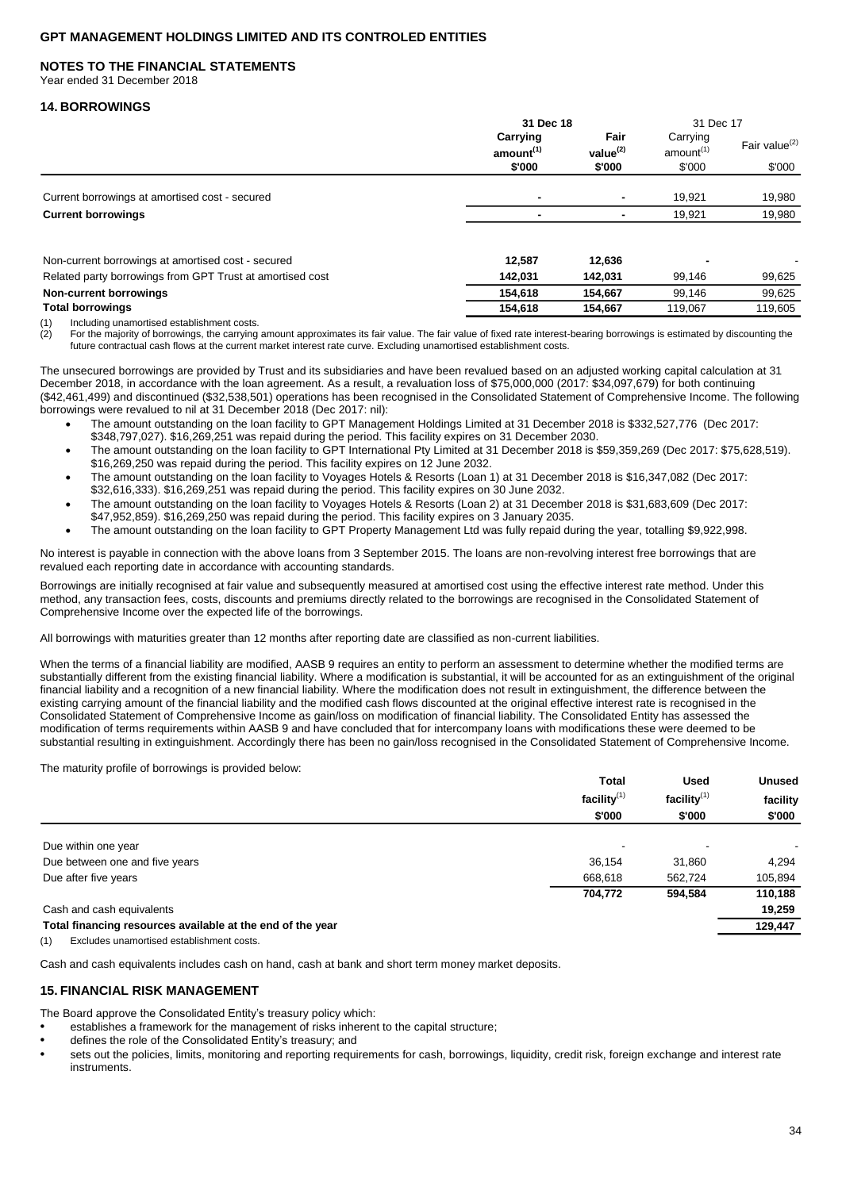## 14. BORROWINGS

| | 31 Dec 18 | | 31 Dec 17 | |
|---|---|---|---|---|
| | Carrying amount[(1)] | Fair value[(2)] | Carrying amount[(1)] | Fair value[(2)] |
| | $'000 | $'000 | $'000 | $'000 |
| Current borrowings at amortised cost - secured | - | - | 19,921 | 19,980 |
| **Current borrowings** | - | - | 19,921 | 19,980 |
| Non-current borrowings at amortised cost - secured | 12,587 | 12,636 | - | - |
| Related party borrowings from GPT Trust at amortised cost | 142,031 | 142,031 | 99,146 | 99,625 |
| **Non-current borrowings** | **154,618** | **154,667** | 99,146 | 99,625 |
| **Total borrowings** | **154,618** | **154,667** | 119,067 | 119,605 |

(1) Including unamortised establishment costs.
(2) For the majority of borrowings, the carrying amount approximates its fair value. The fair value of fixed rate interest-bearing borrowings is estimated by discounting the future contractual cash flows at the current market interest rate curve. Excluding unamortised establishment costs.

The unsecured borrowings are provided by Trust and its subsidiaries and have been revalued based on an adjusted working capital calculation at 31 December 2018, in accordance with the loan agreement. As a result, a revaluation loss of $75,000,000 (2017: $34,097,679) for both continuing ($42,461,499) and discontinued ($32,538,501) operations has been recognised in the Consolidated Statement of Comprehensive Income. The following borrowings were revalued to nil at 31 December 2018 (Dec 2017: nil):

- The amount outstanding on the loan facility to GPT Management Holdings Limited at 31 December 2018 is $332,527,776 (Dec 2017: $348,797,027). $16,269,251 was repaid during the period. This facility expires on 31 December 2030.
- The amount outstanding on the loan facility to GPT International Pty Limited at 31 December 2018 is $59,359,269 (Dec 2017: $75,628,519). $16,269,250 was repaid during the period. This facility expires on 12 June 2032.
- The amount outstanding on the loan facility to Voyages Hotels & Resorts (Loan 1) at 31 December 2018 is $16,347,082 (Dec 2017: $32,616,333). $16,269,251 was repaid during the period. This facility expires on 30 June 2032.
- The amount outstanding on the loan facility to Voyages Hotels & Resorts (Loan 2) at 31 December 2018 is $31,683,609 (Dec 2017: $47,952,859). $16,269,250 was repaid during the period. This facility expires on 3 January 2035.
- The amount outstanding on the loan facility to GPT Property Management Ltd was fully repaid during the year, totalling $9,922,998.

No interest is payable in connection with the above loans from 3 September 2015. The loans are non-revolving interest free borrowings that are revalued each reporting date in accordance with accounting standards.

Borrowings are initially recognised at fair value and subsequently measured at amortised cost using the effective interest rate method. Under this method, any transaction fees, costs, discounts and premiums directly related to the borrowings are recognised in the Consolidated Statement of Comprehensive Income over the expected life of the borrowings.

All borrowings with maturities greater than 12 months after reporting date are classified as non-current liabilities.

When the terms of a financial liability are modified, AASB 9 requires an entity to perform an assessment to determine whether the modified terms are substantially different from the existing financial liability. Where a modification is substantial, it will be accounted for as an extinguishment of the original financial liability and a recognition of a new financial liability. Where the modification does not result in extinguishment, the difference between the existing carrying amount of the financial liability and the modified cash flows discounted at the original effective interest rate is recognised in the Consolidated Statement of Comprehensive Income as gain/loss on modification of financial liability. The Consolidated Entity has assessed the modification of terms requirements within AASB 9 and have concluded that for intercompany loans with modifications these were deemed to be substantial resulting in extinguishment. Accordingly there has been no gain/loss recognised in the Consolidated Statement of Comprehensive Income.

The maturity profile of borrowings is provided below:

| | Total facility[(1)] | Used facility[(1)] | Unused facility |
|---|---|---|---|
| | $'000 | $'000 | $'000 |
| Due within one year | - | - | - |
| Due between one and five years | 36,154 | 31,860 | 4,294 |
| Due after five years | 668,618 | 562,724 | 105,894 |
| | **704,772** | **594,584** | **110,188** |
| Cash and cash equivalents | | | **19,259** |
| **Total financing resources available at the end of the year** | | | **129,447** |

(1) Excludes unamortised establishment costs.

Cash and cash equivalents includes cash on hand, cash at bank and short term money market deposits.

## 15. FINANCIAL RISK MANAGEMENT

The Board approve the Consolidated Entity's treasury policy which:

- establishes a framework for the management of risks inherent to the capital structure;
- defines the role of the Consolidated Entity's treasury; and
- sets out the policies, limits, monitoring and reporting requirements for cash, borrowings, liquidity, credit risk, foreign exchange and interest rate instruments.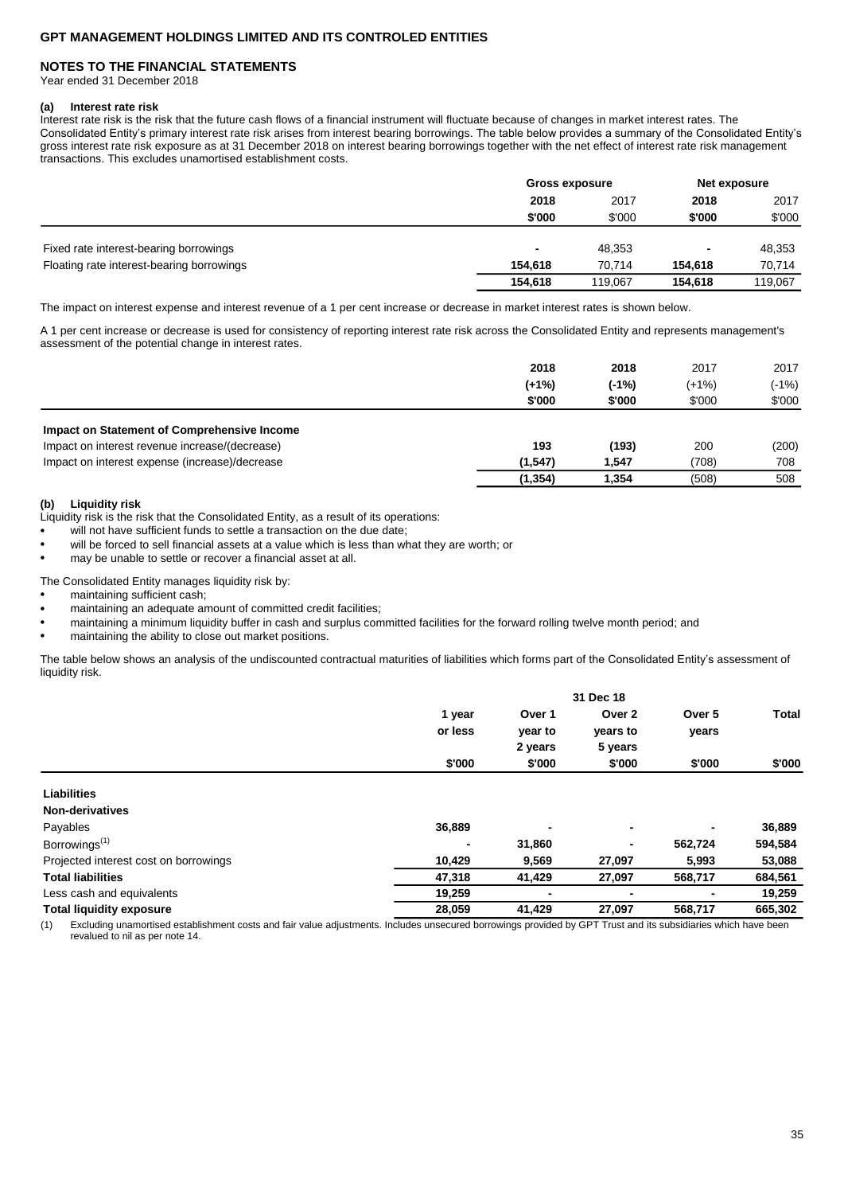# GPT MANAGEMENT HOLDINGS LIMITED AND ITS CONTROLED ENTITIES

## NOTES TO THE FINANCIAL STATEMENTS

Year ended 31 December 2018

### (a) Interest rate risk

Interest rate risk is the risk that the future cash flows of a financial instrument will fluctuate because of changes in market interest rates. The Consolidated Entity's primary interest rate risk arises from interest bearing borrowings. The table below provides a summary of the Consolidated Entity's gross interest rate risk exposure as at 31 December 2018 on interest bearing borrowings together with the net effect of interest rate risk management transactions. This excludes unamortised establishment costs.

| | Gross exposure | | Net exposure | |
|---|---|---|---|---|
| | **2018** | 2017 | **2018** | 2017 |
| | **$'000** | $'000 | **$'000** | $'000 |
| Fixed rate interest-bearing borrowings | **-** | 48,353 | **-** | 48,353 |
| Floating rate interest-bearing borrowings | **154,618** | 70,714 | **154,618** | 70,714 |
| | **154,618** | 119,067 | **154,618** | 119,067 |

The impact on interest expense and interest revenue of a 1 per cent increase or decrease in market interest rates is shown below.

A 1 per cent increase or decrease is used for consistency of reporting interest rate risk across the Consolidated Entity and represents management's assessment of the potential change in interest rates.

| | **2018** | **2018** | 2017 | 2017 |
|---|---|---|---|---|
| | **(+1%)** | **(-1%)** | (+1%) | (-1%) |
| | **$'000** | **$'000** | $'000 | $'000 |
| **Impact on Statement of Comprehensive Income** | | | | |
| Impact on interest revenue increase/(decrease) | **193** | **(193)** | 200 | (200) |
| Impact on interest expense (increase)/decrease | **(1,547)** | **1,547** | (708) | 708 |
| | **(1,354)** | **1,354** | (508) | 508 |

### (b) Liquidity risk

Liquidity risk is the risk that the Consolidated Entity, as a result of its operations:

- will not have sufficient funds to settle a transaction on the due date;
- will be forced to sell financial assets at a value which is less than what they are worth; or
- may be unable to settle or recover a financial asset at all.

The Consolidated Entity manages liquidity risk by:

- maintaining sufficient cash;
- maintaining an adequate amount of committed credit facilities;
- maintaining a minimum liquidity buffer in cash and surplus committed facilities for the forward rolling twelve month period; and
- maintaining the ability to close out market positions.

The table below shows an analysis of the undiscounted contractual maturities of liabilities which forms part of the Consolidated Entity's assessment of liquidity risk.

| | 31 Dec 18 | | | | |
|---|---|---|---|---|---|
| | **1 year or less** | **Over 1 year to 2 years** | **Over 2 years to 5 years** | **Over 5 years** | **Total** |
| | **$'000** | **$'000** | **$'000** | **$'000** | **$'000** |
| **Liabilities** | | | | | |
| **Non-derivatives** | | | | | |
| Payables | **36,889** | **-** | **-** | **-** | **36,889** |
| Borrowings[1] | **-** | **31,860** | **-** | **562,724** | **594,584** |
| Projected interest cost on borrowings | **10,429** | **9,569** | **27,097** | **5,993** | **53,088** |
| **Total liabilities** | **47,318** | **41,429** | **27,097** | **568,717** | **684,561** |
| Less cash and equivalents | **19,259** | **-** | **-** | **-** | **19,259** |
| **Total liquidity exposure** | **28,059** | **41,429** | **27,097** | **568,717** | **665,302** |

(1) Excluding unamortised establishment costs and fair value adjustments. Includes unsecured borrowings provided by GPT Trust and its subsidiaries which have been revalued to nil as per note 14.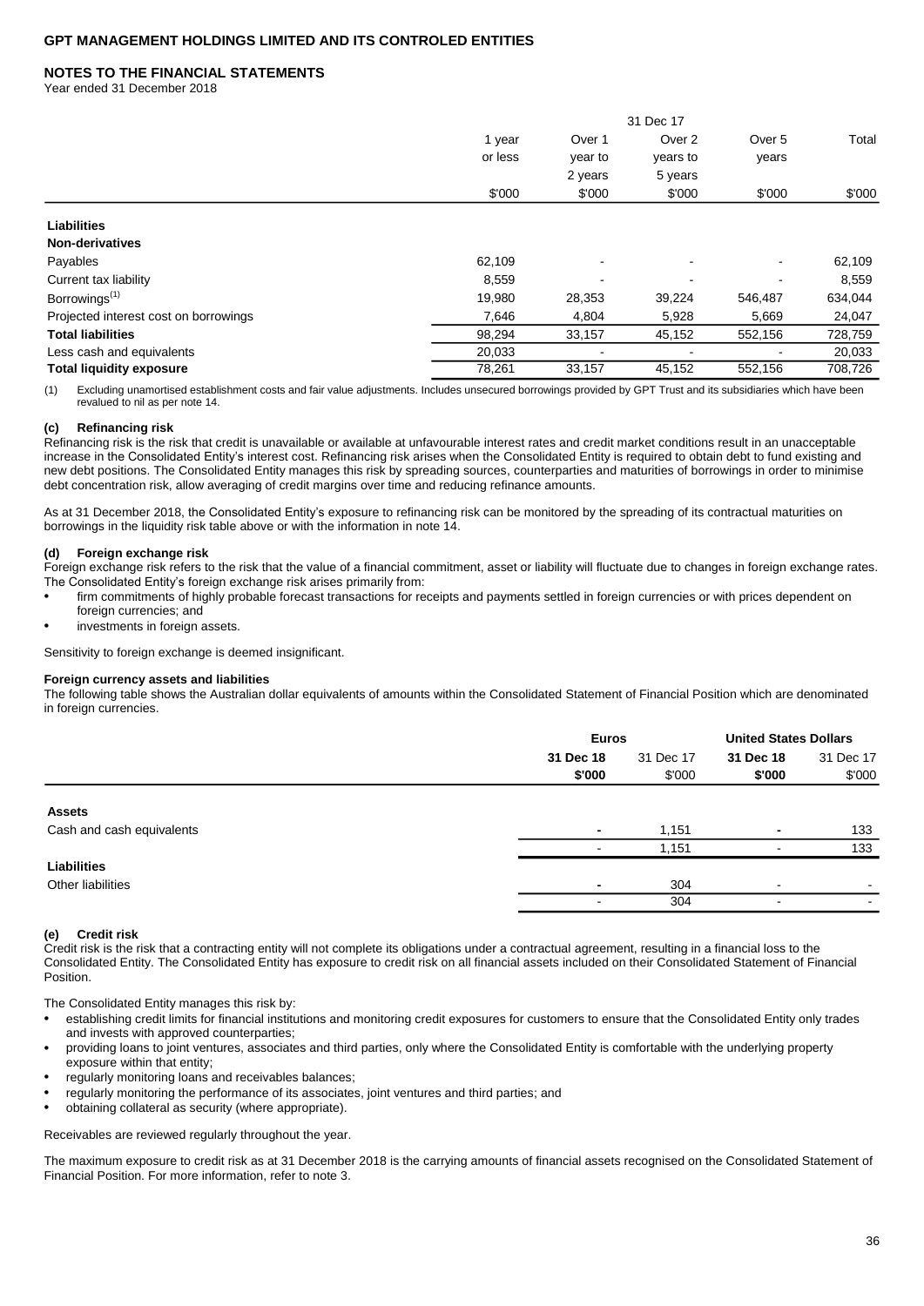**GPT MANAGEMENT HOLDINGS LIMITED AND ITS CONTROLED ENTITIES**

**NOTES TO THE FINANCIAL STATEMENTS**

Year ended 31 December 2018

| | 31 Dec 17 | | | | |
|---|---|---|---|---|---|
| | 1 year or less | Over 1 year to 2 years | Over 2 years to 5 years | Over 5 years | Total |
| | $'000 | $'000 | $'000 | $'000 | $'000 |
| **Liabilities** | | | | | |
| **Non-derivatives** | | | | | |
| Payables | 62,109 | - | - | - | 62,109 |
| Current tax liability | 8,559 | - | - | - | 8,559 |
| Borrowings[(1)] | 19,980 | 28,353 | 39,224 | 546,487 | 634,044 |
| Projected interest cost on borrowings | 7,646 | 4,804 | 5,928 | 5,669 | 24,047 |
| **Total liabilities** | 98,294 | 33,157 | 45,152 | 552,156 | 728,759 |
| Less cash and equivalents | 20,033 | - | - | - | 20,033 |
| **Total liquidity exposure** | 78,261 | 33,157 | 45,152 | 552,156 | 708,726 |

(1) Excluding unamortised establishment costs and fair value adjustments. Includes unsecured borrowings provided by GPT Trust and its subsidiaries which have been revalued to nil as per note 14.

**(c) Refinancing risk**

Refinancing risk is the risk that credit is unavailable or available at unfavourable interest rates and credit market conditions result in an unacceptable increase in the Consolidated Entity's interest cost. Refinancing risk arises when the Consolidated Entity is required to obtain debt to fund existing and new debt positions. The Consolidated Entity manages this risk by spreading sources, counterparties and maturities of borrowings in order to minimise debt concentration risk, allow averaging of credit margins over time and reducing refinance amounts.

As at 31 December 2018, the Consolidated Entity's exposure to refinancing risk can be monitored by the spreading of its contractual maturities on borrowings in the liquidity risk table above or with the information in note 14.

**(d) Foreign exchange risk**

Foreign exchange risk refers to the risk that the value of a financial commitment, asset or liability will fluctuate due to changes in foreign exchange rates. The Consolidated Entity's foreign exchange risk arises primarily from:

- firm commitments of highly probable forecast transactions for receipts and payments settled in foreign currencies or with prices dependent on foreign currencies; and
- investments in foreign assets.

Sensitivity to foreign exchange is deemed insignificant.

**Foreign currency assets and liabilities**

The following table shows the Australian dollar equivalents of amounts within the Consolidated Statement of Financial Position which are denominated in foreign currencies.

| | **Euros** | | **United States Dollars** | |
|---|---|---|---|---|
| | **31 Dec 18** | 31 Dec 17 | **31 Dec 18** | 31 Dec 17 |
| | **$'000** | $'000 | **$'000** | $'000 |
| **Assets** | | | | |
| Cash and cash equivalents | **-** | 1,151 | **-** | 133 |
| | - | 1,151 | - | 133 |
| **Liabilities** | | | | |
| Other liabilities | **-** | 304 | - | - |
| | - | 304 | - | - |

**(e) Credit risk**

Credit risk is the risk that a contracting entity will not complete its obligations under a contractual agreement, resulting in a financial loss to the Consolidated Entity. The Consolidated Entity has exposure to credit risk on all financial assets included on their Consolidated Statement of Financial Position.

The Consolidated Entity manages this risk by:

- establishing credit limits for financial institutions and monitoring credit exposures for customers to ensure that the Consolidated Entity only trades and invests with approved counterparties;
- providing loans to joint ventures, associates and third parties, only where the Consolidated Entity is comfortable with the underlying property exposure within that entity;
- regularly monitoring loans and receivables balances;
- regularly monitoring the performance of its associates, joint ventures and third parties; and
- obtaining collateral as security (where appropriate).

Receivables are reviewed regularly throughout the year.

The maximum exposure to credit risk as at 31 December 2018 is the carrying amounts of financial assets recognised on the Consolidated Statement of Financial Position. For more information, refer to note 3.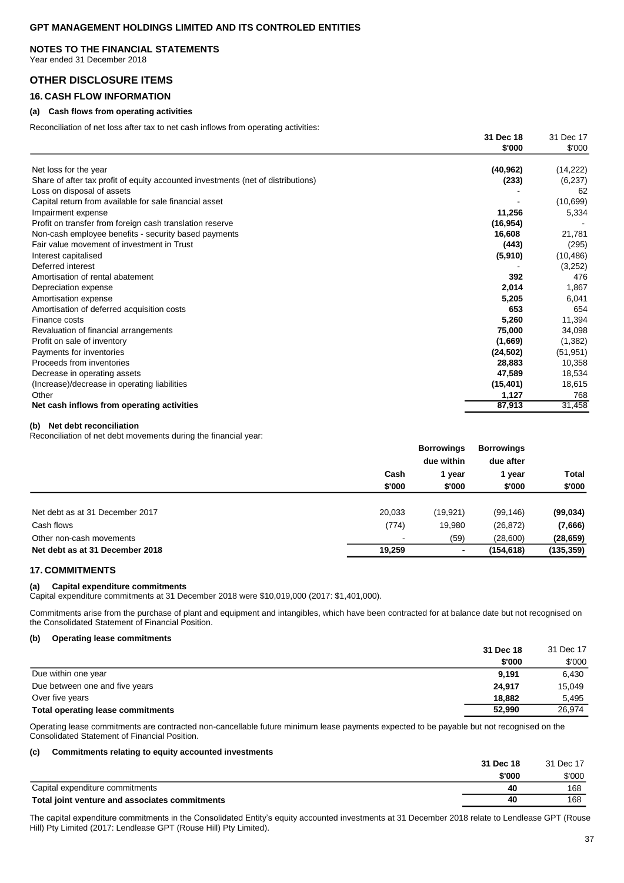## OTHER DISCLOSURE ITEMS

### 16. CASH FLOW INFORMATION

#### (a) Cash flows from operating activities

Reconciliation of net loss after tax to net cash inflows from operating activities:

| | 31 Dec 18 $'000 | 31 Dec 17 $'000 |
|---|---|---|
| Net loss for the year | **(40,962)** | (14,222) |
| Share of after tax profit of equity accounted investments (net of distributions) | **(233)** | (6,237) |
| Loss on disposal of assets | **-** | 62 |
| Capital return from available for sale financial asset | **-** | (10,699) |
| Impairment expense | **11,256** | 5,334 |
| Profit on transfer from foreign cash translation reserve | **(16,954)** | - |
| Non-cash employee benefits - security based payments | **16,608** | 21,781 |
| Fair value movement of investment in Trust | **(443)** | (295) |
| Interest capitalised | **(5,910)** | (10,486) |
| Deferred interest | **-** | (3,252) |
| Amortisation of rental abatement | **392** | 476 |
| Depreciation expense | **2,014** | 1,867 |
| Amortisation expense | **5,205** | 6,041 |
| Amortisation of deferred acquisition costs | **653** | 654 |
| Finance costs | **5,260** | 11,394 |
| Revaluation of financial arrangements | **75,000** | 34,098 |
| Profit on sale of inventory | **(1,669)** | (1,382) |
| Payments for inventories | **(24,502)** | (51,951) |
| Proceeds from inventories | **28,883** | 10,358 |
| Decrease in operating assets | **47,589** | 18,534 |
| (Increase)/decrease in operating liabilities | **(15,401)** | 18,615 |
| Other | **1,127** | 768 |
| **Net cash inflows from operating activities** | **87,913** | 31,458 |

#### (b) Net debt reconciliation

Reconciliation of net debt movements during the financial year:

| | Cash $'000 | Borrowings due within 1 year $'000 | Borrowings due after 1 year $'000 | Total $'000 |
|---|---|---|---|---|
| Net debt as at 31 December 2017 | 20,033 | (19,921) | (99,146) | **(99,034)** |
| Cash flows | (774) | 19,980 | (26,872) | **(7,666)** |
| Other non-cash movements | - | (59) | (28,600) | **(28,659)** |
| **Net debt as at 31 December 2018** | **19,259** | **-** | **(154,618)** | **(135,359)** |

### 17. COMMITMENTS

#### (a) Capital expenditure commitments

Capital expenditure commitments at 31 December 2018 were $10,019,000 (2017: $1,401,000).

Commitments arise from the purchase of plant and equipment and intangibles, which have been contracted for at balance date but not recognised on the Consolidated Statement of Financial Position.

#### (b) Operating lease commitments

| | 31 Dec 18 $'000 | 31 Dec 17 $'000 |
|---|---|---|
| Due within one year | **9,191** | 6,430 |
| Due between one and five years | **24,917** | 15,049 |
| Over five years | **18,882** | 5,495 |
| **Total operating lease commitments** | **52,990** | 26,974 |

Operating lease commitments are contracted non-cancellable future minimum lease payments expected to be payable but not recognised on the Consolidated Statement of Financial Position.

#### (c) Commitments relating to equity accounted investments

| | 31 Dec 18 $'000 | 31 Dec 17 $'000 |
|---|---|---|
| Capital expenditure commitments | **40** | 168 |
| **Total joint venture and associates commitments** | **40** | 168 |

The capital expenditure commitments in the Consolidated Entity's equity accounted investments at 31 December 2018 relate to Lendlease GPT (Rouse Hill) Pty Limited (2017: Lendlease GPT (Rouse Hill) Pty Limited).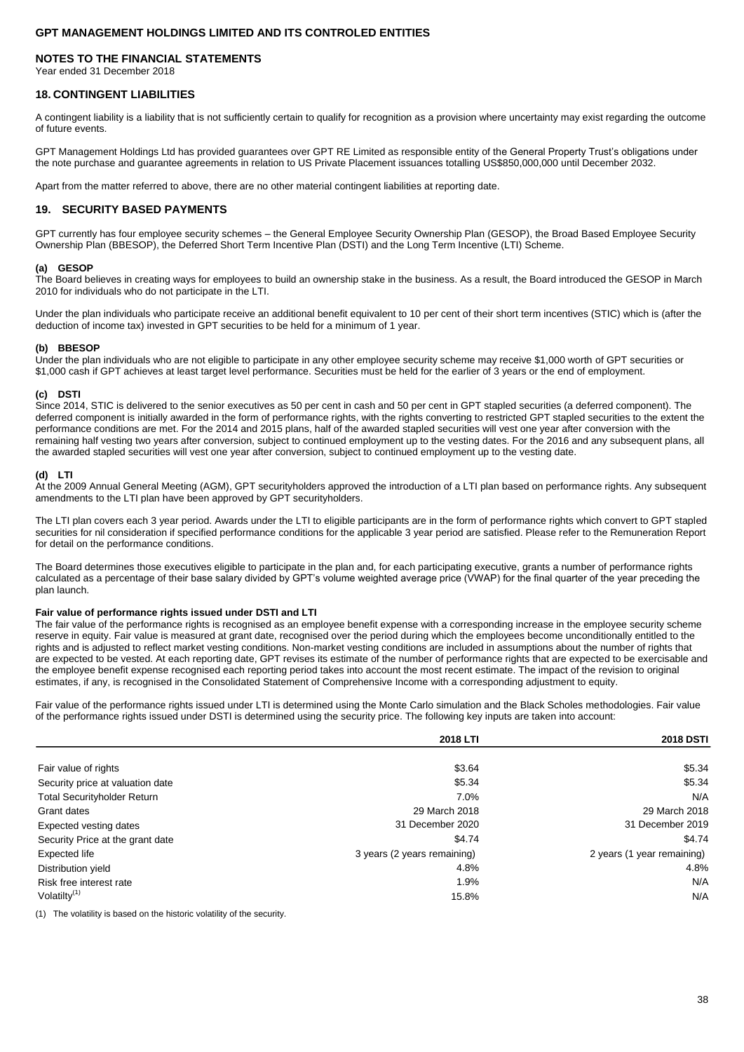# GPT MANAGEMENT HOLDINGS LIMITED AND ITS CONTROLED ENTITIES

## NOTES TO THE FINANCIAL STATEMENTS

Year ended 31 December 2018

## 18. CONTINGENT LIABILITIES

A contingent liability is a liability that is not sufficiently certain to qualify for recognition as a provision where uncertainty may exist regarding the outcome of future events.

GPT Management Holdings Ltd has provided guarantees over GPT RE Limited as responsible entity of the General Property Trust's obligations under the note purchase and guarantee agreements in relation to US Private Placement issuances totalling US$850,000,000 until December 2032.

Apart from the matter referred to above, there are no other material contingent liabilities at reporting date.

## 19. SECURITY BASED PAYMENTS

GPT currently has four employee security schemes – the General Employee Security Ownership Plan (GESOP), the Broad Based Employee Security Ownership Plan (BBESOP), the Deferred Short Term Incentive Plan (DSTI) and the Long Term Incentive (LTI) Scheme.

### (a) GESOP

The Board believes in creating ways for employees to build an ownership stake in the business. As a result, the Board introduced the GESOP in March 2010 for individuals who do not participate in the LTI.

Under the plan individuals who participate receive an additional benefit equivalent to 10 per cent of their short term incentives (STIC) which is (after the deduction of income tax) invested in GPT securities to be held for a minimum of 1 year.

### (b) BBESOP

Under the plan individuals who are not eligible to participate in any other employee security scheme may receive $1,000 worth of GPT securities or $1,000 cash if GPT achieves at least target level performance. Securities must be held for the earlier of 3 years or the end of employment.

### (c) DSTI

Since 2014, STIC is delivered to the senior executives as 50 per cent in cash and 50 per cent in GPT stapled securities (a deferred component). The deferred component is initially awarded in the form of performance rights, with the rights converting to restricted GPT stapled securities to the extent the performance conditions are met. For the 2014 and 2015 plans, half of the awarded stapled securities will vest one year after conversion with the remaining half vesting two years after conversion, subject to continued employment up to the vesting dates. For the 2016 and any subsequent plans, all the awarded stapled securities will vest one year after conversion, subject to continued employment up to the vesting date.

### (d) LTI

At the 2009 Annual General Meeting (AGM), GPT securityholders approved the introduction of a LTI plan based on performance rights. Any subsequent amendments to the LTI plan have been approved by GPT securityholders.

The LTI plan covers each 3 year period. Awards under the LTI to eligible participants are in the form of performance rights which convert to GPT stapled securities for nil consideration if specified performance conditions for the applicable 3 year period are satisfied. Please refer to the Remuneration Report for detail on the performance conditions.

The Board determines those executives eligible to participate in the plan and, for each participating executive, grants a number of performance rights calculated as a percentage of their base salary divided by GPT's volume weighted average price (VWAP) for the final quarter of the year preceding the plan launch.

#### Fair value of performance rights issued under DSTI and LTI

The fair value of the performance rights is recognised as an employee benefit expense with a corresponding increase in the employee security scheme reserve in equity. Fair value is measured at grant date, recognised over the period during which the employees become unconditionally entitled to the rights and is adjusted to reflect market vesting conditions. Non-market vesting conditions are included in assumptions about the number of rights that are expected to be vested. At each reporting date, GPT revises its estimate of the number of performance rights that are expected to be exercisable and the employee benefit expense recognised each reporting period takes into account the most recent estimate. The impact of the revision to original estimates, if any, is recognised in the Consolidated Statement of Comprehensive Income with a corresponding adjustment to equity.

Fair value of the performance rights issued under LTI is determined using the Monte Carlo simulation and the Black Scholes methodologies. Fair value of the performance rights issued under DSTI is determined using the security price. The following key inputs are taken into account:

| | 2018 LTI | 2018 DSTI |
|---|---|---|
| Fair value of rights | $3.64 | $5.34 |
| Security price at valuation date | $5.34 | $5.34 |
| Total Securityholder Return | 7.0% | N/A |
| Grant dates | 29 March 2018 | 29 March 2018 |
| Expected vesting dates | 31 December 2020 | 31 December 2019 |
| Security Price at the grant date | $4.74 | $4.74 |
| Expected life | 3 years (2 years remaining) | 2 years (1 year remaining) |
| Distribution yield | 4.8% | 4.8% |
| Risk free interest rate | 1.9% | N/A |
| Volatilty[(1)] | 15.8% | N/A |

(1) The volatility is based on the historic volatility of the security.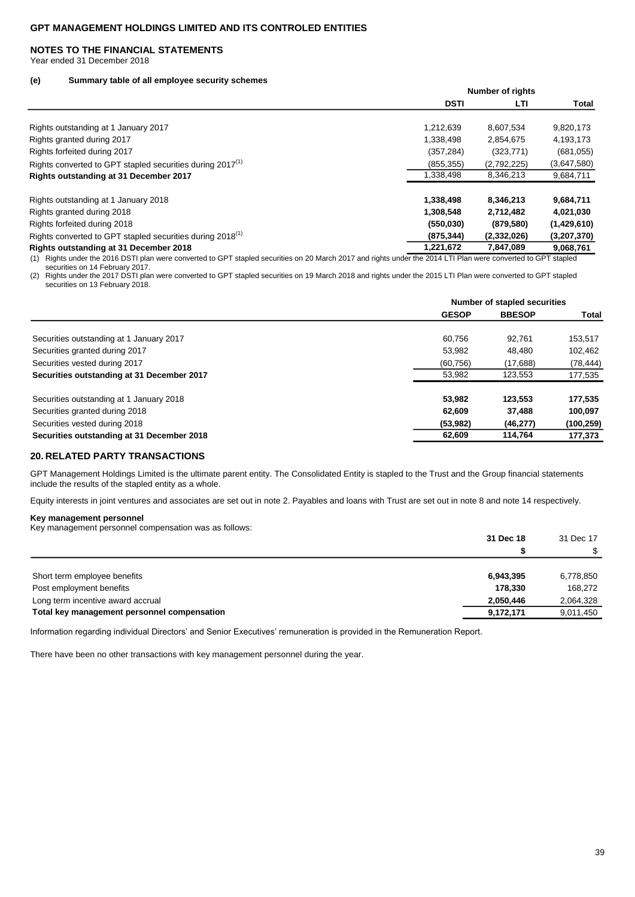GPT MANAGEMENT HOLDINGS LIMITED AND ITS CONTROLED ENTITIES

**NOTES TO THE FINANCIAL STATEMENTS**
Year ended 31 December 2018

**(e) Summary table of all employee security schemes**

| | Number of rights | | |
|---|---|---|---|
| | **DSTI** | **LTI** | **Total** |
| Rights outstanding at 1 January 2017 | 1,212,639 | 8,607,534 | 9,820,173 |
| Rights granted during 2017 | 1,338,498 | 2,854,675 | 4,193,173 |
| Rights forfeited during 2017 | (357,284) | (323,771) | (681,055) |
| Rights converted to GPT stapled securities during 2017[1] | (855,355) | (2,792,225) | (3,647,580) |
| **Rights outstanding at 31 December 2017** | 1,338,498 | 8,346,213 | 9,684,711 |
| Rights outstanding at 1 January 2018 | **1,338,498** | **8,346,213** | **9,684,711** |
| Rights granted during 2018 | **1,308,548** | **2,712,482** | **4,021,030** |
| Rights forfeited during 2018 | **(550,030)** | **(879,580)** | **(1,429,610)** |
| Rights converted to GPT stapled securities during 2018[1] | **(875,344)** | **(2,332,026)** | **(3,207,370)** |
| **Rights outstanding at 31 December 2018** | **1,221,672** | **7,847,089** | **9,068,761** |

(1) Rights under the 2016 DSTI plan were converted to GPT stapled securities on 20 March 2017 and rights under the 2014 LTI Plan were converted to GPT stapled securities on 14 February 2017.
(2) Rights under the 2017 DSTI plan were converted to GPT stapled securities on 19 March 2018 and rights under the 2015 LTI Plan were converted to GPT stapled securities on 13 February 2018.

| | Number of stapled securities | | |
|---|---|---|---|
| | **GESOP** | **BBESOP** | **Total** |
| Securities outstanding at 1 January 2017 | 60,756 | 92,761 | 153,517 |
| Securities granted during 2017 | 53,982 | 48,480 | 102,462 |
| Securities vested during 2017 | (60,756) | (17,688) | (78,444) |
| **Securities outstanding at 31 December 2017** | 53,982 | 123,553 | 177,535 |
| Securities outstanding at 1 January 2018 | **53,982** | **123,553** | **177,535** |
| Securities granted during 2018 | **62,609** | **37,488** | **100,097** |
| Securities vested during 2018 | **(53,982)** | **(46,277)** | **(100,259)** |
| **Securities outstanding at 31 December 2018** | **62,609** | **114,764** | **177,373** |

## 20. RELATED PARTY TRANSACTIONS

GPT Management Holdings Limited is the ultimate parent entity. The Consolidated Entity is stapled to the Trust and the Group financial statements include the results of the stapled entity as a whole.

Equity interests in joint ventures and associates are set out in note 2. Payables and loans with Trust are set out in note 8 and note 14 respectively.

**Key management personnel**
Key management personnel compensation was as follows:

| | **31 Dec 18** | 31 Dec 17 |
|---|---|---|
| | **$** | $ |
| Short term employee benefits | **6,943,395** | 6,778,850 |
| Post employment benefits | **178,330** | 168,272 |
| Long term incentive award accrual | **2,050,446** | 2,064,328 |
| **Total key management personnel compensation** | **9,172,171** | 9,011,450 |

Information regarding individual Directors' and Senior Executives' remuneration is provided in the Remuneration Report.

There have been no other transactions with key management personnel during the year.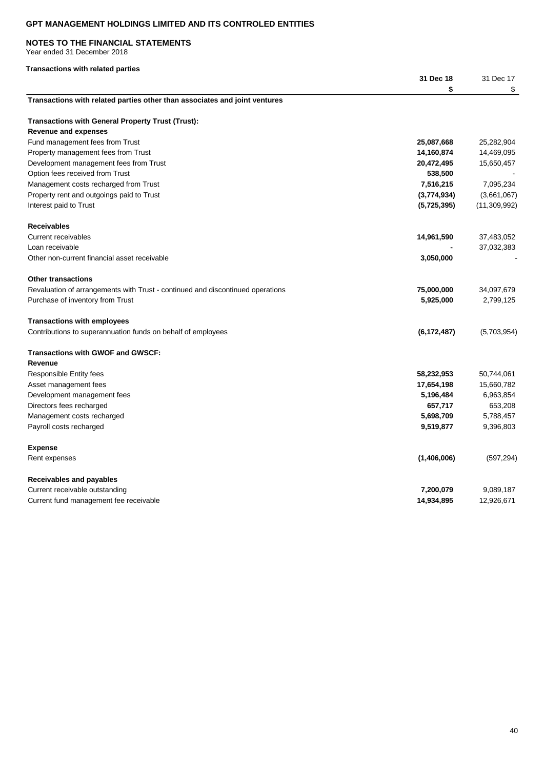**GPT MANAGEMENT HOLDINGS LIMITED AND ITS CONTROLED ENTITIES**

**NOTES TO THE FINANCIAL STATEMENTS**
Year ended 31 December 2018

**Transactions with related parties**

| | **31 Dec 18** | 31 Dec 17 |
|---|---|---|
| | **$** | $ |
| **Transactions with related parties other than associates and joint ventures** | | |
| | | |
| **Transactions with General Property Trust (Trust):** | | |
| **Revenue and expenses** | | |
| Fund management fees from Trust | **25,087,668** | 25,282,904 |
| Property management fees from Trust | **14,160,874** | 14,469,095 |
| Development management fees from Trust | **20,472,495** | 15,650,457 |
| Option fees received from Trust | **538,500** | - |
| Management costs recharged from Trust | **7,516,215** | 7,095,234 |
| Property rent and outgoings paid to Trust | **(3,774,934)** | (3,661,067) |
| Interest paid to Trust | **(5,725,395)** | (11,309,992) |
| | | |
| **Receivables** | | |
| Current receivables | **14,961,590** | 37,483,052 |
| Loan receivable | **-** | 37,032,383 |
| Other non-current financial asset receivable | **3,050,000** | - |
| | | |
| **Other transactions** | | |
| Revaluation of arrangements with Trust - continued and discontinued operations | **75,000,000** | 34,097,679 |
| Purchase of inventory from Trust | **5,925,000** | 2,799,125 |
| | | |
| **Transactions with employees** | | |
| Contributions to superannuation funds on behalf of employees | **(6,172,487)** | (5,703,954) |
| | | |
| **Transactions with GWOF and GWSCF:** | | |
| **Revenue** | | |
| Responsible Entity fees | **58,232,953** | 50,744,061 |
| Asset management fees | **17,654,198** | 15,660,782 |
| Development management fees | **5,196,484** | 6,963,854 |
| Directors fees recharged | **657,717** | 653,208 |
| Management costs recharged | **5,698,709** | 5,788,457 |
| Payroll costs recharged | **9,519,877** | 9,396,803 |
| | | |
| **Expense** | | |
| Rent expenses | **(1,406,006)** | (597,294) |
| | | |
| **Receivables and payables** | | |
| Current receivable outstanding | **7,200,079** | 9,089,187 |
| Current fund management fee receivable | **14,934,895** | 12,926,671 |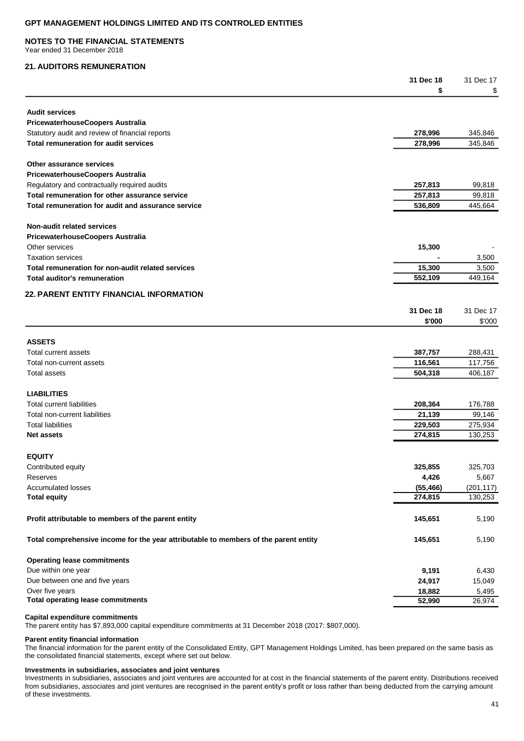**GPT MANAGEMENT HOLDINGS LIMITED AND ITS CONTROLED ENTITIES**

**NOTES TO THE FINANCIAL STATEMENTS**
Year ended 31 December 2018

## 21. AUDITORS REMUNERATION

| | 31 Dec 18 | 31 Dec 17 |
|---|---|---|
| | $ | $ |
| **Audit services** | | |
| **PricewaterhouseCoopers Australia** | | |
| Statutory audit and review of financial reports | 278,996 | 345,846 |
| **Total remuneration for audit services** | 278,996 | 345,846 |
| **Other assurance services** | | |
| **PricewaterhouseCoopers Australia** | | |
| Regulatory and contractually required audits | 257,813 | 99,818 |
| **Total remuneration for other assurance service** | 257,813 | 99,818 |
| **Total remuneration for audit and assurance service** | 536,809 | 445,664 |
| **Non-audit related services** | | |
| **PricewaterhouseCoopers Australia** | | |
| Other services | 15,300 | - |
| Taxation services | - | 3,500 |
| **Total remuneration for non-audit related services** | 15,300 | 3,500 |
| **Total auditor's remuneration** | 552,109 | 449,164 |

## 22. PARENT ENTITY FINANCIAL INFORMATION

| | 31 Dec 18 | 31 Dec 17 |
|---|---|---|
| | $'000 | $'000 |
| **ASSETS** | | |
| Total current assets | 387,757 | 288,431 |
| Total non-current assets | 116,561 | 117,756 |
| Total assets | 504,318 | 406,187 |
| **LIABILITIES** | | |
| Total current liabilities | 208,364 | 176,788 |
| Total non-current liabilities | 21,139 | 99,146 |
| Total liabilities | 229,503 | 275,934 |
| **Net assets** | 274,815 | 130,253 |
| **EQUITY** | | |
| Contributed equity | 325,855 | 325,703 |
| Reserves | 4,426 | 5,667 |
| Accumulated losses | (55,466) | (201,117) |
| **Total equity** | 274,815 | 130,253 |
| **Profit attributable to members of the parent entity** | 145,651 | 5,190 |
| **Total comprehensive income for the year attributable to members of the parent entity** | 145,651 | 5,190 |
| **Operating lease commitments** | | |
| Due within one year | 9,191 | 6,430 |
| Due between one and five years | 24,917 | 15,049 |
| Over five years | 18,882 | 5,495 |
| **Total operating lease commitments** | 52,990 | 26,974 |

**Capital expenditure commitments**
The parent entity has $7,893,000 capital expenditure commitments at 31 December 2018 (2017: $807,000).

**Parent entity financial information**
The financial information for the parent entity of the Consolidated Entity, GPT Management Holdings Limited, has been prepared on the same basis as the consolidated financial statements, except where set out below.

**Investments in subsidiaries, associates and joint ventures**
Investments in subsidiaries, associates and joint ventures are accounted for at cost in the financial statements of the parent entity. Distributions received from subsidiaries, associates and joint ventures are recognised in the parent entity's profit or loss rather than being deducted from the carrying amount of these investments.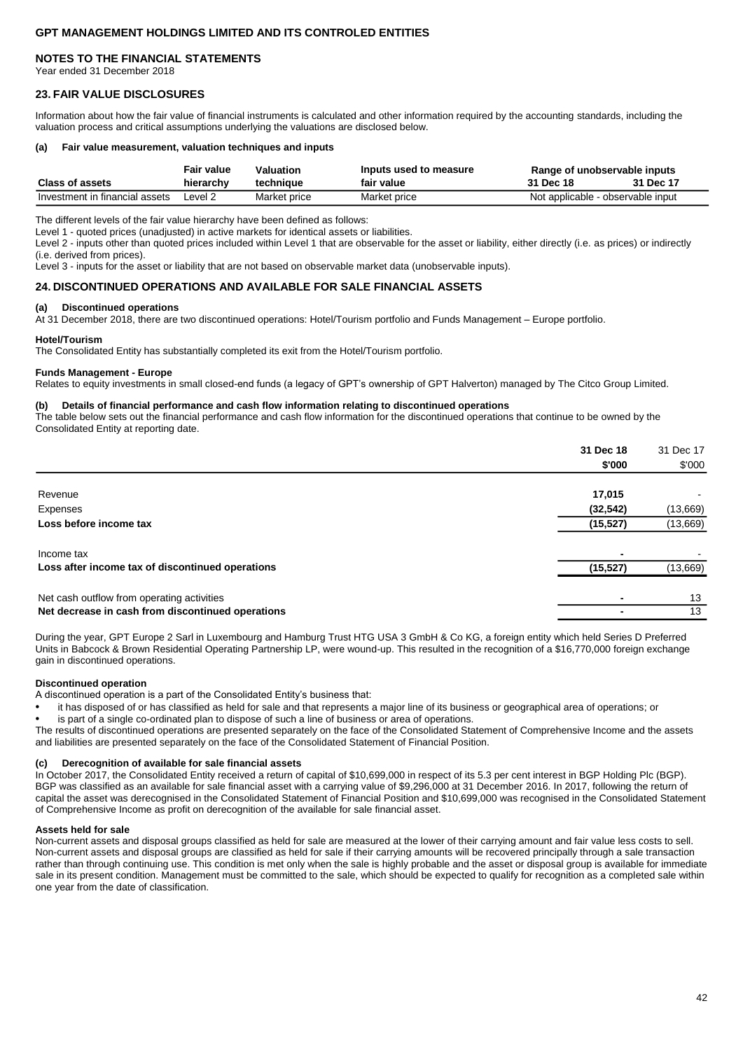## GPT MANAGEMENT HOLDINGS LIMITED AND ITS CONTROLED ENTITIES

### NOTES TO THE FINANCIAL STATEMENTS

Year ended 31 December 2018

### 23. FAIR VALUE DISCLOSURES

Information about how the fair value of financial instruments is calculated and other information required by the accounting standards, including the valuation process and critical assumptions underlying the valuations are disclosed below.

#### (a) Fair value measurement, valuation techniques and inputs

| Class of assets | Fair value hierarchy | Valuation technique | Inputs used to measure fair value | Range of unobservable inputs 31 Dec 18 | Range of unobservable inputs 31 Dec 17 |
|---|---|---|---|---|---|
| Investment in financial assets | Level 2 | Market price | Market price | Not applicable - observable input | |

The different levels of the fair value hierarchy have been defined as follows:

Level 1 - quoted prices (unadjusted) in active markets for identical assets or liabilities.

Level 2 - inputs other than quoted prices included within Level 1 that are observable for the asset or liability, either directly (i.e. as prices) or indirectly (i.e. derived from prices).

Level 3 - inputs for the asset or liability that are not based on observable market data (unobservable inputs).

### 24. DISCONTINUED OPERATIONS AND AVAILABLE FOR SALE FINANCIAL ASSETS

#### (a) Discontinued operations

At 31 December 2018, there are two discontinued operations: Hotel/Tourism portfolio and Funds Management – Europe portfolio.

**Hotel/Tourism**

The Consolidated Entity has substantially completed its exit from the Hotel/Tourism portfolio.

**Funds Management - Europe**

Relates to equity investments in small closed-end funds (a legacy of GPT's ownership of GPT Halverton) managed by The Citco Group Limited.

#### (b) Details of financial performance and cash flow information relating to discontinued operations

The table below sets out the financial performance and cash flow information for the discontinued operations that continue to be owned by the Consolidated Entity at reporting date.

| | 31 Dec 18 $'000 | 31 Dec 17 $'000 |
|---|---|---|
| Revenue | 17,015 | - |
| Expenses | (32,542) | (13,669) |
| **Loss before income tax** | **(15,527)** | (13,669) |
| Income tax | - | - |
| **Loss after income tax of discontinued operations** | **(15,527)** | (13,669) |
| Net cash outflow from operating activities | - | 13 |
| **Net decrease in cash from discontinued operations** | - | 13 |

During the year, GPT Europe 2 Sarl in Luxembourg and Hamburg Trust HTG USA 3 GmbH & Co KG, a foreign entity which held Series D Preferred Units in Babcock & Brown Residential Operating Partnership LP, were wound-up. This resulted in the recognition of a $16,770,000 foreign exchange gain in discontinued operations.

**Discontinued operation**

A discontinued operation is a part of the Consolidated Entity's business that:

- it has disposed of or has classified as held for sale and that represents a major line of its business or geographical area of operations; or
- is part of a single co-ordinated plan to dispose of such a line of business or area of operations.

The results of discontinued operations are presented separately on the face of the Consolidated Statement of Comprehensive Income and the assets and liabilities are presented separately on the face of the Consolidated Statement of Financial Position.

#### (c) Derecognition of available for sale financial assets

In October 2017, the Consolidated Entity received a return of capital of $10,699,000 in respect of its 5.3 per cent interest in BGP Holding Plc (BGP). BGP was classified as an available for sale financial asset with a carrying value of $9,296,000 at 31 December 2016. In 2017, following the return of capital the asset was derecognised in the Consolidated Statement of Financial Position and $10,699,000 was recognised in the Consolidated Statement of Comprehensive Income as profit on derecognition of the available for sale financial asset.

**Assets held for sale**

Non-current assets and disposal groups classified as held for sale are measured at the lower of their carrying amount and fair value less costs to sell. Non-current assets and disposal groups are classified as held for sale if their carrying amounts will be recovered principally through a sale transaction rather than through continuing use. This condition is met only when the sale is highly probable and the asset or disposal group is available for immediate sale in its present condition. Management must be committed to the sale, which should be expected to qualify for recognition as a completed sale within one year from the date of classification.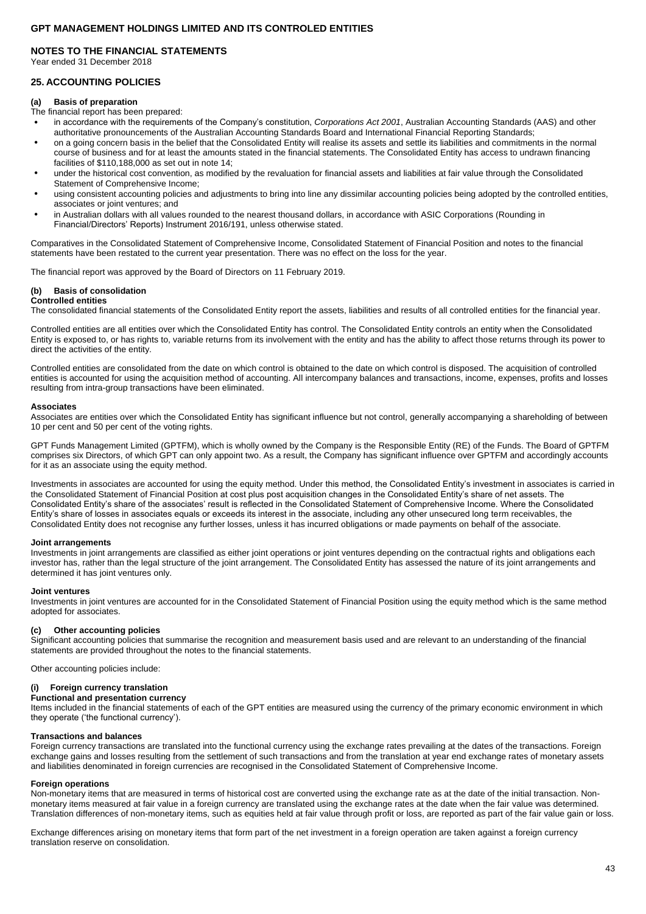# GPT MANAGEMENT HOLDINGS LIMITED AND ITS CONTROLED ENTITIES

## NOTES TO THE FINANCIAL STATEMENTS

Year ended 31 December 2018

## 25. ACCOUNTING POLICIES

### (a) Basis of preparation

The financial report has been prepared:

- in accordance with the requirements of the Company's constitution, *Corporations Act 2001*, Australian Accounting Standards (AAS) and other authoritative pronouncements of the Australian Accounting Standards Board and International Financial Reporting Standards;
- on a going concern basis in the belief that the Consolidated Entity will realise its assets and settle its liabilities and commitments in the normal course of business and for at least the amounts stated in the financial statements. The Consolidated Entity has access to undrawn financing facilities of $110,188,000 as set out in note 14;
- under the historical cost convention, as modified by the revaluation for financial assets and liabilities at fair value through the Consolidated Statement of Comprehensive Income;
- using consistent accounting policies and adjustments to bring into line any dissimilar accounting policies being adopted by the controlled entities, associates or joint ventures; and
- in Australian dollars with all values rounded to the nearest thousand dollars, in accordance with ASIC Corporations (Rounding in Financial/Directors' Reports) Instrument 2016/191, unless otherwise stated.

Comparatives in the Consolidated Statement of Comprehensive Income, Consolidated Statement of Financial Position and notes to the financial statements have been restated to the current year presentation. There was no effect on the loss for the year.

The financial report was approved by the Board of Directors on 11 February 2019.

### (b) Basis of consolidation

**Controlled entities**

The consolidated financial statements of the Consolidated Entity report the assets, liabilities and results of all controlled entities for the financial year.

Controlled entities are all entities over which the Consolidated Entity has control. The Consolidated Entity controls an entity when the Consolidated Entity is exposed to, or has rights to, variable returns from its involvement with the entity and has the ability to affect those returns through its power to direct the activities of the entity.

Controlled entities are consolidated from the date on which control is obtained to the date on which control is disposed. The acquisition of controlled entities is accounted for using the acquisition method of accounting. All intercompany balances and transactions, income, expenses, profits and losses resulting from intra-group transactions have been eliminated.

**Associates**

Associates are entities over which the Consolidated Entity has significant influence but not control, generally accompanying a shareholding of between 10 per cent and 50 per cent of the voting rights.

GPT Funds Management Limited (GPTFM), which is wholly owned by the Company is the Responsible Entity (RE) of the Funds. The Board of GPTFM comprises six Directors, of which GPT can only appoint two. As a result, the Company has significant influence over GPTFM and accordingly accounts for it as an associate using the equity method.

Investments in associates are accounted for using the equity method. Under this method, the Consolidated Entity's investment in associates is carried in the Consolidated Statement of Financial Position at cost plus post acquisition changes in the Consolidated Entity's share of net assets. The Consolidated Entity's share of the associates' result is reflected in the Consolidated Statement of Comprehensive Income. Where the Consolidated Entity's share of losses in associates equals or exceeds its interest in the associate, including any other unsecured long term receivables, the Consolidated Entity does not recognise any further losses, unless it has incurred obligations or made payments on behalf of the associate.

**Joint arrangements**

Investments in joint arrangements are classified as either joint operations or joint ventures depending on the contractual rights and obligations each investor has, rather than the legal structure of the joint arrangement. The Consolidated Entity has assessed the nature of its joint arrangements and determined it has joint ventures only.

**Joint ventures**

Investments in joint ventures are accounted for in the Consolidated Statement of Financial Position using the equity method which is the same method adopted for associates.

### (c) Other accounting policies

Significant accounting policies that summarise the recognition and measurement basis used and are relevant to an understanding of the financial statements are provided throughout the notes to the financial statements.

Other accounting policies include:

#### (i) Foreign currency translation

**Functional and presentation currency**

Items included in the financial statements of each of the GPT entities are measured using the currency of the primary economic environment in which they operate ('the functional currency').

**Transactions and balances**

Foreign currency transactions are translated into the functional currency using the exchange rates prevailing at the dates of the transactions. Foreign exchange gains and losses resulting from the settlement of such transactions and from the translation at year end exchange rates of monetary assets and liabilities denominated in foreign currencies are recognised in the Consolidated Statement of Comprehensive Income.

**Foreign operations**

Non-monetary items that are measured in terms of historical cost are converted using the exchange rate as at the date of the initial transaction. Non-monetary items measured at fair value in a foreign currency are translated using the exchange rates at the date when the fair value was determined. Translation differences of non-monetary items, such as equities held at fair value through profit or loss, are reported as part of the fair value gain or loss.

Exchange differences arising on monetary items that form part of the net investment in a foreign operation are taken against a foreign currency translation reserve on consolidation.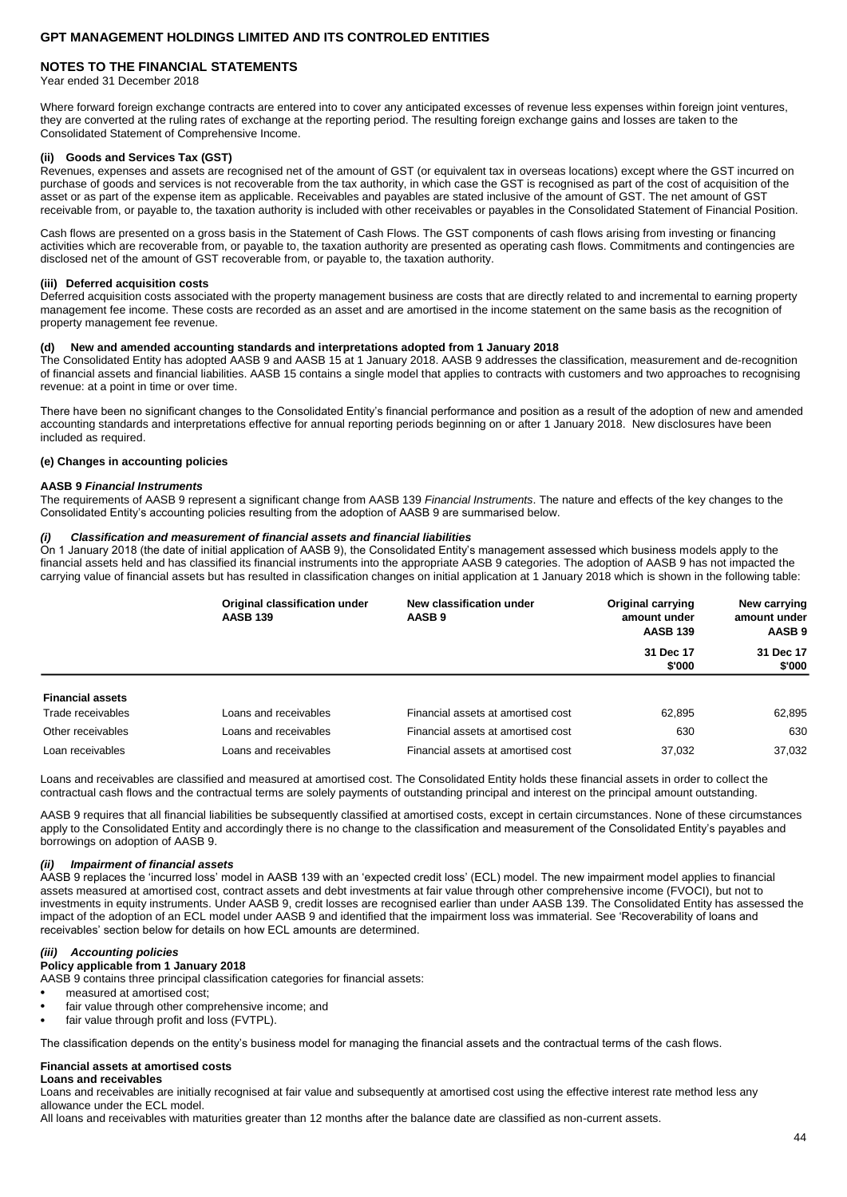Where forward foreign exchange contracts are entered into to cover any anticipated excesses of revenue less expenses within foreign joint ventures, they are converted at the ruling rates of exchange at the reporting period. The resulting foreign exchange gains and losses are taken to the Consolidated Statement of Comprehensive Income.

#### (ii) Goods and Services Tax (GST)

Revenues, expenses and assets are recognised net of the amount of GST (or equivalent tax in overseas locations) except where the GST incurred on purchase of goods and services is not recoverable from the tax authority, in which case the GST is recognised as part of the cost of acquisition of the asset or as part of the expense item as applicable. Receivables and payables are stated inclusive of the amount of GST. The net amount of GST receivable from, or payable to, the taxation authority is included with other receivables or payables in the Consolidated Statement of Financial Position.

Cash flows are presented on a gross basis in the Statement of Cash Flows. The GST components of cash flows arising from investing or financing activities which are recoverable from, or payable to, the taxation authority are presented as operating cash flows. Commitments and contingencies are disclosed net of the amount of GST recoverable from, or payable to, the taxation authority.

#### (iii) Deferred acquisition costs

Deferred acquisition costs associated with the property management business are costs that are directly related to and incremental to earning property management fee income. These costs are recorded as an asset and are amortised in the income statement on the same basis as the recognition of property management fee revenue.

### (d) New and amended accounting standards and interpretations adopted from 1 January 2018

The Consolidated Entity has adopted AASB 9 and AASB 15 at 1 January 2018. AASB 9 addresses the classification, measurement and de-recognition of financial assets and financial liabilities. AASB 15 contains a single model that applies to contracts with customers and two approaches to recognising revenue: at a point in time or over time.

There have been no significant changes to the Consolidated Entity's financial performance and position as a result of the adoption of new and amended accounting standards and interpretations effective for annual reporting periods beginning on or after 1 January 2018. New disclosures have been included as required.

### (e) Changes in accounting policies

#### AASB 9 *Financial Instruments*

The requirements of AASB 9 represent a significant change from AASB 139 *Financial Instruments*. The nature and effects of the key changes to the Consolidated Entity's accounting policies resulting from the adoption of AASB 9 are summarised below.

#### *(i) Classification and measurement of financial assets and financial liabilities*

On 1 January 2018 (the date of initial application of AASB 9), the Consolidated Entity's management assessed which business models apply to the financial assets held and has classified its financial instruments into the appropriate AASB 9 categories. The adoption of AASB 9 has not impacted the carrying value of financial assets but has resulted in classification changes on initial application at 1 January 2018 which is shown in the following table:

| | Original classification under AASB 139 | New classification under AASB 9 | Original carrying amount under AASB 139 | New carrying amount under AASB 9 |
|---|---|---|---|---|
| | | | 31 Dec 17 $'000 | 31 Dec 17 $'000 |
| **Financial assets** | | | | |
| Trade receivables | Loans and receivables | Financial assets at amortised cost | 62,895 | 62,895 |
| Other receivables | Loans and receivables | Financial assets at amortised cost | 630 | 630 |
| Loan receivables | Loans and receivables | Financial assets at amortised cost | 37,032 | 37,032 |

Loans and receivables are classified and measured at amortised cost. The Consolidated Entity holds these financial assets in order to collect the contractual cash flows and the contractual terms are solely payments of outstanding principal and interest on the principal amount outstanding.

AASB 9 requires that all financial liabilities be subsequently classified at amortised costs, except in certain circumstances. None of these circumstances apply to the Consolidated Entity and accordingly there is no change to the classification and measurement of the Consolidated Entity's payables and borrowings on adoption of AASB 9.

#### *(ii) Impairment of financial assets*

AASB 9 replaces the 'incurred loss' model in AASB 139 with an 'expected credit loss' (ECL) model. The new impairment model applies to financial assets measured at amortised cost, contract assets and debt investments at fair value through other comprehensive income (FVOCI), but not to investments in equity instruments. Under AASB 9, credit losses are recognised earlier than under AASB 139. The Consolidated Entity has assessed the impact of the adoption of an ECL model under AASB 9 and identified that the impairment loss was immaterial. See 'Recoverability of loans and receivables' section below for details on how ECL amounts are determined.

#### *(iii) Accounting policies*

**Policy applicable from 1 January 2018**

AASB 9 contains three principal classification categories for financial assets:

- measured at amortised cost;
- fair value through other comprehensive income; and
- fair value through profit and loss (FVTPL).

The classification depends on the entity's business model for managing the financial assets and the contractual terms of the cash flows.

**Financial assets at amortised costs**

**Loans and receivables**

Loans and receivables are initially recognised at fair value and subsequently at amortised cost using the effective interest rate method less any allowance under the ECL model.

All loans and receivables with maturities greater than 12 months after the balance date are classified as non-current assets.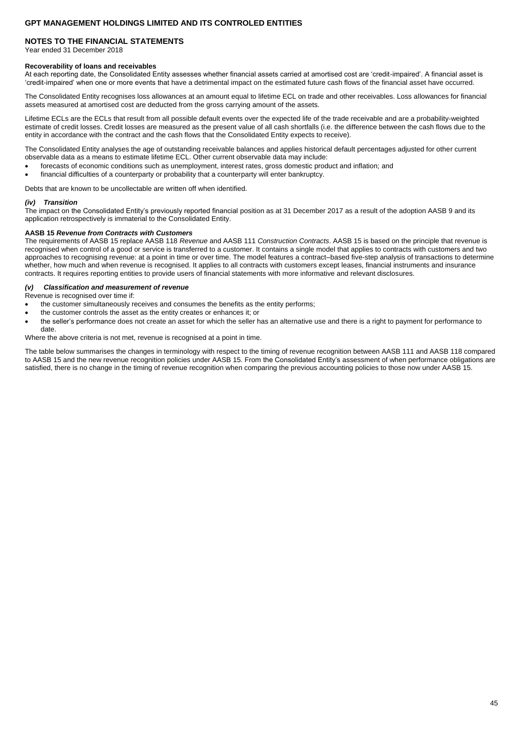# GPT MANAGEMENT HOLDINGS LIMITED AND ITS CONTROLED ENTITIES

## NOTES TO THE FINANCIAL STATEMENTS

Year ended 31 December 2018

**Recoverability of loans and receivables**

At each reporting date, the Consolidated Entity assesses whether financial assets carried at amortised cost are 'credit-impaired'. A financial asset is 'credit-impaired' when one or more events that have a detrimental impact on the estimated future cash flows of the financial asset have occurred.

The Consolidated Entity recognises loss allowances at an amount equal to lifetime ECL on trade and other receivables. Loss allowances for financial assets measured at amortised cost are deducted from the gross carrying amount of the assets.

Lifetime ECLs are the ECLs that result from all possible default events over the expected life of the trade receivable and are a probability-weighted estimate of credit losses. Credit losses are measured as the present value of all cash shortfalls (i.e. the difference between the cash flows due to the entity in accordance with the contract and the cash flows that the Consolidated Entity expects to receive).

The Consolidated Entity analyses the age of outstanding receivable balances and applies historical default percentages adjusted for other current observable data as a means to estimate lifetime ECL. Other current observable data may include:

- forecasts of economic conditions such as unemployment, interest rates, gross domestic product and inflation; and
- financial difficulties of a counterparty or probability that a counterparty will enter bankruptcy.

Debts that are known to be uncollectable are written off when identified.

***(iv) Transition***

The impact on the Consolidated Entity's previously reported financial position as at 31 December 2017 as a result of the adoption AASB 9 and its application retrospectively is immaterial to the Consolidated Entity.

**AASB 15 *Revenue from Contracts with Customers***

The requirements of AASB 15 replace AASB 118 *Revenue* and AASB 111 *Construction Contracts*. AASB 15 is based on the principle that revenue is recognised when control of a good or service is transferred to a customer. It contains a single model that applies to contracts with customers and two approaches to recognising revenue: at a point in time or over time. The model features a contract–based five-step analysis of transactions to determine whether, how much and when revenue is recognised. It applies to all contracts with customers except leases, financial instruments and insurance contracts. It requires reporting entities to provide users of financial statements with more informative and relevant disclosures.

***(v) Classification and measurement of revenue***

Revenue is recognised over time if:

- the customer simultaneously receives and consumes the benefits as the entity performs;
- the customer controls the asset as the entity creates or enhances it; or
- the seller's performance does not create an asset for which the seller has an alternative use and there is a right to payment for performance to date.

Where the above criteria is not met, revenue is recognised at a point in time.

The table below summarises the changes in terminology with respect to the timing of revenue recognition between AASB 111 and AASB 118 compared to AASB 15 and the new revenue recognition policies under AASB 15. From the Consolidated Entity's assessment of when performance obligations are satisfied, there is no change in the timing of revenue recognition when comparing the previous accounting policies to those now under AASB 15.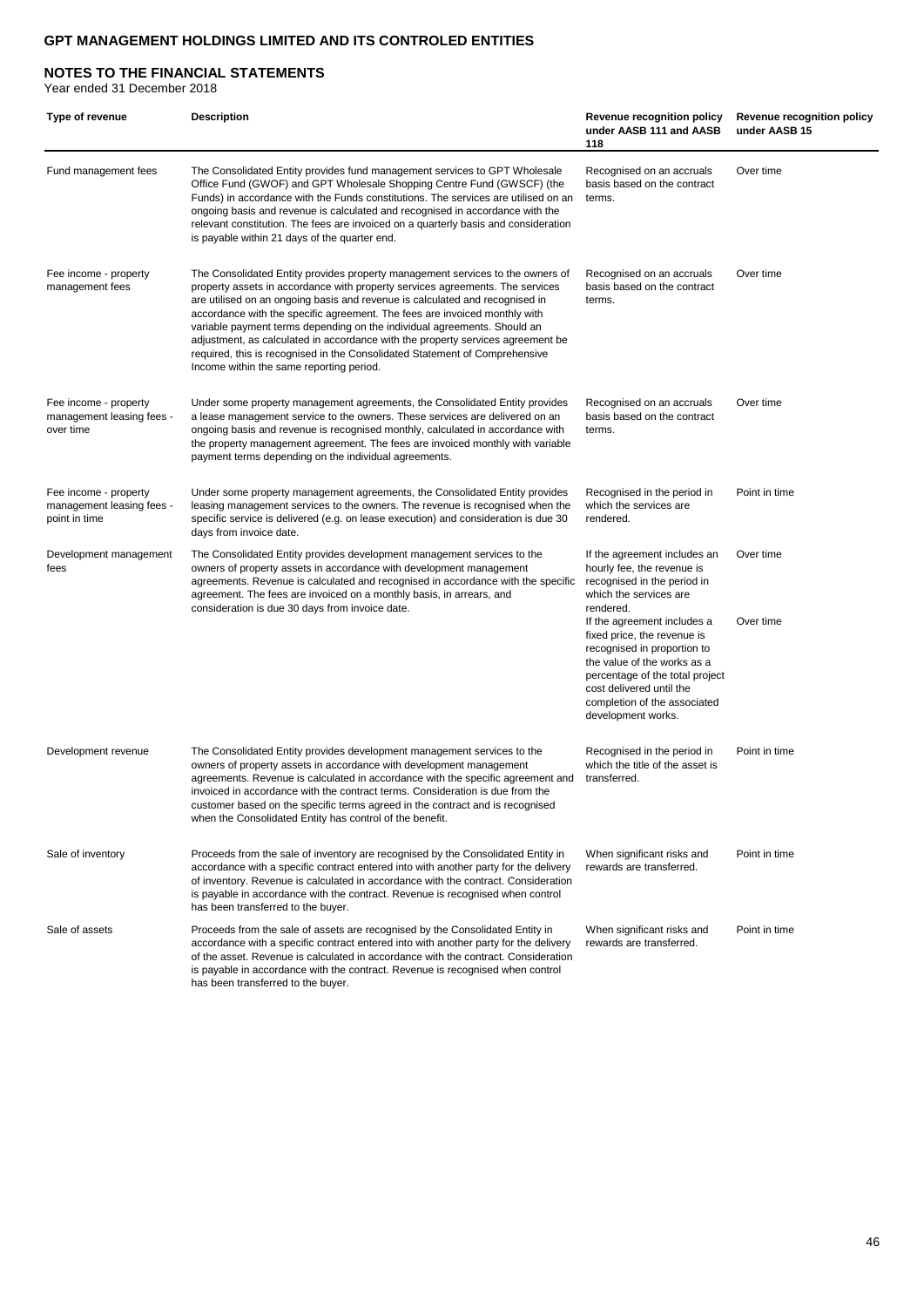## GPT MANAGEMENT HOLDINGS LIMITED AND ITS CONTROLED ENTITIES

### NOTES TO THE FINANCIAL STATEMENTS

Year ended 31 December 2018

| Type of revenue | Description | Revenue recognition policy under AASB 111 and AASB 118 | Revenue recognition policy under AASB 15 |
|---|---|---|---|
| Fund management fees | The Consolidated Entity provides fund management services to GPT Wholesale Office Fund (GWOF) and GPT Wholesale Shopping Centre Fund (GWSCF) (the Funds) in accordance with the Funds constitutions. The services are utilised on an ongoing basis and revenue is calculated and recognised in accordance with the relevant constitution. The fees are invoiced on a quarterly basis and consideration is payable within 21 days of the quarter end. | Recognised on an accruals basis based on the contract terms. | Over time |
| Fee income - property management fees | The Consolidated Entity provides property management services to the owners of property assets in accordance with property services agreements. The services are utilised on an ongoing basis and revenue is calculated and recognised in accordance with the specific agreement. The fees are invoiced monthly with variable payment terms depending on the individual agreements. Should an adjustment, as calculated in accordance with the property services agreement be required, this is recognised in the Consolidated Statement of Comprehensive Income within the same reporting period. | Recognised on an accruals basis based on the contract terms. | Over time |
| Fee income - property management leasing fees - over time | Under some property management agreements, the Consolidated Entity provides a lease management service to the owners. These services are delivered on an ongoing basis and revenue is recognised monthly, calculated in accordance with the property management agreement. The fees are invoiced monthly with variable payment terms depending on the individual agreements. | Recognised on an accruals basis based on the contract terms. | Over time |
| Fee income - property management leasing fees - point in time | Under some property management agreements, the Consolidated Entity provides leasing management services to the owners. The revenue is recognised when the specific service is delivered (e.g. on lease execution) and consideration is due 30 days from invoice date. | Recognised in the period in which the services are rendered. | Point in time |
| Development management fees | The Consolidated Entity provides development management services to the owners of property assets in accordance with development management agreements. Revenue is calculated and recognised in accordance with the specific agreement. The fees are invoiced on a monthly basis, in arrears, and consideration is due 30 days from invoice date. | If the agreement includes an hourly fee, the revenue is recognised in the period in which the services are rendered. | Over time |
| | | If the agreement includes a fixed price, the revenue is recognised in proportion to the value of the works as a percentage of the total project cost delivered until the completion of the associated development works. | Over time |
| Development revenue | The Consolidated Entity provides development management services to the owners of property assets in accordance with development management agreements. Revenue is calculated in accordance with the specific agreement and invoiced in accordance with the contract terms. Consideration is due from the customer based on the specific terms agreed in the contract and is recognised when the Consolidated Entity has control of the benefit. | Recognised in the period in which the title of the asset is transferred. | Point in time |
| Sale of inventory | Proceeds from the sale of inventory are recognised by the Consolidated Entity in accordance with a specific contract entered into with another party for the delivery of inventory. Revenue is calculated in accordance with the contract. Consideration is payable in accordance with the contract. Revenue is recognised when control has been transferred to the buyer. | When significant risks and rewards are transferred. | Point in time |
| Sale of assets | Proceeds from the sale of assets are recognised by the Consolidated Entity in accordance with a specific contract entered into with another party for the delivery of the asset. Revenue is calculated in accordance with the contract. Consideration is payable in accordance with the contract. Revenue is recognised when control has been transferred to the buyer. | When significant risks and rewards are transferred. | Point in time |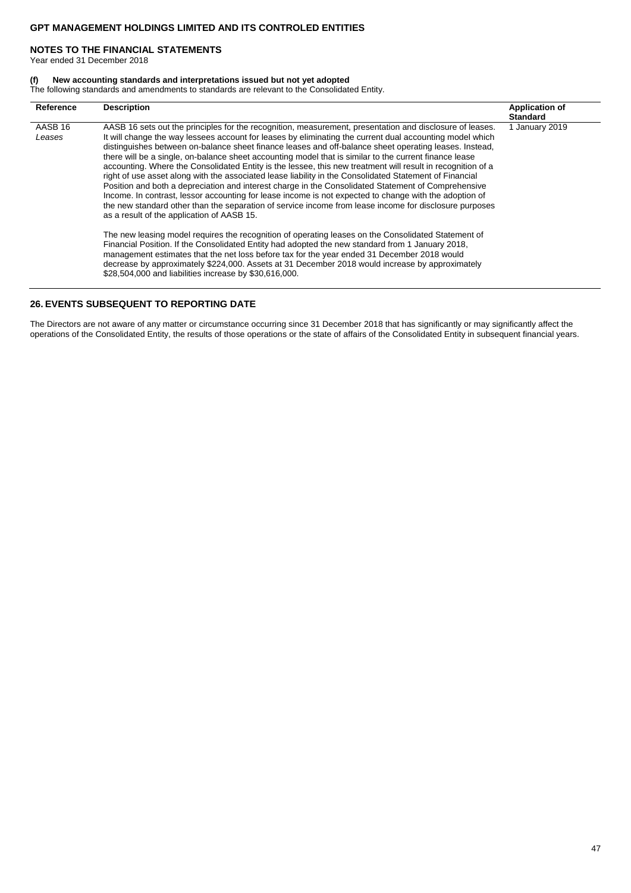**(f) New accounting standards and interpretations issued but not yet adopted**

The following standards and amendments to standards are relevant to the Consolidated Entity.

| Reference | Description | Application of Standard |
|---|---|---|
| AASB 16 *Leases* | AASB 16 sets out the principles for the recognition, measurement, presentation and disclosure of leases. It will change the way lessees account for leases by eliminating the current dual accounting model which distinguishes between on-balance sheet finance leases and off-balance sheet operating leases. Instead, there will be a single, on-balance sheet accounting model that is similar to the current finance lease accounting. Where the Consolidated Entity is the lessee, this new treatment will result in recognition of a right of use asset along with the associated lease liability in the Consolidated Statement of Financial Position and both a depreciation and interest charge in the Consolidated Statement of Comprehensive Income. In contrast, lessor accounting for lease income is not expected to change with the adoption of the new standard other than the separation of service income from lease income for disclosure purposes as a result of the application of AASB 15.<br><br>The new leasing model requires the recognition of operating leases on the Consolidated Statement of Financial Position. If the Consolidated Entity had adopted the new standard from 1 January 2018, management estimates that the net loss before tax for the year ended 31 December 2018 would decrease by approximately $224,000. Assets at 31 December 2018 would increase by approximately $28,504,000 and liabilities increase by $30,616,000. | 1 January 2019 |

## 26. EVENTS SUBSEQUENT TO REPORTING DATE

The Directors are not aware of any matter or circumstance occurring since 31 December 2018 that has significantly or may significantly affect the operations of the Consolidated Entity, the results of those operations or the state of affairs of the Consolidated Entity in subsequent financial years.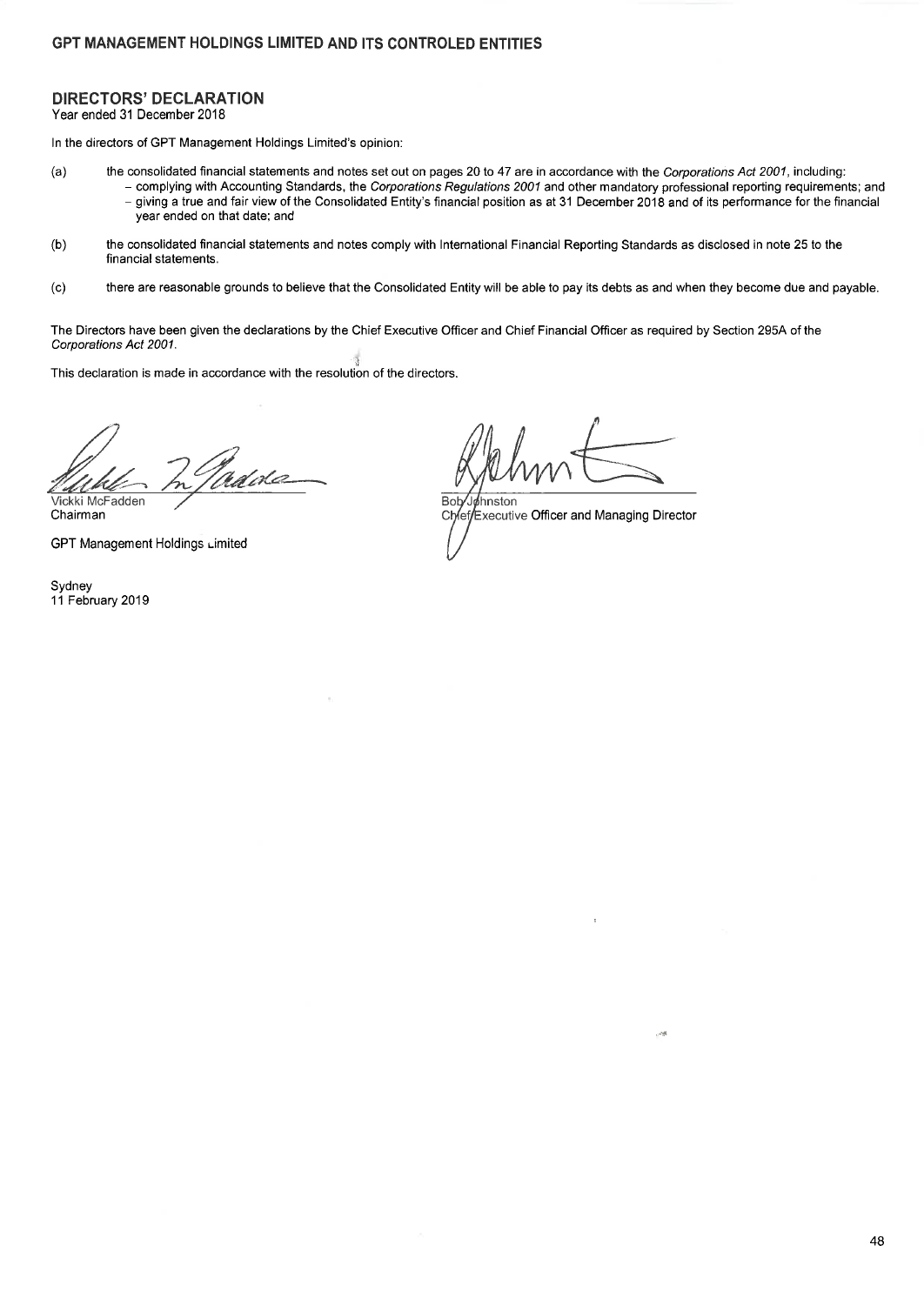# GPT MANAGEMENT HOLDINGS LIMITED AND ITS CONTROLED ENTITIES

## DIRECTORS' DECLARATION

Year ended 31 December 2018

In the directors of GPT Management Holdings Limited's opinion:

(a) the consolidated financial statements and notes set out on pages 20 to 47 are in accordance with the *Corporations Act 2001*, including:
- complying with Accounting Standards, the *Corporations Regulations 2001* and other mandatory professional reporting requirements; and
- giving a true and fair view of the Consolidated Entity's financial position as at 31 December 2018 and of its performance for the financial year ended on that date; and

(b) the consolidated financial statements and notes comply with International Financial Reporting Standards as disclosed in note 25 to the financial statements.

(c) there are reasonable grounds to believe that the Consolidated Entity will be able to pay its debts as and when they become due and payable.

The Directors have been given the declarations by the Chief Executive Officer and Chief Financial Officer as required by Section 295A of the *Corporations Act 2001*.

This declaration is made in accordance with the resolution of the directors.

Vickki McFadden
Chairman

GPT Management Holdings Limited

Bob Johnston
Chief Executive Officer and Managing Director

Sydney
11 February 2019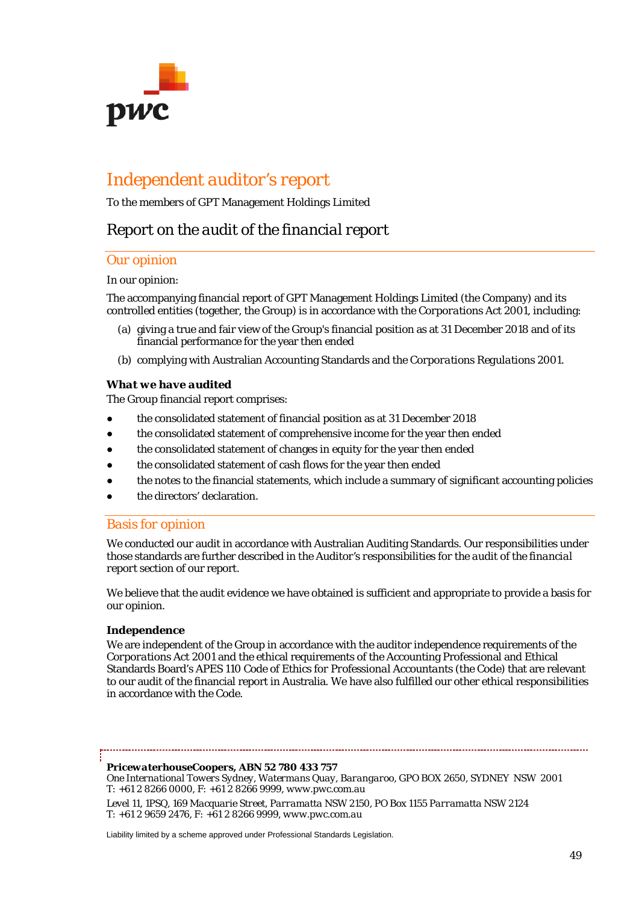# Independent auditor's report

To the members of GPT Management Holdings Limited

## *Report on the audit of the financial report*

### Our opinion

In our opinion:

The accompanying financial report of GPT Management Holdings Limited (the Company) and its controlled entities (together, the Group) is in accordance with the *Corporations Act 2001*, including:

(a) giving a true and fair view of the Group's financial position as at 31 December 2018 and of its financial performance for the year then ended

(b) complying with Australian Accounting Standards and the *Corporations Regulations 2001*.

***What we have audited***

The Group financial report comprises:

- the consolidated statement of financial position as at 31 December 2018
- the consolidated statement of comprehensive income for the year then ended
- the consolidated statement of changes in equity for the year then ended
- the consolidated statement of cash flows for the year then ended
- the notes to the financial statements, which include a summary of significant accounting policies
- the directors' declaration.

### Basis for opinion

We conducted our audit in accordance with Australian Auditing Standards. Our responsibilities under those standards are further described in the *Auditor's responsibilities for the audit of the financial report* section of our report.

We believe that the audit evidence we have obtained is sufficient and appropriate to provide a basis for our opinion.

**Independence**

We are independent of the Group in accordance with the auditor independence requirements of the *Corporations Act 2001* and the ethical requirements of the Accounting Professional and Ethical Standards Board's APES 110 *Code of Ethics for Professional Accountants* (the Code) that are relevant to our audit of the financial report in Australia. We have also fulfilled our other ethical responsibilities in accordance with the Code.

***PricewaterhouseCoopers, ABN 52 780 433 757***
*One International Towers Sydney, Watermans Quay, Barangaroo*, GPO BOX 2650, SYDNEY NSW 2001
T: +61 2 8266 0000, F: +61 2 8266 9999, www.pwc.com.au

Level 11, 1PSQ, 169 Macquarie Street, *Parramatta* NSW 2150, PO Box 1155 *Parramatta* NSW 2124
T: +61 2 9659 2476, F: +61 2 8266 9999, www.pwc.com.au

Liability limited by a scheme approved under Professional Standards Legislation.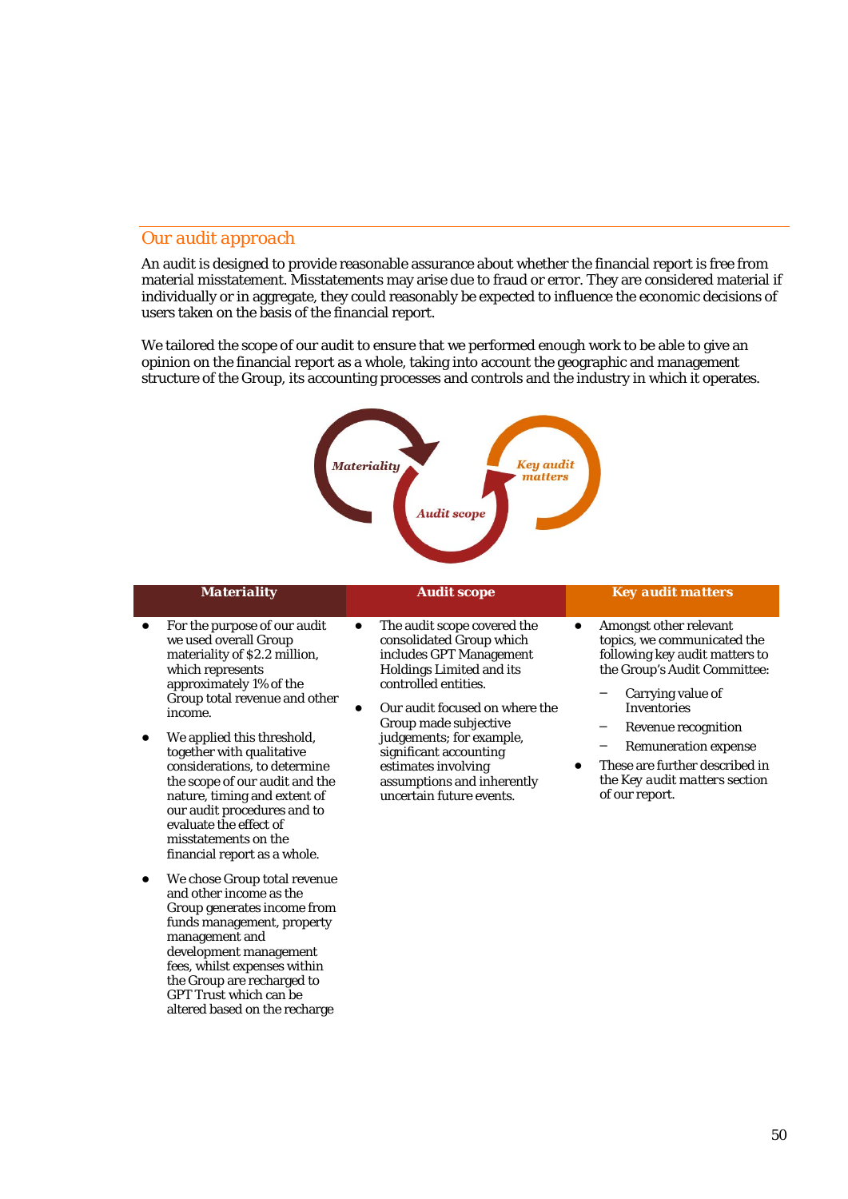## Our audit approach

An audit is designed to provide reasonable assurance about whether the financial report is free from material misstatement. Misstatements may arise due to fraud or error. They are considered material if individually or in aggregate, they could reasonably be expected to influence the economic decisions of users taken on the basis of the financial report.

We tailored the scope of our audit to ensure that we performed enough work to be able to give an opinion on the financial report as a whole, taking into account the geographic and management structure of the Group, its accounting processes and controls and the industry in which it operates.

*Materiality* → *Audit scope* → *Key audit matters*

| **Materiality** | **Audit scope** | **Key audit matters** |
|---|---|---|
| • For the purpose of our audit we used overall Group materiality of $2.2 million, which represents approximately 1% of the Group total revenue and other income.<br><br>• We applied this threshold, together with qualitative considerations, to determine the scope of our audit and the nature, timing and extent of our audit procedures and to evaluate the effect of misstatements on the financial report as a whole.<br><br>• We chose Group total revenue and other income as the Group generates income from funds management, property management and development management fees, whilst expenses within the Group are recharged to GPT Trust which can be altered based on the recharge | • The audit scope covered the consolidated Group which includes GPT Management Holdings Limited and its controlled entities.<br><br>• Our audit focused on where the Group made subjective judgements; for example, significant accounting estimates involving assumptions and inherently uncertain future events. | • Amongst other relevant topics, we communicated the following key audit matters to the Group's Audit Committee:<br>– Carrying value of Inventories<br>– Revenue recognition<br>– Remuneration expense<br><br>• These are further described in the Key audit matters section of our report. |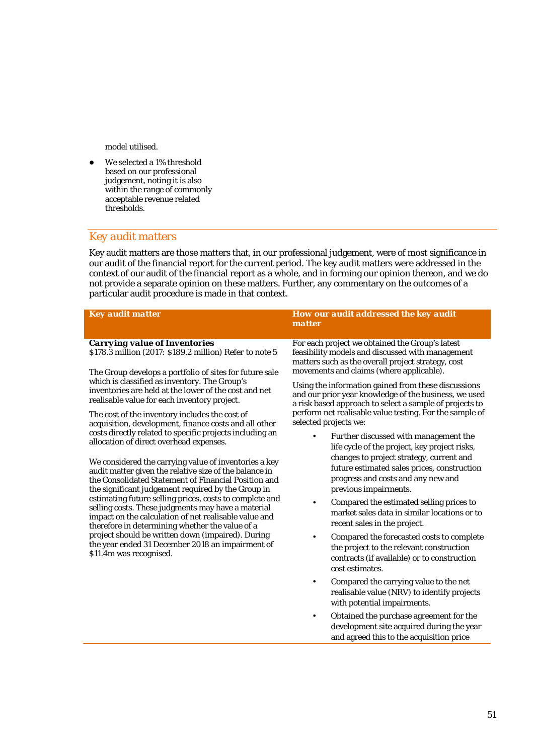model utilised.

- We selected a 1% threshold based on our professional judgement, noting it is also within the range of commonly acceptable revenue related thresholds.

## *Key audit matters*

Key audit matters are those matters that, in our professional judgement, were of most significance in our audit of the financial report for the current period. The key audit matters were addressed in the context of our audit of the financial report as a whole, and in forming our opinion thereon, and we do not provide a separate opinion on these matters. Further, any commentary on the outcomes of a particular audit procedure is made in that context.

| *Key audit matter* | *How our audit addressed the key audit matter* |
|---|---|
| ***Carrying value of Inventories***<br>$178.3 million (2017: $189.2 million) Refer to note 5<br><br>The Group develops a portfolio of sites for future sale which is classified as inventory. The Group's inventories are held at the lower of the cost and net realisable value for each inventory project.<br><br>The cost of the inventory includes the cost of acquisition, development, finance costs and all other costs directly related to specific projects including an allocation of direct overhead expenses.<br><br>We considered the carrying value of inventories a key audit matter given the relative size of the balance in the Consolidated Statement of Financial Position and the significant judgement required by the Group in estimating future selling prices, costs to complete and selling costs. These judgments may have a material impact on the calculation of net realisable value and therefore in determining whether the value of a project should be written down (impaired). During the year ended 31 December 2018 an impairment of $11.4m was recognised. | For each project we obtained the Group's latest feasibility models and discussed with management matters such as the overall project strategy, cost movements and claims (where applicable).<br><br>Using the information gained from these discussions and our prior year knowledge of the business, we used a risk based approach to select a sample of projects to perform net realisable value testing. For the sample of selected projects we:<br><br>• Further discussed with management the life cycle of the project, key project risks, changes to project strategy, current and future estimated sales prices, construction progress and costs and any new and previous impairments.<br>• Compared the estimated selling prices to market sales data in similar locations or to recent sales in the project.<br>• Compared the forecasted costs to complete the project to the relevant construction contracts (if available) or to construction cost estimates.<br>• Compared the carrying value to the net realisable value (NRV) to identify projects with potential impairments.<br>• Obtained the purchase agreement for the development site acquired during the year and agreed this to the acquisition price |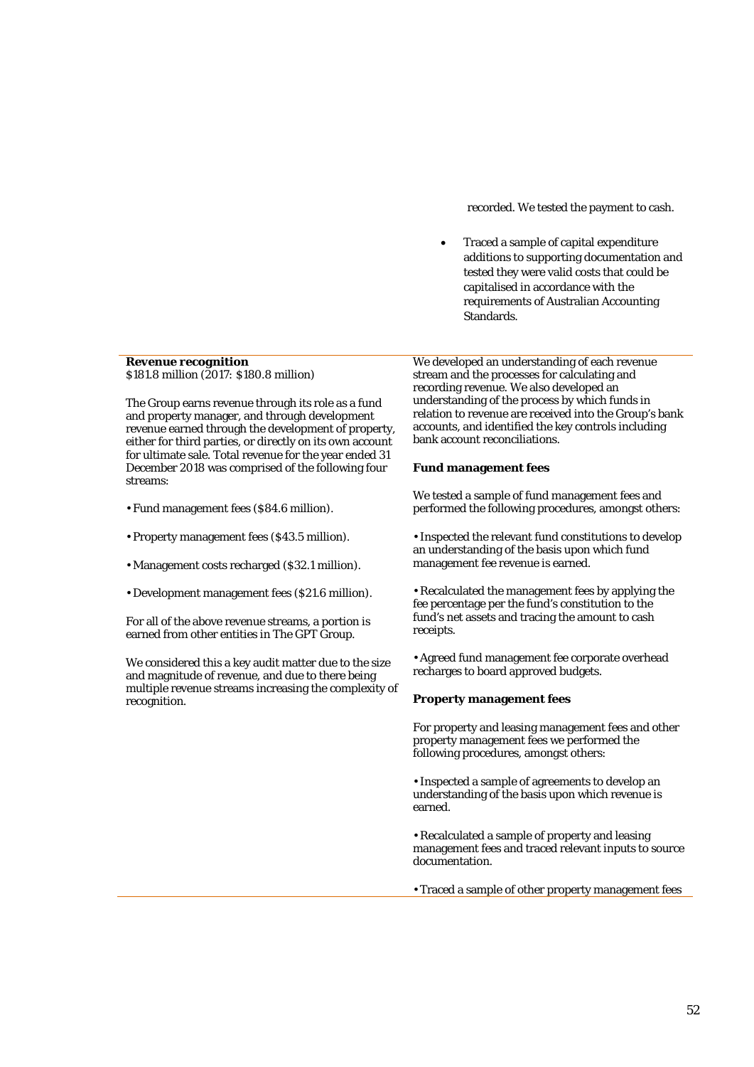| | |
|---|---|
| | recorded. We tested the payment to cash.<br><br>• Traced a sample of capital expenditure additions to supporting documentation and tested they were valid costs that could be capitalised in accordance with the requirements of Australian Accounting Standards. |
| ***Revenue recognition***<br>$181.8 million (2017: $180.8 million)<br><br>The Group earns revenue through its role as a fund and property manager, and through development revenue earned through the development of property, either for third parties, or directly on its own account for ultimate sale. Total revenue for the year ended 31 December 2018 was comprised of the following four streams:<br><br>• Fund management fees ($84.6 million).<br><br>• Property management fees ($43.5 million).<br><br>• Management costs recharged ($32.1 million).<br><br>• Development management fees ($21.6 million).<br><br>For all of the above revenue streams, a portion is earned from other entities in The GPT Group.<br><br>We considered this a key audit matter due to the size and magnitude of revenue, and due to there being multiple revenue streams increasing the complexity of recognition. | We developed an understanding of each revenue stream and the processes for calculating and recording revenue. We also developed an understanding of the process by which funds in relation to revenue are received into the Group's bank accounts, and identified the key controls including bank account reconciliations.<br><br>**Fund management fees**<br><br>We tested a sample of fund management fees and performed the following procedures, amongst others:<br><br>• Inspected the relevant fund constitutions to develop an understanding of the basis upon which fund management fee revenue is earned.<br><br>• Recalculated the management fees by applying the fee percentage per the fund's constitution to the fund's net assets and tracing the amount to cash receipts.<br><br>• Agreed fund management fee corporate overhead recharges to board approved budgets.<br><br>**Property management fees**<br><br>For property and leasing management fees and other property management fees we performed the following procedures, amongst others:<br><br>• Inspected a sample of agreements to develop an understanding of the basis upon which revenue is earned.<br><br>• Recalculated a sample of property and leasing management fees and traced relevant inputs to source documentation.<br><br>• Traced a sample of other property management fees |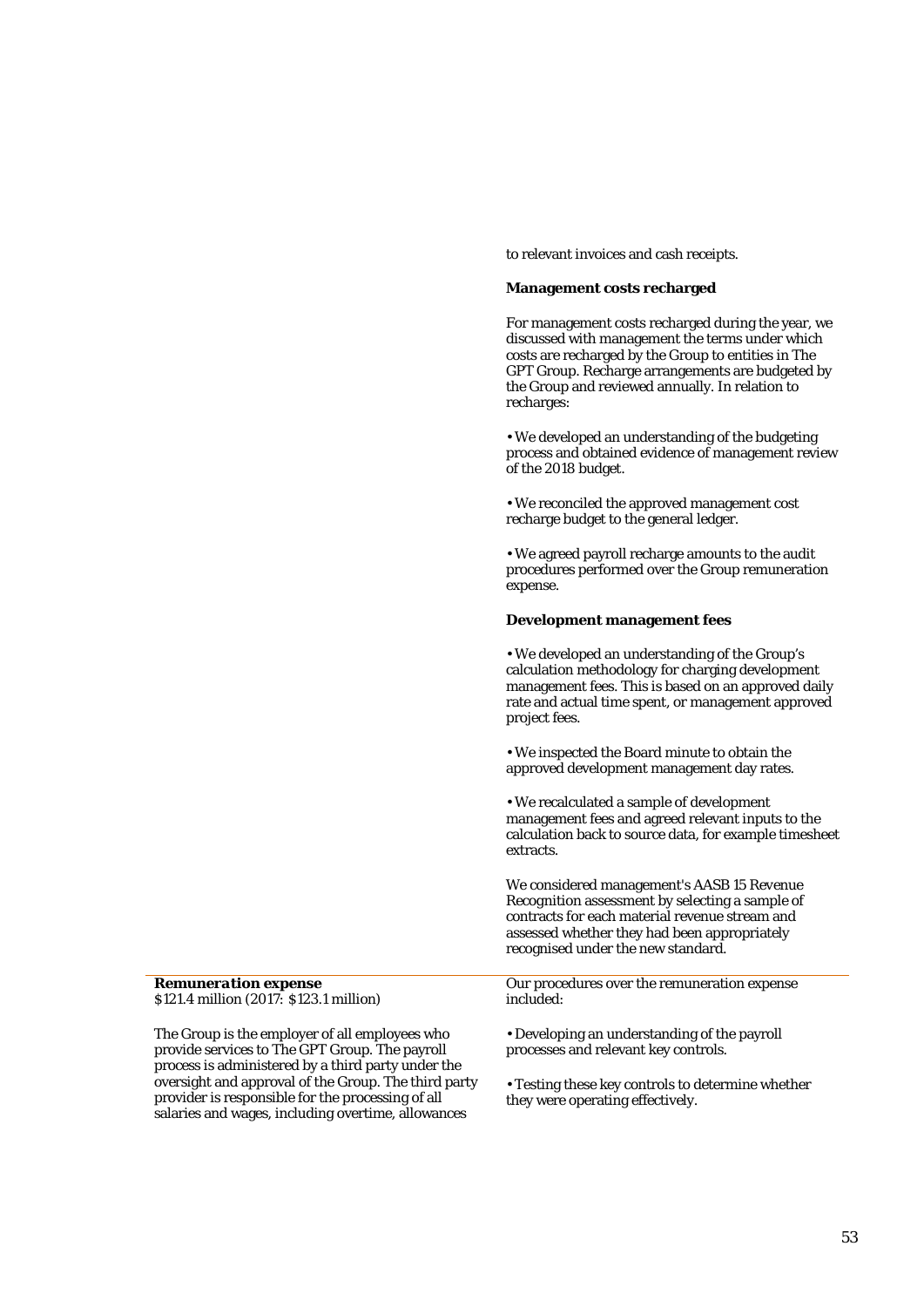to relevant invoices and cash receipts.

**Management costs recharged**

For management costs recharged during the year, we discussed with management the terms under which costs are recharged by the Group to entities in The GPT Group. Recharge arrangements are budgeted by the Group and reviewed annually. In relation to recharges:

• We developed an understanding of the budgeting process and obtained evidence of management review of the 2018 budget.

• We reconciled the approved management cost recharge budget to the general ledger.

• We agreed payroll recharge amounts to the audit procedures performed over the Group remuneration expense.

**Development management fees**

• We developed an understanding of the Group's calculation methodology for charging development management fees. This is based on an approved daily rate and actual time spent, or management approved project fees.

• We inspected the Board minute to obtain the approved development management day rates.

• We recalculated a sample of development management fees and agreed relevant inputs to the calculation back to source data, for example timesheet extracts.

We considered management's AASB 15 Revenue Recognition assessment by selecting a sample of contracts for each material revenue stream and assessed whether they had been appropriately recognised under the new standard.

| | |
|---|---|
| ***Remuneration expense***<br>$121.4 million (2017: $123.1 million)<br><br>The Group is the employer of all employees who provide services to The GPT Group. The payroll process is administered by a third party under the oversight and approval of the Group. The third party provider is responsible for the processing of all salaries and wages, including overtime, allowances | Our procedures over the remuneration expense included:<br><br>• Developing an understanding of the payroll processes and relevant key controls.<br><br>• Testing these key controls to determine whether they were operating effectively. |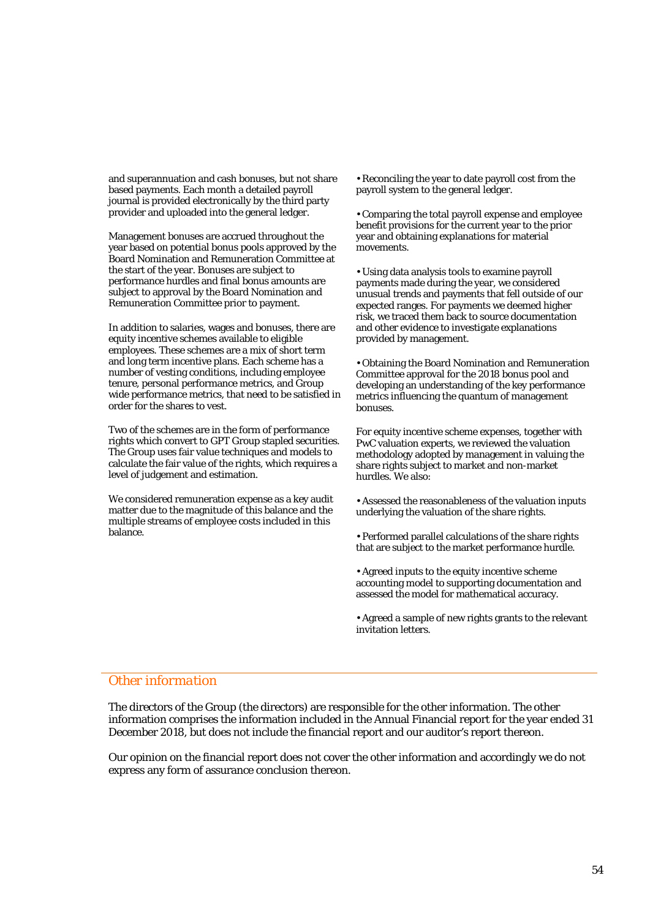and superannuation and cash bonuses, but not share based payments. Each month a detailed payroll journal is provided electronically by the third party provider and uploaded into the general ledger.

Management bonuses are accrued throughout the year based on potential bonus pools approved by the Board Nomination and Remuneration Committee at the start of the year. Bonuses are subject to performance hurdles and final bonus amounts are subject to approval by the Board Nomination and Remuneration Committee prior to payment.

In addition to salaries, wages and bonuses, there are equity incentive schemes available to eligible employees. These schemes are a mix of short term and long term incentive plans. Each scheme has a number of vesting conditions, including employee tenure, personal performance metrics, and Group wide performance metrics, that need to be satisfied in order for the shares to vest.

Two of the schemes are in the form of performance rights which convert to GPT Group stapled securities. The Group uses fair value techniques and models to calculate the fair value of the rights, which requires a level of judgement and estimation.

We considered remuneration expense as a key audit matter due to the magnitude of this balance and the multiple streams of employee costs included in this balance.

- Reconciling the year to date payroll cost from the payroll system to the general ledger.

- Comparing the total payroll expense and employee benefit provisions for the current year to the prior year and obtaining explanations for material movements.

- Using data analysis tools to examine payroll payments made during the year, we considered unusual trends and payments that fell outside of our expected ranges. For payments we deemed higher risk, we traced them back to source documentation and other evidence to investigate explanations provided by management.

- Obtaining the Board Nomination and Remuneration Committee approval for the 2018 bonus pool and developing an understanding of the key performance metrics influencing the quantum of management bonuses.

For equity incentive scheme expenses, together with PwC valuation experts, we reviewed the valuation methodology adopted by management in valuing the share rights subject to market and non-market hurdles. We also:

- Assessed the reasonableness of the valuation inputs underlying the valuation of the share rights.

- Performed parallel calculations of the share rights that are subject to the market performance hurdle.

- Agreed inputs to the equity incentive scheme accounting model to supporting documentation and assessed the model for mathematical accuracy.

- Agreed a sample of new rights grants to the relevant invitation letters.

## *Other information*

The directors of the Group (the directors) are responsible for the other information. The other information comprises the information included in the Annual Financial report for the year ended 31 December 2018, but does not include the financial report and our auditor's report thereon.

Our opinion on the financial report does not cover the other information and accordingly we do not express any form of assurance conclusion thereon.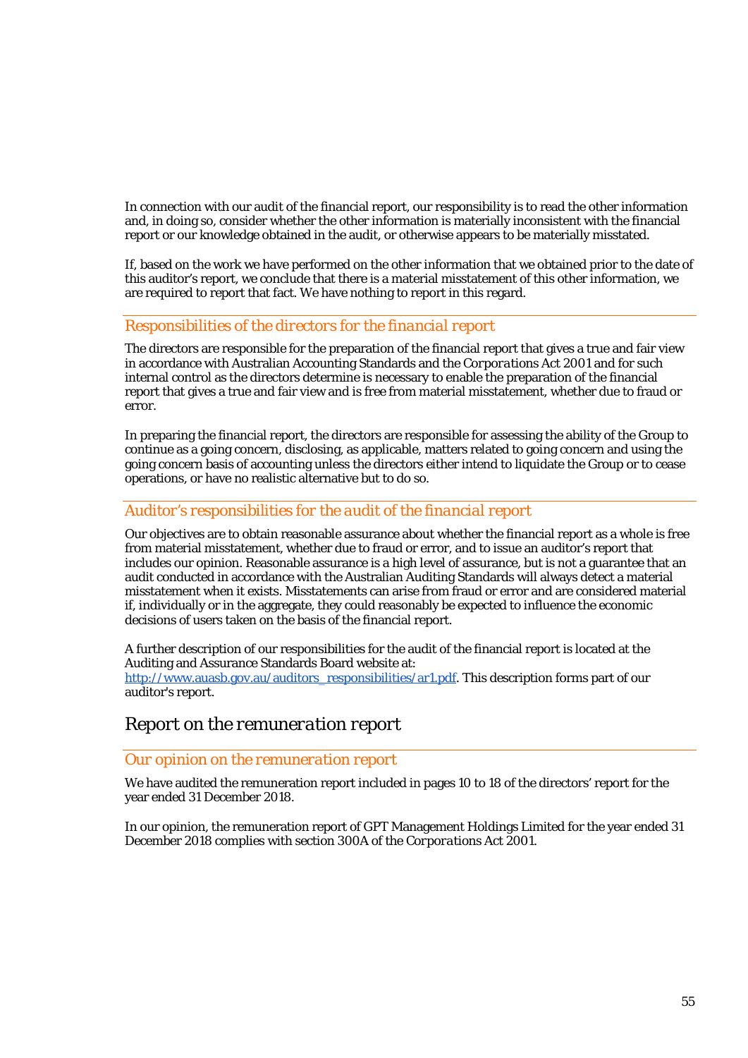In connection with our audit of the financial report, our responsibility is to read the other information and, in doing so, consider whether the other information is materially inconsistent with the financial report or our knowledge obtained in the audit, or otherwise appears to be materially misstated.

If, based on the work we have performed on the other information that we obtained prior to the date of this auditor's report, we conclude that there is a material misstatement of this other information, we are required to report that fact. We have nothing to report in this regard.

### *Responsibilities of the directors for the financial report*

The directors are responsible for the preparation of the financial report that gives a true and fair view in accordance with Australian Accounting Standards and the *Corporations Act 2001* and for such internal control as the directors determine is necessary to enable the preparation of the financial report that gives a true and fair view and is free from material misstatement, whether due to fraud or error.

In preparing the financial report, the directors are responsible for assessing the ability of the Group to continue as a going concern, disclosing, as applicable, matters related to going concern and using the going concern basis of accounting unless the directors either intend to liquidate the Group or to cease operations, or have no realistic alternative but to do so.

### *Auditor's responsibilities for the audit of the financial report*

Our objectives are to obtain reasonable assurance about whether the financial report as a whole is free from material misstatement, whether due to fraud or error, and to issue an auditor's report that includes our opinion. Reasonable assurance is a high level of assurance, but is not a guarantee that an audit conducted in accordance with the Australian Auditing Standards will always detect a material misstatement when it exists. Misstatements can arise from fraud or error and are considered material if, individually or in the aggregate, they could reasonably be expected to influence the economic decisions of users taken on the basis of the financial report.

A further description of our responsibilities for the audit of the financial report is located at the Auditing and Assurance Standards Board website at: http://www.auasb.gov.au/auditors_responsibilities/ar1.pdf. This description forms part of our auditor's report.

## *Report on the remuneration report*

### *Our opinion on the remuneration report*

We have audited the remuneration report included in pages 10 to 18 of the directors' report for the year ended 31 December 2018.

In our opinion, the remuneration report of GPT Management Holdings Limited for the year ended 31 December 2018 complies with section 300A of the *Corporations Act 2001*.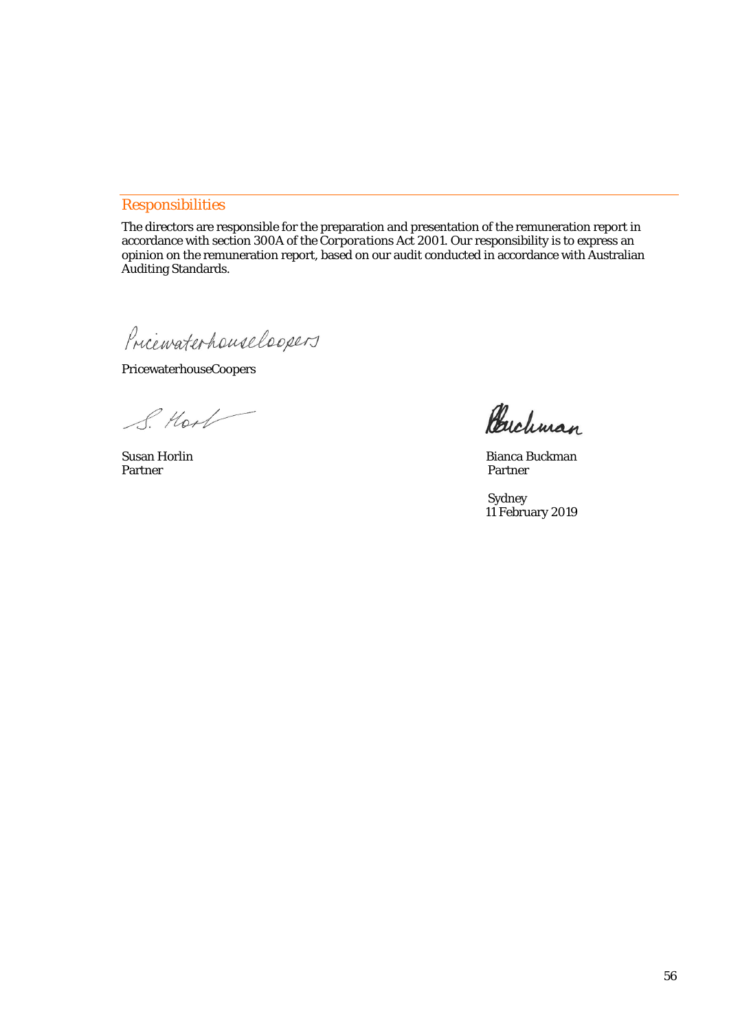## Responsibilities

The directors are responsible for the preparation and presentation of the remuneration report in accordance with section 300A of the *Corporations Act 2001*. Our responsibility is to express an opinion on the remuneration report, based on our audit conducted in accordance with Australian Auditing Standards.

PricewaterhouseCoopers

Susan Horlin
Partner

Bianca Buckman
Partner

Sydney
11 February 2019